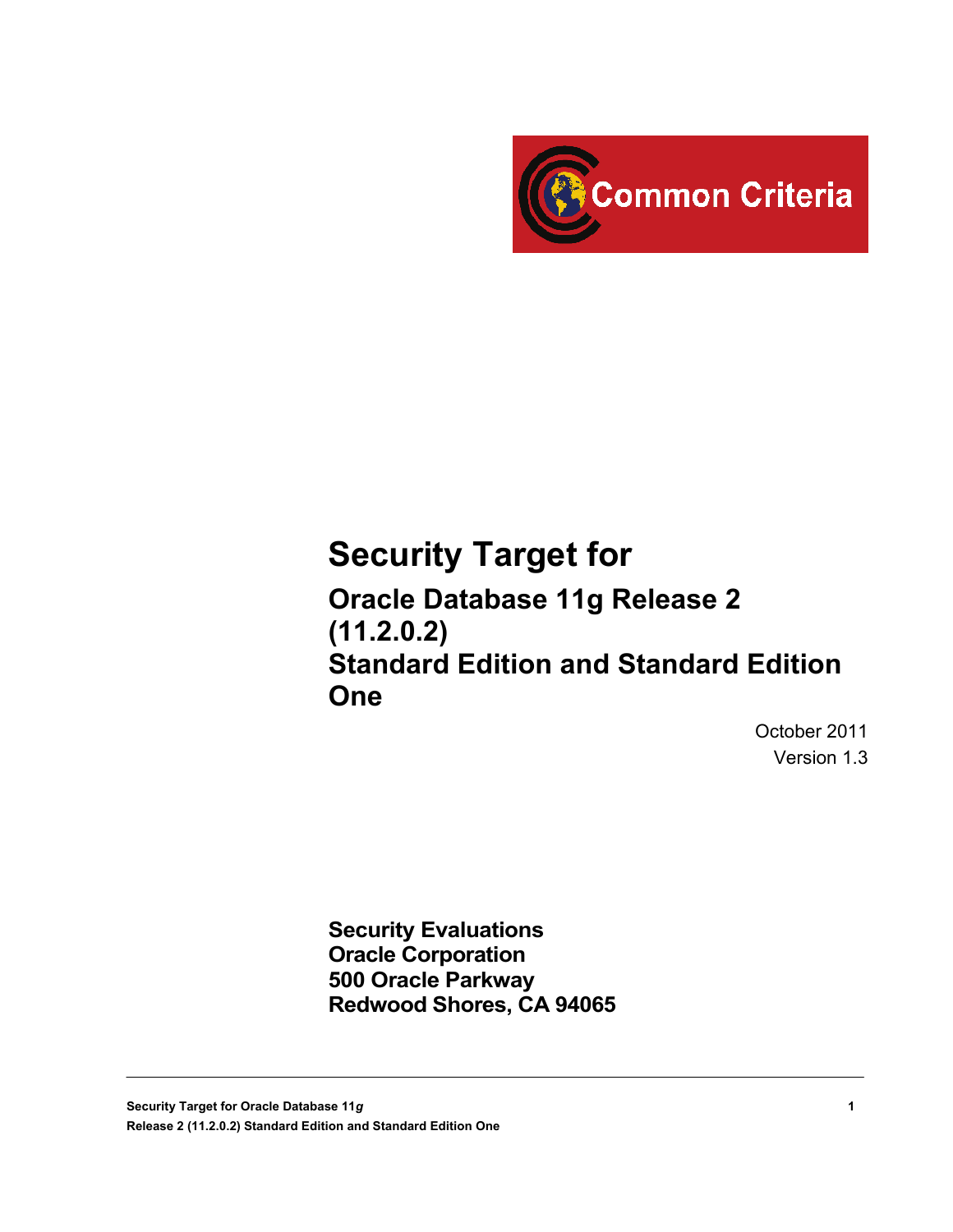# Security Target for

## Oracle Database 11g Release 2 (11.2.0.2) Standard Edition and Standard Edition One

October 2011

Version 1.3

**Security Evaluations**
**Oracle Corporation**
**500 Oracle Parkway**
**Redwood Shores, CA 94065**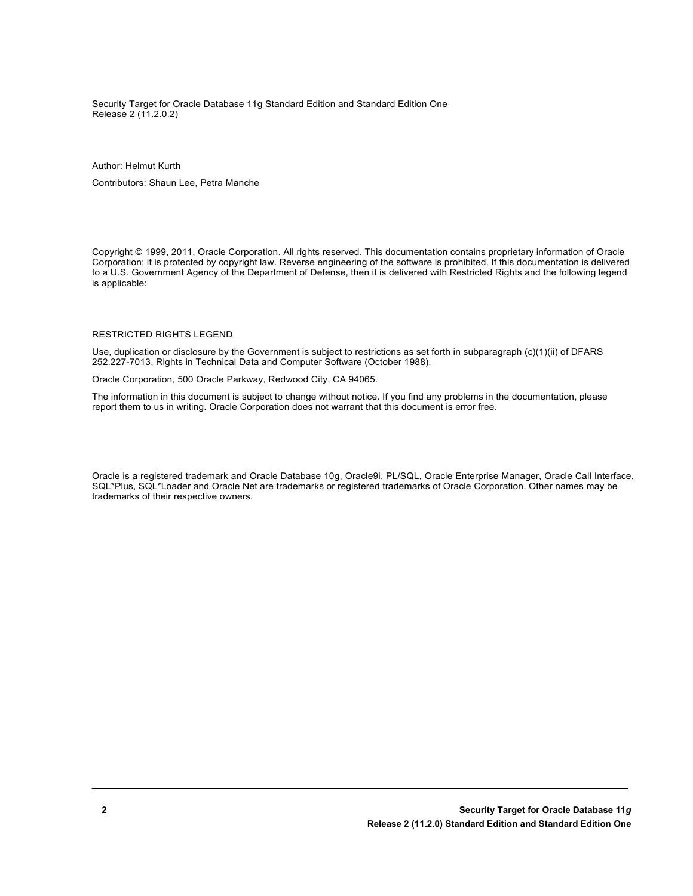Security Target for Oracle Database 11g Standard Edition and Standard Edition One
Release 2 (11.2.0.2)

Author: Helmut Kurth

Contributors: Shaun Lee, Petra Manche

Copyright © 1999, 2011, Oracle Corporation. All rights reserved. This documentation contains proprietary information of Oracle Corporation; it is protected by copyright law. Reverse engineering of the software is prohibited. If this documentation is delivered to a U.S. Government Agency of the Department of Defense, then it is delivered with Restricted Rights and the following legend is applicable:

RESTRICTED RIGHTS LEGEND

Use, duplication or disclosure by the Government is subject to restrictions as set forth in subparagraph (c)(1)(ii) of DFARS 252.227-7013, Rights in Technical Data and Computer Software (October 1988).

Oracle Corporation, 500 Oracle Parkway, Redwood City, CA 94065.

The information in this document is subject to change without notice. If you find any problems in the documentation, please report them to us in writing. Oracle Corporation does not warrant that this document is error free.

Oracle is a registered trademark and Oracle Database 10g, Oracle9i, PL/SQL, Oracle Enterprise Manager, Oracle Call Interface, SQL*Plus, SQL*Loader and Oracle Net are trademarks or registered trademarks of Oracle Corporation. Other names may be trademarks of their respective owners.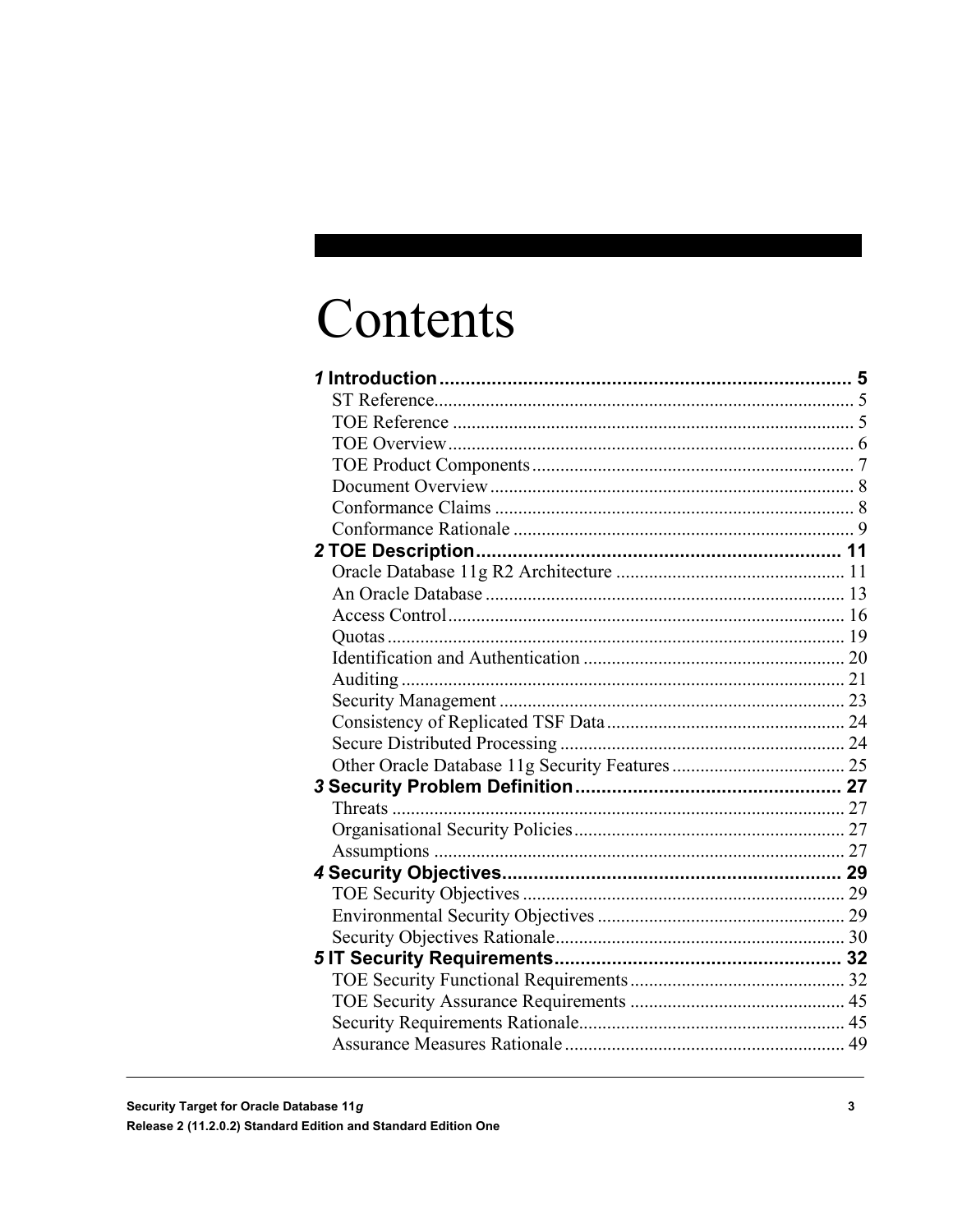# Contents

**1 Introduction** ........................................................................ **5**
- ST Reference ........................................................................ 5
- TOE Reference ........................................................................ 5
- TOE Overview ........................................................................ 6
- TOE Product Components ........................................................................ 7
- Document Overview ........................................................................ 8
- Conformance Claims ........................................................................ 8
- Conformance Rationale ........................................................................ 9

**2 TOE Description** ........................................................................ **11**
- Oracle Database 11g R2 Architecture ........................................................................ 11
- An Oracle Database ........................................................................ 13
- Access Control ........................................................................ 16
- Quotas ........................................................................ 19
- Identification and Authentication ........................................................................ 20
- Auditing ........................................................................ 21
- Security Management ........................................................................ 23
- Consistency of Replicated TSF Data ........................................................................ 24
- Secure Distributed Processing ........................................................................ 24
- Other Oracle Database 11g Security Features ........................................................................ 25

**3 Security Problem Definition** ........................................................................ **27**
- Threats ........................................................................ 27
- Organisational Security Policies ........................................................................ 27
- Assumptions ........................................................................ 27

**4 Security Objectives** ........................................................................ **29**
- TOE Security Objectives ........................................................................ 29
- Environmental Security Objectives ........................................................................ 29
- Security Objectives Rationale ........................................................................ 30

**5 IT Security Requirements** ........................................................................ **32**
- TOE Security Functional Requirements ........................................................................ 32
- TOE Security Assurance Requirements ........................................................................ 45
- Security Requirements Rationale ........................................................................ 45
- Assurance Measures Rationale ........................................................................ 49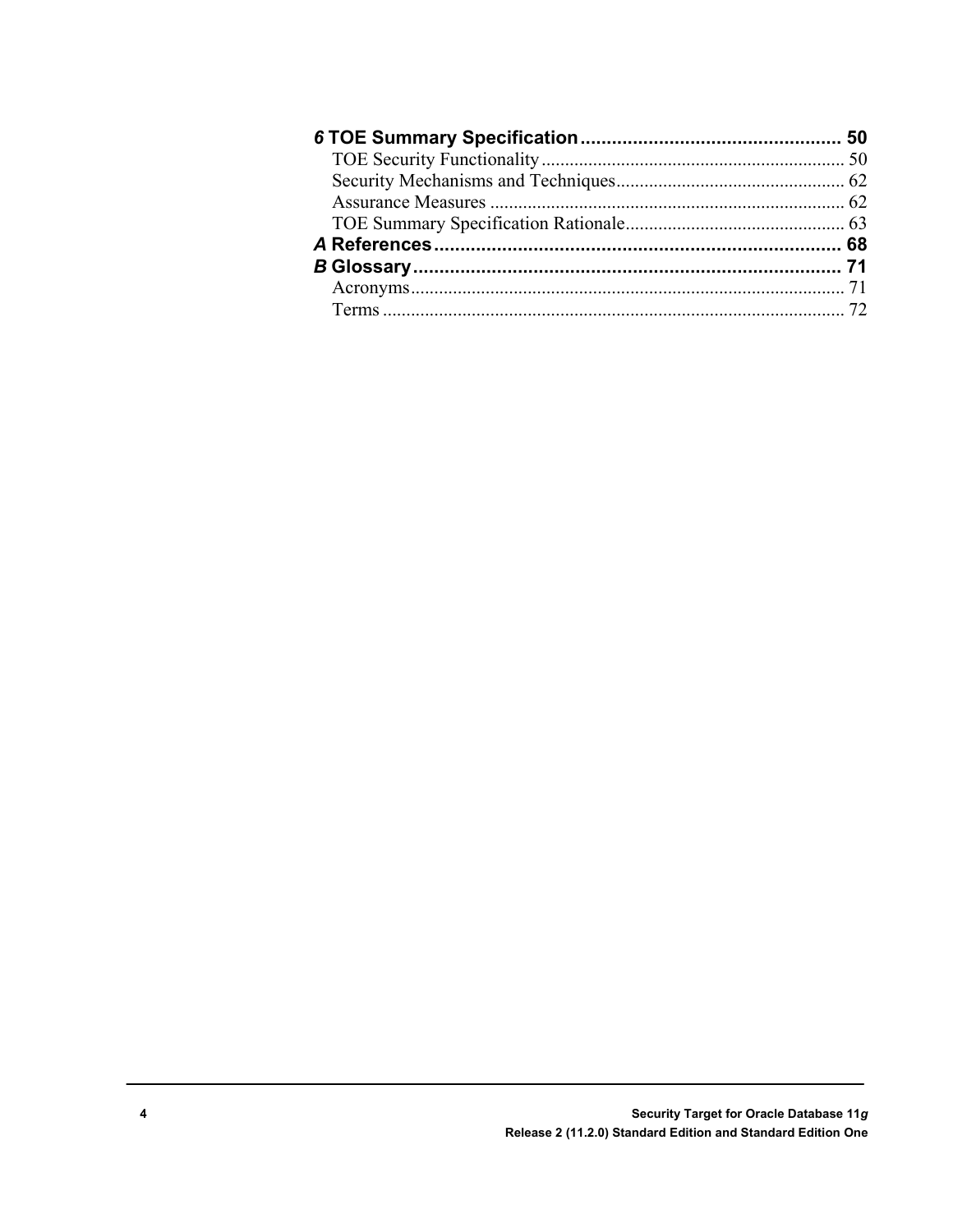**6 TOE Summary Specification** .................................................. **50**

TOE Security Functionality ................................................................. 50

Security Mechanisms and Techniques ................................................. 62

Assurance Measures ............................................................................ 62

TOE Summary Specification Rationale ............................................... 63

**A References** ............................................................................. **68**

**B Glossary** ................................................................................. **71**

Acronyms ............................................................................................. 71

Terms ................................................................................................... 72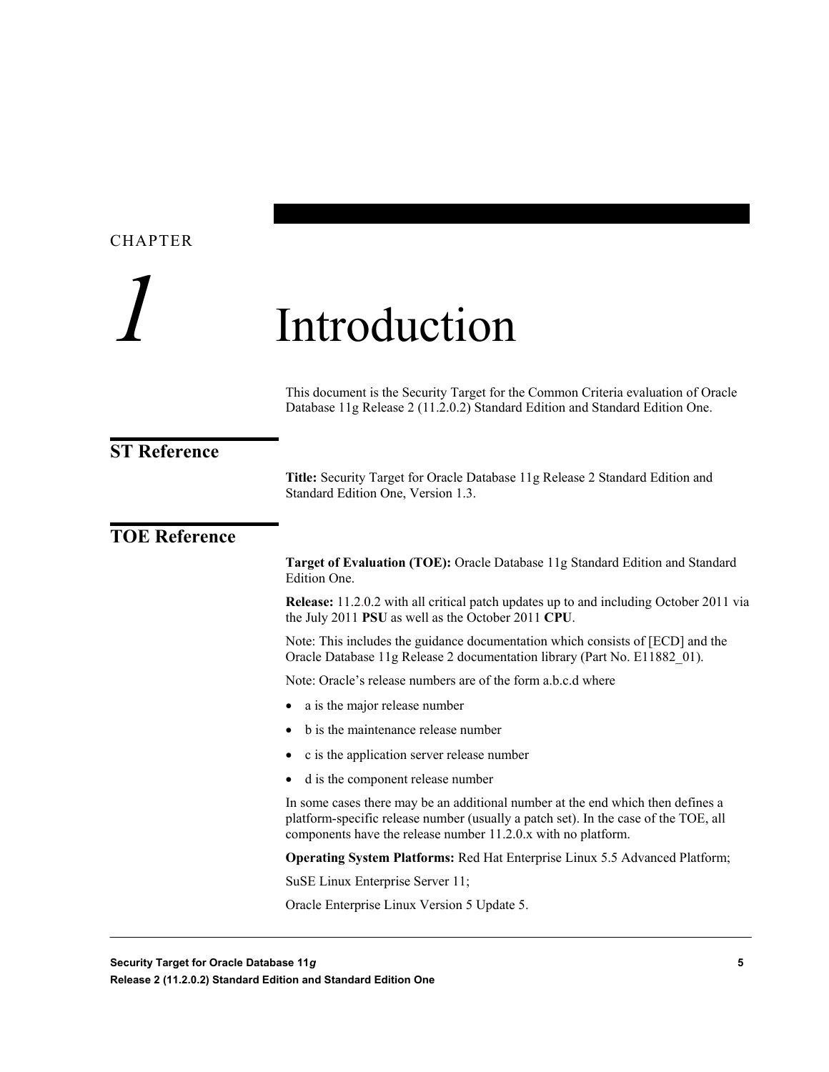# CHAPTER 1 Introduction

This document is the Security Target for the Common Criteria evaluation of Oracle Database 11g Release 2 (11.2.0.2) Standard Edition and Standard Edition One.

## ST Reference

**Title:** Security Target for Oracle Database 11g Release 2 Standard Edition and Standard Edition One, Version 1.3.

## TOE Reference

**Target of Evaluation (TOE):** Oracle Database 11g Standard Edition and Standard Edition One.

**Release:** 11.2.0.2 with all critical patch updates up to and including October 2011 via the July 2011 **PSU** as well as the October 2011 **CPU**.

Note: This includes the guidance documentation which consists of [ECD] and the Oracle Database 11g Release 2 documentation library (Part No. E11882_01).

Note: Oracle's release numbers are of the form a.b.c.d where

- a is the major release number
- b is the maintenance release number
- c is the application server release number
- d is the component release number

In some cases there may be an additional number at the end which then defines a platform-specific release number (usually a patch set). In the case of the TOE, all components have the release number 11.2.0.x with no platform.

**Operating System Platforms:** Red Hat Enterprise Linux 5.5 Advanced Platform;

SuSE Linux Enterprise Server 11;

Oracle Enterprise Linux Version 5 Update 5.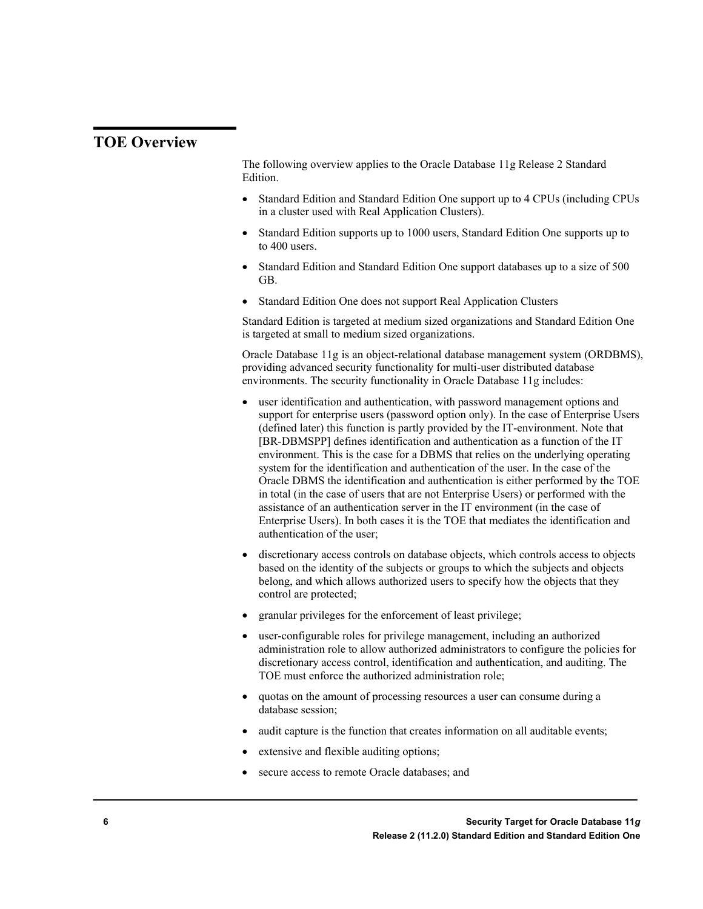# TOE Overview

The following overview applies to the Oracle Database 11g Release 2 Standard Edition.

- Standard Edition and Standard Edition One support up to 4 CPUs (including CPUs in a cluster used with Real Application Clusters).
- Standard Edition supports up to 1000 users, Standard Edition One supports up to to 400 users.
- Standard Edition and Standard Edition One support databases up to a size of 500 GB.
- Standard Edition One does not support Real Application Clusters

Standard Edition is targeted at medium sized organizations and Standard Edition One is targeted at small to medium sized organizations.

Oracle Database 11g is an object-relational database management system (ORDBMS), providing advanced security functionality for multi-user distributed database environments. The security functionality in Oracle Database 11g includes:

- user identification and authentication, with password management options and support for enterprise users (password option only). In the case of Enterprise Users (defined later) this function is partly provided by the IT-environment. Note that [BR-DBMSPP] defines identification and authentication as a function of the IT environment. This is the case for a DBMS that relies on the underlying operating system for the identification and authentication of the user. In the case of the Oracle DBMS the identification and authentication is either performed by the TOE in total (in the case of users that are not Enterprise Users) or performed with the assistance of an authentication server in the IT environment (in the case of Enterprise Users). In both cases it is the TOE that mediates the identification and authentication of the user;
- discretionary access controls on database objects, which controls access to objects based on the identity of the subjects or groups to which the subjects and objects belong, and which allows authorized users to specify how the objects that they control are protected;
- granular privileges for the enforcement of least privilege;
- user-configurable roles for privilege management, including an authorized administration role to allow authorized administrators to configure the policies for discretionary access control, identification and authentication, and auditing. The TOE must enforce the authorized administration role;
- quotas on the amount of processing resources a user can consume during a database session;
- audit capture is the function that creates information on all auditable events;
- extensive and flexible auditing options;
- secure access to remote Oracle databases; and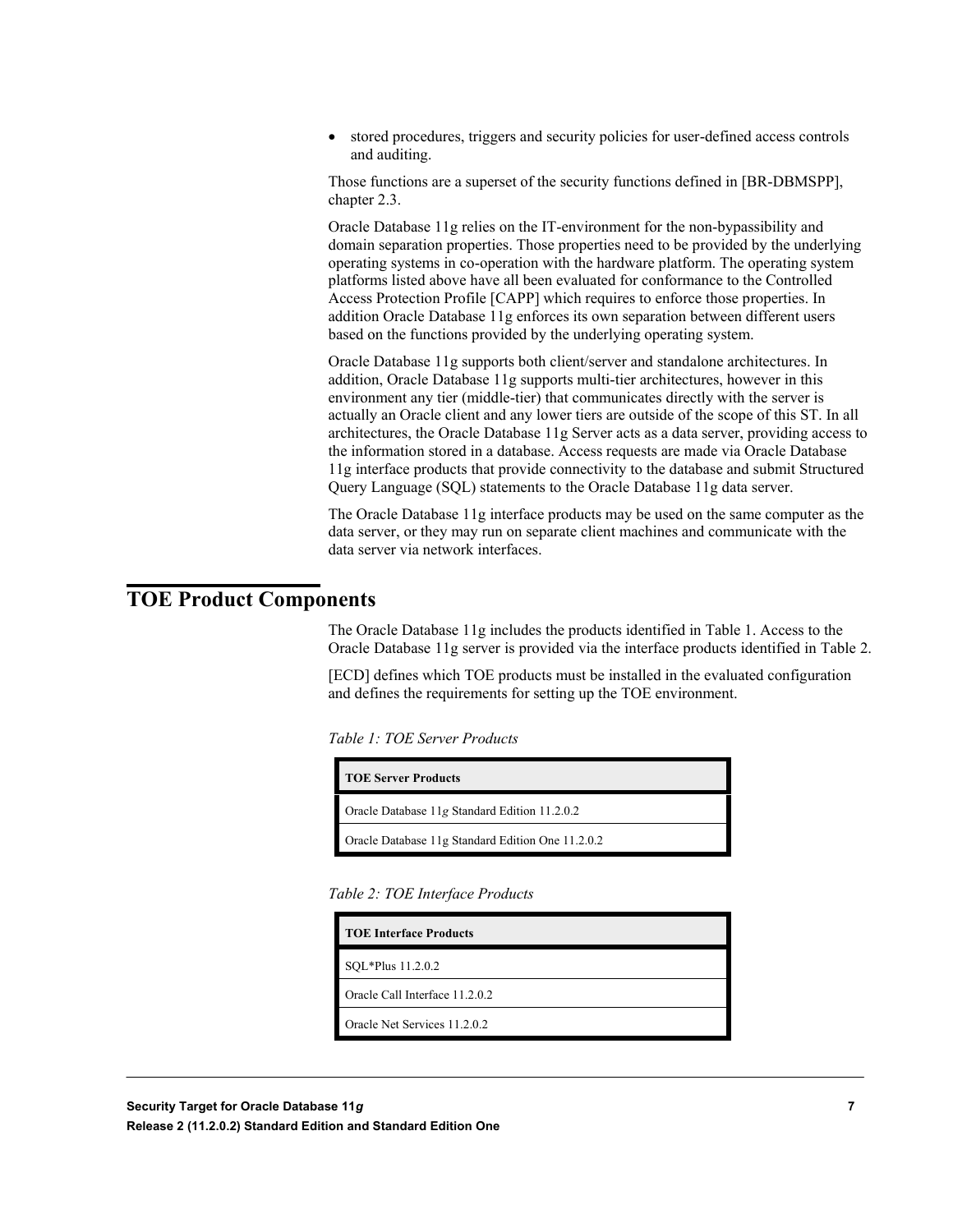- stored procedures, triggers and security policies for user-defined access controls and auditing.

Those functions are a superset of the security functions defined in [BR-DBMSPP], chapter 2.3.

Oracle Database 11g relies on the IT-environment for the non-bypassibility and domain separation properties. Those properties need to be provided by the underlying operating systems in co-operation with the hardware platform. The operating system platforms listed above have all been evaluated for conformance to the Controlled Access Protection Profile [CAPP] which requires to enforce those properties. In addition Oracle Database 11g enforces its own separation between different users based on the functions provided by the underlying operating system.

Oracle Database 11g supports both client/server and standalone architectures. In addition, Oracle Database 11g supports multi-tier architectures, however in this environment any tier (middle-tier) that communicates directly with the server is actually an Oracle client and any lower tiers are outside of the scope of this ST. In all architectures, the Oracle Database 11g Server acts as a data server, providing access to the information stored in a database. Access requests are made via Oracle Database 11g interface products that provide connectivity to the database and submit Structured Query Language (SQL) statements to the Oracle Database 11g data server.

The Oracle Database 11g interface products may be used on the same computer as the data server, or they may run on separate client machines and communicate with the data server via network interfaces.

# TOE Product Components

The Oracle Database 11g includes the products identified in Table 1. Access to the Oracle Database 11g server is provided via the interface products identified in Table 2.

[ECD] defines which TOE products must be installed in the evaluated configuration and defines the requirements for setting up the TOE environment.

*Table 1: TOE Server Products*

| TOE Server Products |
| --- |
| Oracle Database 11*g* Standard Edition 11.2.0.2 |
| Oracle Database 11g Standard Edition One 11.2.0.2 |

*Table 2: TOE Interface Products*

| TOE Interface Products |
| --- |
| SQL*Plus 11.2.0.2 |
| Oracle Call Interface 11.2.0.2 |
| Oracle Net Services 11.2.0.2 |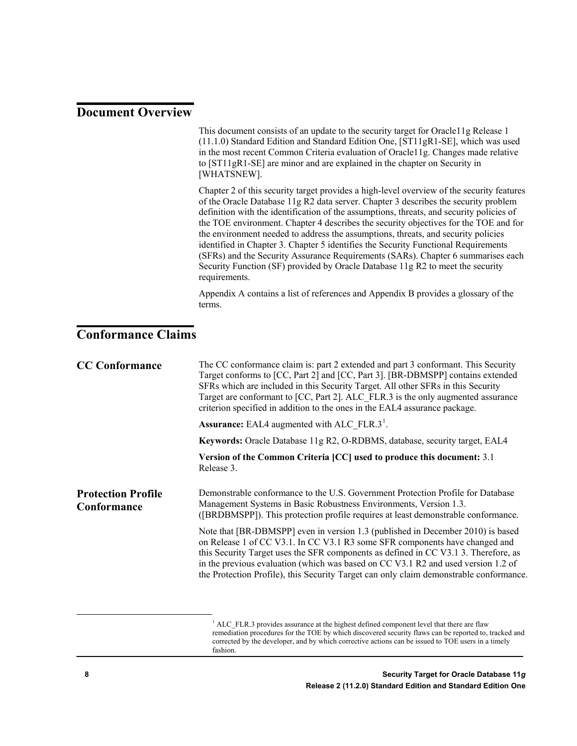## Document Overview

This document consists of an update to the security target for Oracle11g Release 1 (11.1.0) Standard Edition and Standard Edition One, [ST11gR1-SE], which was used in the most recent Common Criteria evaluation of Oracle11g. Changes made relative to [ST11gR1-SE] are minor and are explained in the chapter on Security in [WHATSNEW].

Chapter 2 of this security target provides a high-level overview of the security features of the Oracle Database 11g R2 data server. Chapter 3 describes the security problem definition with the identification of the assumptions, threats, and security policies of the TOE environment. Chapter 4 describes the security objectives for the TOE and for the environment needed to address the assumptions, threats, and security policies identified in Chapter 3. Chapter 5 identifies the Security Functional Requirements (SFRs) and the Security Assurance Requirements (SARs). Chapter 6 summarises each Security Function (SF) provided by Oracle Database 11g R2 to meet the security requirements.

Appendix A contains a list of references and Appendix B provides a glossary of the terms.

## Conformance Claims

### CC Conformance

The CC conformance claim is: part 2 extended and part 3 conformant. This Security Target conforms to [CC, Part 2] and [CC, Part 3]. [BR-DBMSPP] contains extended SFRs which are included in this Security Target. All other SFRs in this Security Target are conformant to [CC, Part 2]. ALC_FLR.3 is the only augmented assurance criterion specified in addition to the ones in the EAL4 assurance package.

**Assurance:** EAL4 augmented with ALC_FLR.3[1].

**Keywords:** Oracle Database 11g R2, O-RDBMS, database, security target, EAL4

**Version of the Common Criteria [CC] used to produce this document:** 3.1 Release 3.

### Protection Profile Conformance

Demonstrable conformance to the U.S. Government Protection Profile for Database Management Systems in Basic Robustness Environments, Version 1.3. ([BRDBMSPP]). This protection profile requires at least demonstrable conformance.

Note that [BR-DBMSPP] even in version 1.3 (published in December 2010) is based on Release 1 of CC V3.1. In CC V3.1 R3 some SFR components have changed and this Security Target uses the SFR components as defined in CC V3.1 3. Therefore, as in the previous evaluation (which was based on CC V3.1 R2 and used version 1.2 of the Protection Profile), this Security Target can only claim demonstrable conformance.

[1] ALC_FLR.3 provides assurance at the highest defined component level that there are flaw remediation procedures for the TOE by which discovered security flaws can be reported to, tracked and corrected by the developer, and by which corrective actions can be issued to TOE users in a timely fashion.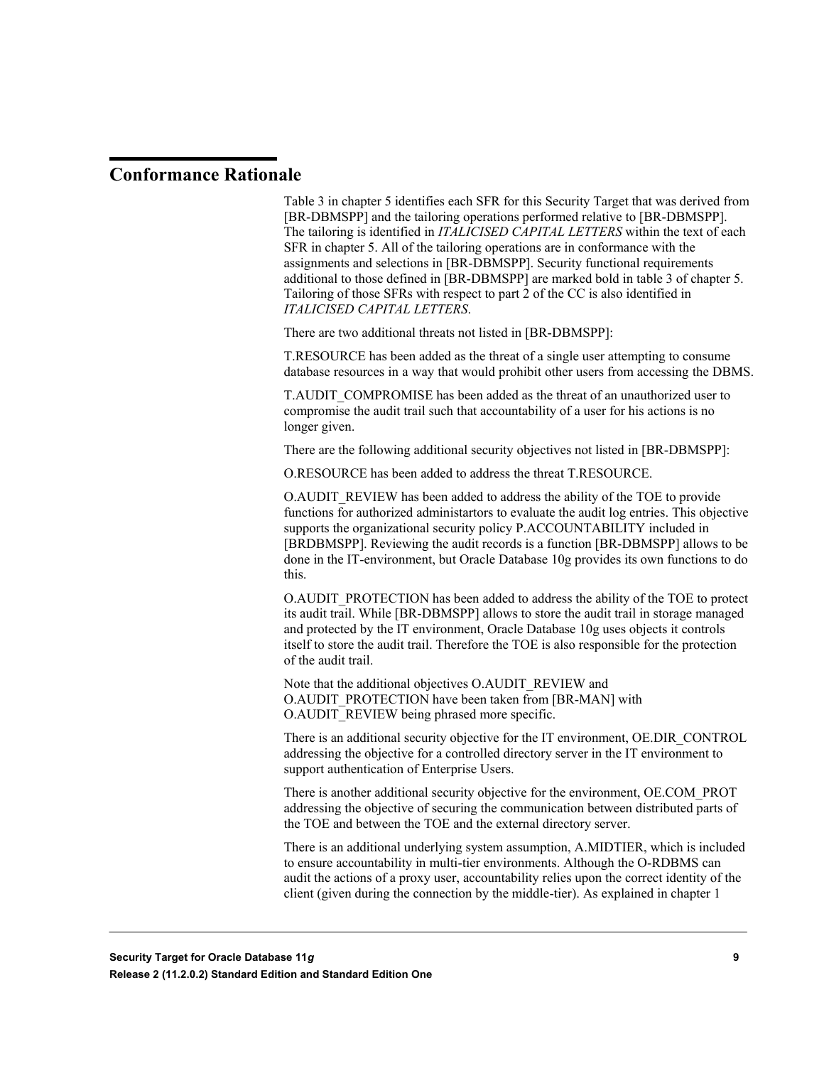## Conformance Rationale

Table 3 in chapter 5 identifies each SFR for this Security Target that was derived from [BR-DBMSPP] and the tailoring operations performed relative to [BR-DBMSPP]. The tailoring is identified in *ITALICISED CAPITAL LETTERS* within the text of each SFR in chapter 5. All of the tailoring operations are in conformance with the assignments and selections in [BR-DBMSPP]. Security functional requirements additional to those defined in [BR-DBMSPP] are marked bold in table 3 of chapter 5. Tailoring of those SFRs with respect to part 2 of the CC is also identified in *ITALICISED CAPITAL LETTERS*.

There are two additional threats not listed in [BR-DBMSPP]:

T.RESOURCE has been added as the threat of a single user attempting to consume database resources in a way that would prohibit other users from accessing the DBMS.

T.AUDIT_COMPROMISE has been added as the threat of an unauthorized user to compromise the audit trail such that accountability of a user for his actions is no longer given.

There are the following additional security objectives not listed in [BR-DBMSPP]:

O.RESOURCE has been added to address the threat T.RESOURCE.

O.AUDIT_REVIEW has been added to address the ability of the TOE to provide functions for authorized administartors to evaluate the audit log entries. This objective supports the organizational security policy P.ACCOUNTABILITY included in [BRDBMSPP]. Reviewing the audit records is a function [BR-DBMSPP] allows to be done in the IT-environment, but Oracle Database 10g provides its own functions to do this.

O.AUDIT_PROTECTION has been added to address the ability of the TOE to protect its audit trail. While [BR-DBMSPP] allows to store the audit trail in storage managed and protected by the IT environment, Oracle Database 10g uses objects it controls itself to store the audit trail. Therefore the TOE is also responsible for the protection of the audit trail.

Note that the additional objectives O.AUDIT_REVIEW and O.AUDIT_PROTECTION have been taken from [BR-MAN] with O.AUDIT_REVIEW being phrased more specific.

There is an additional security objective for the IT environment, OE.DIR_CONTROL addressing the objective for a controlled directory server in the IT environment to support authentication of Enterprise Users.

There is another additional security objective for the environment, OE.COM_PROT addressing the objective of securing the communication between distributed parts of the TOE and between the TOE and the external directory server.

There is an additional underlying system assumption, A.MIDTIER, which is included to ensure accountability in multi-tier environments. Although the O-RDBMS can audit the actions of a proxy user, accountability relies upon the correct identity of the client (given during the connection by the middle-tier). As explained in chapter 1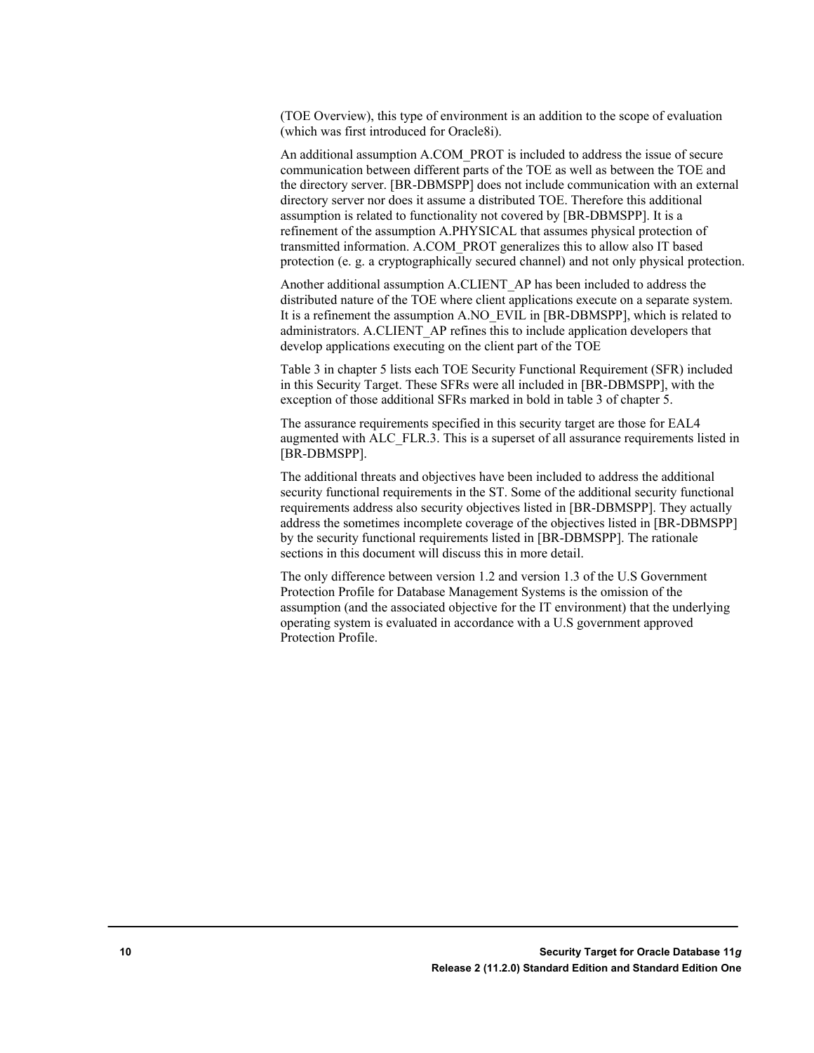(TOE Overview), this type of environment is an addition to the scope of evaluation (which was first introduced for Oracle8i).

An additional assumption A.COM_PROT is included to address the issue of secure communication between different parts of the TOE as well as between the TOE and the directory server. [BR-DBMSPP] does not include communication with an external directory server nor does it assume a distributed TOE. Therefore this additional assumption is related to functionality not covered by [BR-DBMSPP]. It is a refinement of the assumption A.PHYSICAL that assumes physical protection of transmitted information. A.COM_PROT generalizes this to allow also IT based protection (e. g. a cryptographically secured channel) and not only physical protection.

Another additional assumption A.CLIENT_AP has been included to address the distributed nature of the TOE where client applications execute on a separate system. It is a refinement the assumption A.NO_EVIL in [BR-DBMSPP], which is related to administrators. A.CLIENT_AP refines this to include application developers that develop applications executing on the client part of the TOE

Table 3 in chapter 5 lists each TOE Security Functional Requirement (SFR) included in this Security Target. These SFRs were all included in [BR-DBMSPP], with the exception of those additional SFRs marked in bold in table 3 of chapter 5.

The assurance requirements specified in this security target are those for EAL4 augmented with ALC_FLR.3. This is a superset of all assurance requirements listed in [BR-DBMSPP].

The additional threats and objectives have been included to address the additional security functional requirements in the ST. Some of the additional security functional requirements address also security objectives listed in [BR-DBMSPP]. They actually address the sometimes incomplete coverage of the objectives listed in [BR-DBMSPP] by the security functional requirements listed in [BR-DBMSPP]. The rationale sections in this document will discuss this in more detail.

The only difference between version 1.2 and version 1.3 of the U.S Government Protection Profile for Database Management Systems is the omission of the assumption (and the associated objective for the IT environment) that the underlying operating system is evaluated in accordance with a U.S government approved Protection Profile.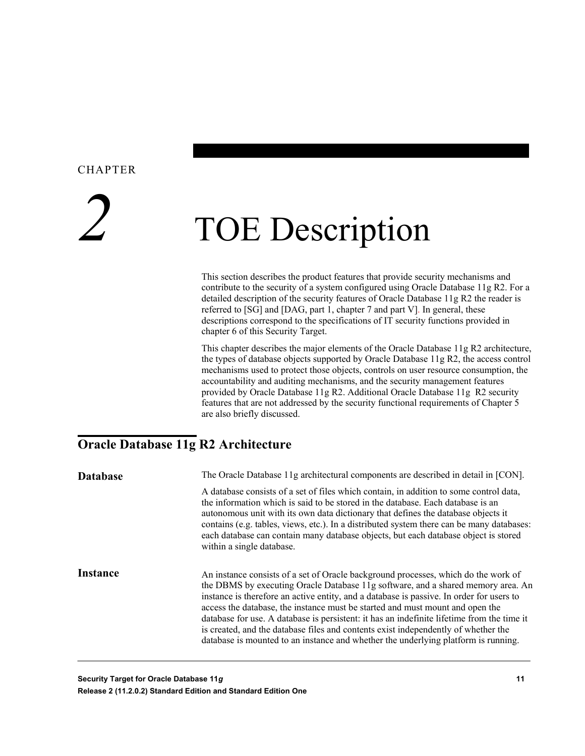CHAPTER

# 2 TOE Description

This section describes the product features that provide security mechanisms and contribute to the security of a system configured using Oracle Database 11g R2. For a detailed description of the security features of Oracle Database 11g R2 the reader is referred to [SG] and [DAG, part 1, chapter 7 and part V]. In general, these descriptions correspond to the specifications of IT security functions provided in chapter 6 of this Security Target.

This chapter describes the major elements of the Oracle Database 11g R2 architecture, the types of database objects supported by Oracle Database 11g R2, the access control mechanisms used to protect those objects, controls on user resource consumption, the accountability and auditing mechanisms, and the security management features provided by Oracle Database 11g R2. Additional Oracle Database 11g R2 security features that are not addressed by the security functional requirements of Chapter 5 are also briefly discussed.

## Oracle Database 11g R2 Architecture

### Database

The Oracle Database 11g architectural components are described in detail in [CON].

A database consists of a set of files which contain, in addition to some control data, the information which is said to be stored in the database. Each database is an autonomous unit with its own data dictionary that defines the database objects it contains (e.g. tables, views, etc.). In a distributed system there can be many databases: each database can contain many database objects, but each database object is stored within a single database.

### Instance

An instance consists of a set of Oracle background processes, which do the work of the DBMS by executing Oracle Database 11g software, and a shared memory area. An instance is therefore an active entity, and a database is passive. In order for users to access the database, the instance must be started and must mount and open the database for use. A database is persistent: it has an indefinite lifetime from the time it is created, and the database files and contents exist independently of whether the database is mounted to an instance and whether the underlying platform is running.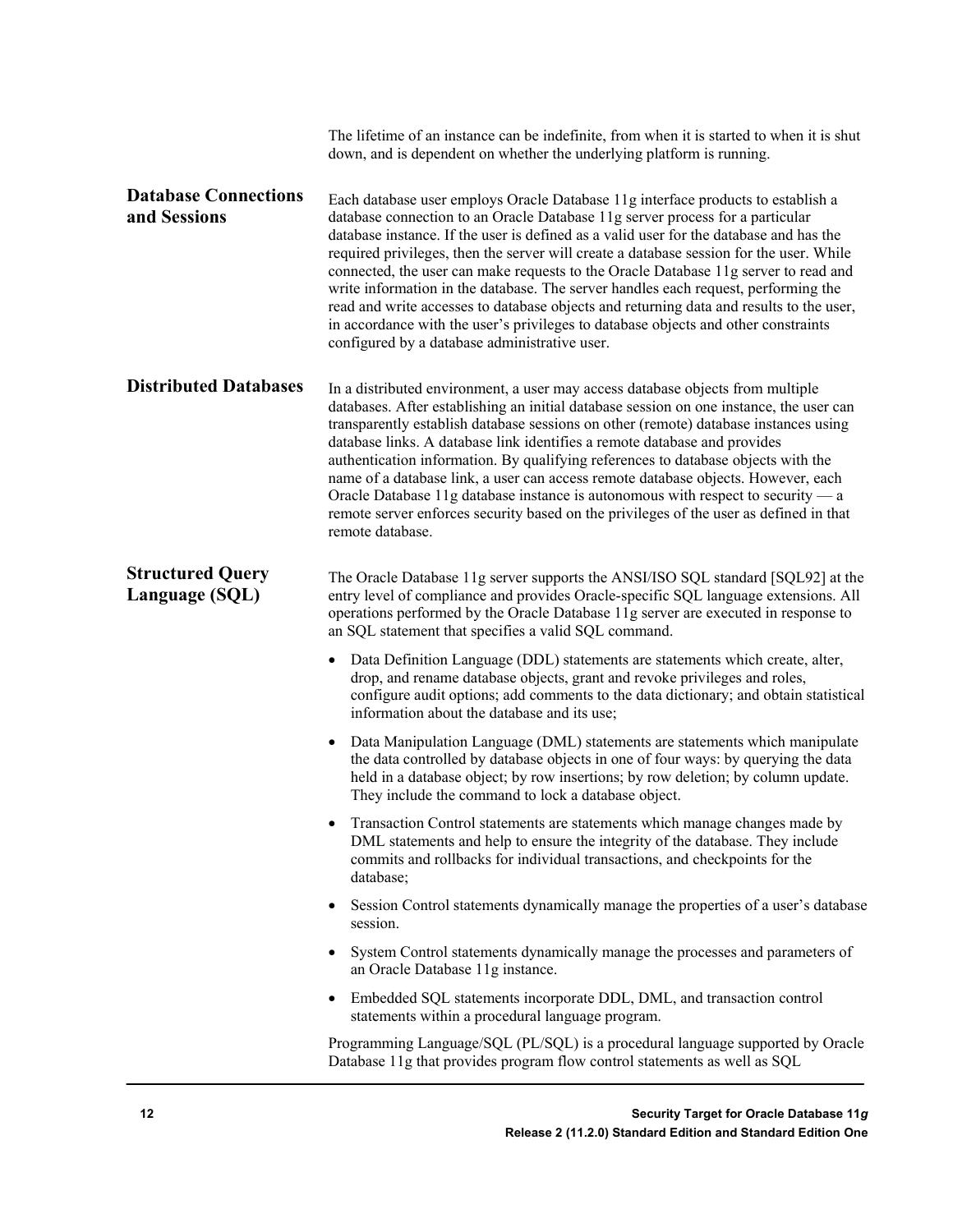The lifetime of an instance can be indefinite, from when it is started to when it is shut down, and is dependent on whether the underlying platform is running.

### Database Connections and Sessions

Each database user employs Oracle Database 11g interface products to establish a database connection to an Oracle Database 11g server process for a particular database instance. If the user is defined as a valid user for the database and has the required privileges, then the server will create a database session for the user. While connected, the user can make requests to the Oracle Database 11g server to read and write information in the database. The server handles each request, performing the read and write accesses to database objects and returning data and results to the user, in accordance with the user's privileges to database objects and other constraints configured by a database administrative user.

### Distributed Databases

In a distributed environment, a user may access database objects from multiple databases. After establishing an initial database session on one instance, the user can transparently establish database sessions on other (remote) database instances using database links. A database link identifies a remote database and provides authentication information. By qualifying references to database objects with the name of a database link, a user can access remote database objects. However, each Oracle Database 11g database instance is autonomous with respect to security — a remote server enforces security based on the privileges of the user as defined in that remote database.

### Structured Query Language (SQL)

The Oracle Database 11g server supports the ANSI/ISO SQL standard [SQL92] at the entry level of compliance and provides Oracle-specific SQL language extensions. All operations performed by the Oracle Database 11g server are executed in response to an SQL statement that specifies a valid SQL command.

- Data Definition Language (DDL) statements are statements which create, alter, drop, and rename database objects, grant and revoke privileges and roles, configure audit options; add comments to the data dictionary; and obtain statistical information about the database and its use;
- Data Manipulation Language (DML) statements are statements which manipulate the data controlled by database objects in one of four ways: by querying the data held in a database object; by row insertions; by row deletion; by column update. They include the command to lock a database object.
- Transaction Control statements are statements which manage changes made by DML statements and help to ensure the integrity of the database. They include commits and rollbacks for individual transactions, and checkpoints for the database;
- Session Control statements dynamically manage the properties of a user's database session.
- System Control statements dynamically manage the processes and parameters of an Oracle Database 11g instance.
- Embedded SQL statements incorporate DDL, DML, and transaction control statements within a procedural language program.

Programming Language/SQL (PL/SQL) is a procedural language supported by Oracle Database 11g that provides program flow control statements as well as SQL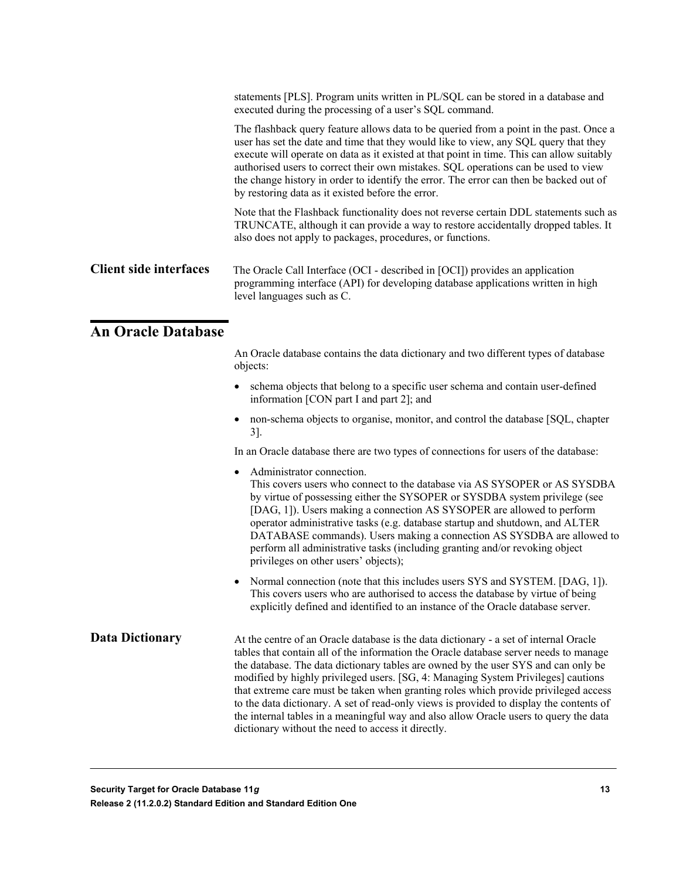statements [PLS]. Program units written in PL/SQL can be stored in a database and executed during the processing of a user's SQL command.

The flashback query feature allows data to be queried from a point in the past. Once a user has set the date and time that they would like to view, any SQL query that they execute will operate on data as it existed at that point in time. This can allow suitably authorised users to correct their own mistakes. SQL operations can be used to view the change history in order to identify the error. The error can then be backed out of by restoring data as it existed before the error.

Note that the Flashback functionality does not reverse certain DDL statements such as TRUNCATE, although it can provide a way to restore accidentally dropped tables. It also does not apply to packages, procedures, or functions.

### Client side interfaces

The Oracle Call Interface (OCI - described in [OCI]) provides an application programming interface (API) for developing database applications written in high level languages such as C.

## An Oracle Database

An Oracle database contains the data dictionary and two different types of database objects:

- schema objects that belong to a specific user schema and contain user-defined information [CON part I and part 2]; and
- non-schema objects to organise, monitor, and control the database [SQL, chapter 3].

In an Oracle database there are two types of connections for users of the database:

- Administrator connection.
  This covers users who connect to the database via AS SYSOPER or AS SYSDBA by virtue of possessing either the SYSOPER or SYSDBA system privilege (see [DAG, 1]). Users making a connection AS SYSOPER are allowed to perform operator administrative tasks (e.g. database startup and shutdown, and ALTER DATABASE commands). Users making a connection AS SYSDBA are allowed to perform all administrative tasks (including granting and/or revoking object privileges on other users' objects);
- Normal connection (note that this includes users SYS and SYSTEM. [DAG, 1]). This covers users who are authorised to access the database by virtue of being explicitly defined and identified to an instance of the Oracle database server.

### Data Dictionary

At the centre of an Oracle database is the data dictionary - a set of internal Oracle tables that contain all of the information the Oracle database server needs to manage the database. The data dictionary tables are owned by the user SYS and can only be modified by highly privileged users. [SG, 4: Managing System Privileges] cautions that extreme care must be taken when granting roles which provide privileged access to the data dictionary. A set of read-only views is provided to display the contents of the internal tables in a meaningful way and also allow Oracle users to query the data dictionary without the need to access it directly.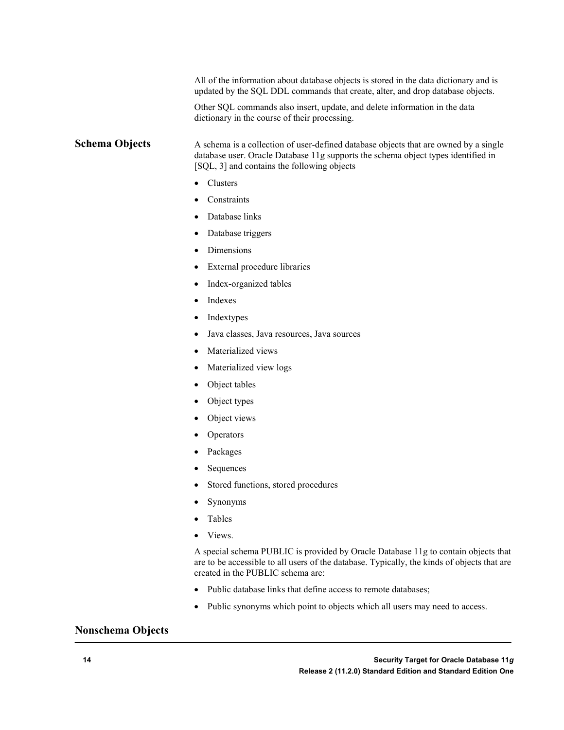All of the information about database objects is stored in the data dictionary and is updated by the SQL DDL commands that create, alter, and drop database objects.

Other SQL commands also insert, update, and delete information in the data dictionary in the course of their processing.

### Schema Objects

A schema is a collection of user-defined database objects that are owned by a single database user. Oracle Database 11g supports the schema object types identified in [SQL, 3] and contains the following objects

- Clusters
- Constraints
- Database links
- Database triggers
- Dimensions
- External procedure libraries
- Index-organized tables
- Indexes
- Indextypes
- Java classes, Java resources, Java sources
- Materialized views
- Materialized view logs
- Object tables
- Object types
- Object views
- Operators
- Packages
- Sequences
- Stored functions, stored procedures
- Synonyms
- Tables
- Views.

A special schema PUBLIC is provided by Oracle Database 11g to contain objects that are to be accessible to all users of the database. Typically, the kinds of objects that are created in the PUBLIC schema are:

- Public database links that define access to remote databases;
- Public synonyms which point to objects which all users may need to access.

### Nonschema Objects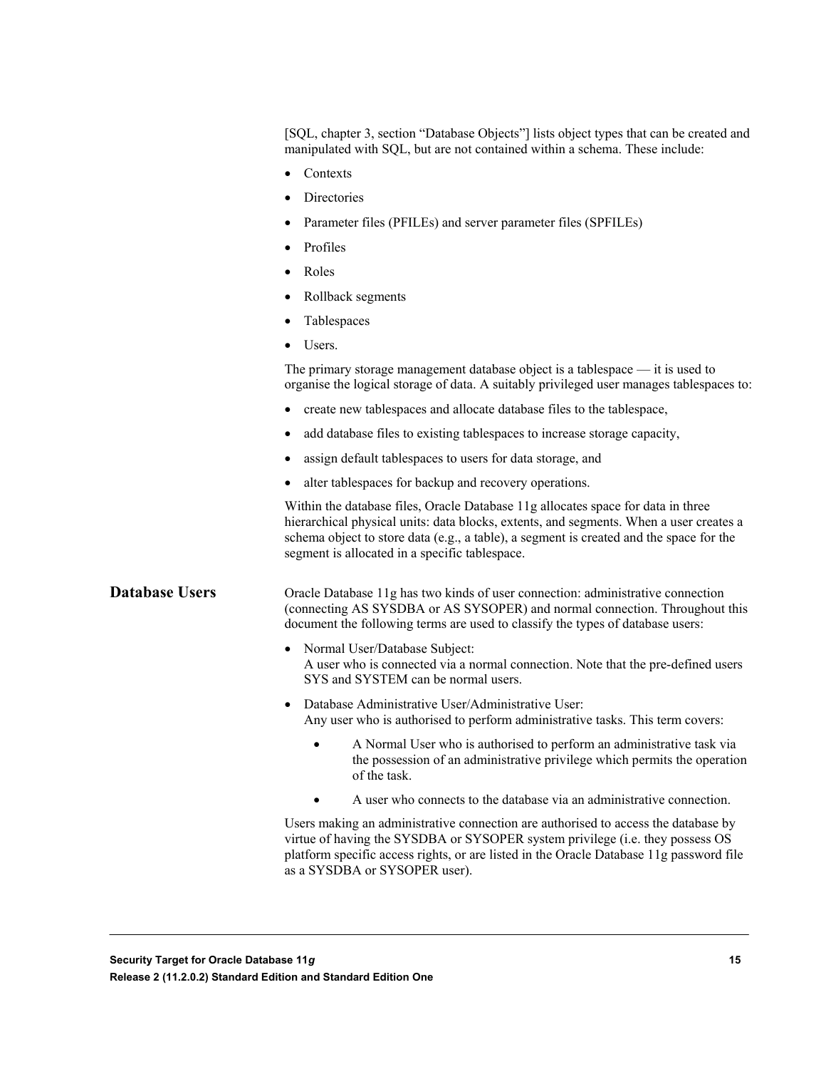[SQL, chapter 3, section "Database Objects"] lists object types that can be created and manipulated with SQL, but are not contained within a schema. These include:

- Contexts
- Directories
- Parameter files (PFILEs) and server parameter files (SPFILEs)
- Profiles
- Roles
- Rollback segments
- Tablespaces
- Users.

The primary storage management database object is a tablespace — it is used to organise the logical storage of data. A suitably privileged user manages tablespaces to:

- create new tablespaces and allocate database files to the tablespace,
- add database files to existing tablespaces to increase storage capacity,
- assign default tablespaces to users for data storage, and
- alter tablespaces for backup and recovery operations.

Within the database files, Oracle Database 11g allocates space for data in three hierarchical physical units: data blocks, extents, and segments. When a user creates a schema object to store data (e.g., a table), a segment is created and the space for the segment is allocated in a specific tablespace.

## Database Users

Oracle Database 11g has two kinds of user connection: administrative connection (connecting AS SYSDBA or AS SYSOPER) and normal connection. Throughout this document the following terms are used to classify the types of database users:

- Normal User/Database Subject:
  A user who is connected via a normal connection. Note that the pre-defined users SYS and SYSTEM can be normal users.
- Database Administrative User/Administrative User:
  Any user who is authorised to perform administrative tasks. This term covers:
    - A Normal User who is authorised to perform an administrative task via the possession of an administrative privilege which permits the operation of the task.
    - A user who connects to the database via an administrative connection.

Users making an administrative connection are authorised to access the database by virtue of having the SYSDBA or SYSOPER system privilege (i.e. they possess OS platform specific access rights, or are listed in the Oracle Database 11g password file as a SYSDBA or SYSOPER user).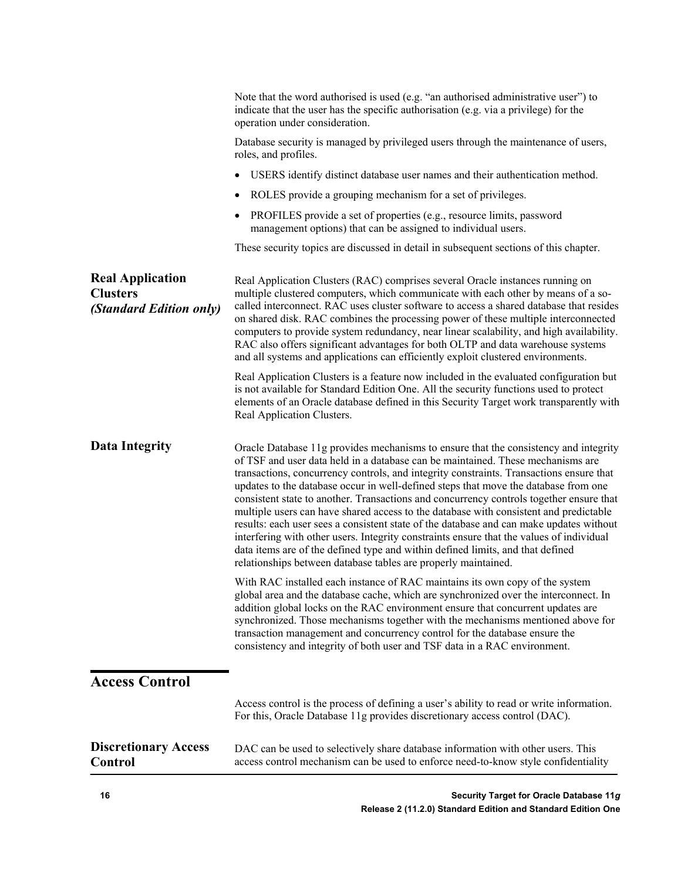Note that the word authorised is used (e.g. "an authorised administrative user") to indicate that the user has the specific authorisation (e.g. via a privilege) for the operation under consideration.

Database security is managed by privileged users through the maintenance of users, roles, and profiles.

- USERS identify distinct database user names and their authentication method.
- ROLES provide a grouping mechanism for a set of privileges.
- PROFILES provide a set of properties (e.g., resource limits, password management options) that can be assigned to individual users.

These security topics are discussed in detail in subsequent sections of this chapter.

### Real Application Clusters *(Standard Edition only)*

Real Application Clusters (RAC) comprises several Oracle instances running on multiple clustered computers, which communicate with each other by means of a so-called interconnect. RAC uses cluster software to access a shared database that resides on shared disk. RAC combines the processing power of these multiple interconnected computers to provide system redundancy, near linear scalability, and high availability. RAC also offers significant advantages for both OLTP and data warehouse systems and all systems and applications can efficiently exploit clustered environments.

Real Application Clusters is a feature now included in the evaluated configuration but is not available for Standard Edition One. All the security functions used to protect elements of an Oracle database defined in this Security Target work transparently with Real Application Clusters.

### Data Integrity

Oracle Database 11g provides mechanisms to ensure that the consistency and integrity of TSF and user data held in a database can be maintained. These mechanisms are transactions, concurrency controls, and integrity constraints. Transactions ensure that updates to the database occur in well-defined steps that move the database from one consistent state to another. Transactions and concurrency controls together ensure that multiple users can have shared access to the database with consistent and predictable results: each user sees a consistent state of the database and can make updates without interfering with other users. Integrity constraints ensure that the values of individual data items are of the defined type and within defined limits, and that defined relationships between database tables are properly maintained.

With RAC installed each instance of RAC maintains its own copy of the system global area and the database cache, which are synchronized over the interconnect. In addition global locks on the RAC environment ensure that concurrent updates are synchronized. Those mechanisms together with the mechanisms mentioned above for transaction management and concurrency control for the database ensure the consistency and integrity of both user and TSF data in a RAC environment.

## Access Control

Access control is the process of defining a user's ability to read or write information. For this, Oracle Database 11g provides discretionary access control (DAC).

### Discretionary Access Control

DAC can be used to selectively share database information with other users. This access control mechanism can be used to enforce need-to-know style confidentiality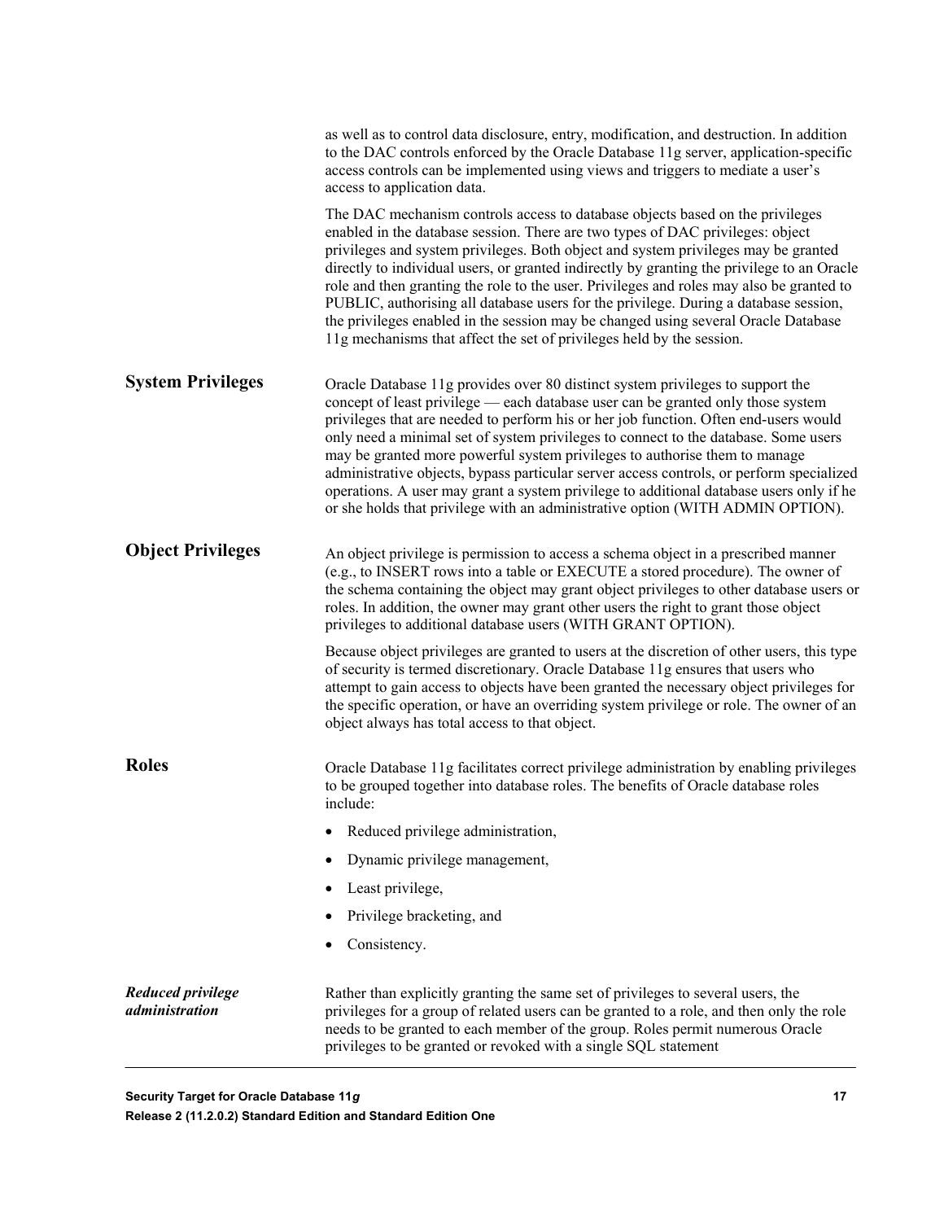as well as to control data disclosure, entry, modification, and destruction. In addition to the DAC controls enforced by the Oracle Database 11g server, application-specific access controls can be implemented using views and triggers to mediate a user's access to application data.

The DAC mechanism controls access to database objects based on the privileges enabled in the database session. There are two types of DAC privileges: object privileges and system privileges. Both object and system privileges may be granted directly to individual users, or granted indirectly by granting the privilege to an Oracle role and then granting the role to the user. Privileges and roles may also be granted to PUBLIC, authorising all database users for the privilege. During a database session, the privileges enabled in the session may be changed using several Oracle Database 11g mechanisms that affect the set of privileges held by the session.

## System Privileges

Oracle Database 11g provides over 80 distinct system privileges to support the concept of least privilege — each database user can be granted only those system privileges that are needed to perform his or her job function. Often end-users would only need a minimal set of system privileges to connect to the database. Some users may be granted more powerful system privileges to authorise them to manage administrative objects, bypass particular server access controls, or perform specialized operations. A user may grant a system privilege to additional database users only if he or she holds that privilege with an administrative option (WITH ADMIN OPTION).

## Object Privileges

An object privilege is permission to access a schema object in a prescribed manner (e.g., to INSERT rows into a table or EXECUTE a stored procedure). The owner of the schema containing the object may grant object privileges to other database users or roles. In addition, the owner may grant other users the right to grant those object privileges to additional database users (WITH GRANT OPTION).

Because object privileges are granted to users at the discretion of other users, this type of security is termed discretionary. Oracle Database 11g ensures that users who attempt to gain access to objects have been granted the necessary object privileges for the specific operation, or have an overriding system privilege or role. The owner of an object always has total access to that object.

## Roles

Oracle Database 11g facilitates correct privilege administration by enabling privileges to be grouped together into database roles. The benefits of Oracle database roles include:

- Reduced privilege administration,
- Dynamic privilege management,
- Least privilege,
- Privilege bracketing, and
- Consistency.

***Reduced privilege administration***

Rather than explicitly granting the same set of privileges to several users, the privileges for a group of related users can be granted to a role, and then only the role needs to be granted to each member of the group. Roles permit numerous Oracle privileges to be granted or revoked with a single SQL statement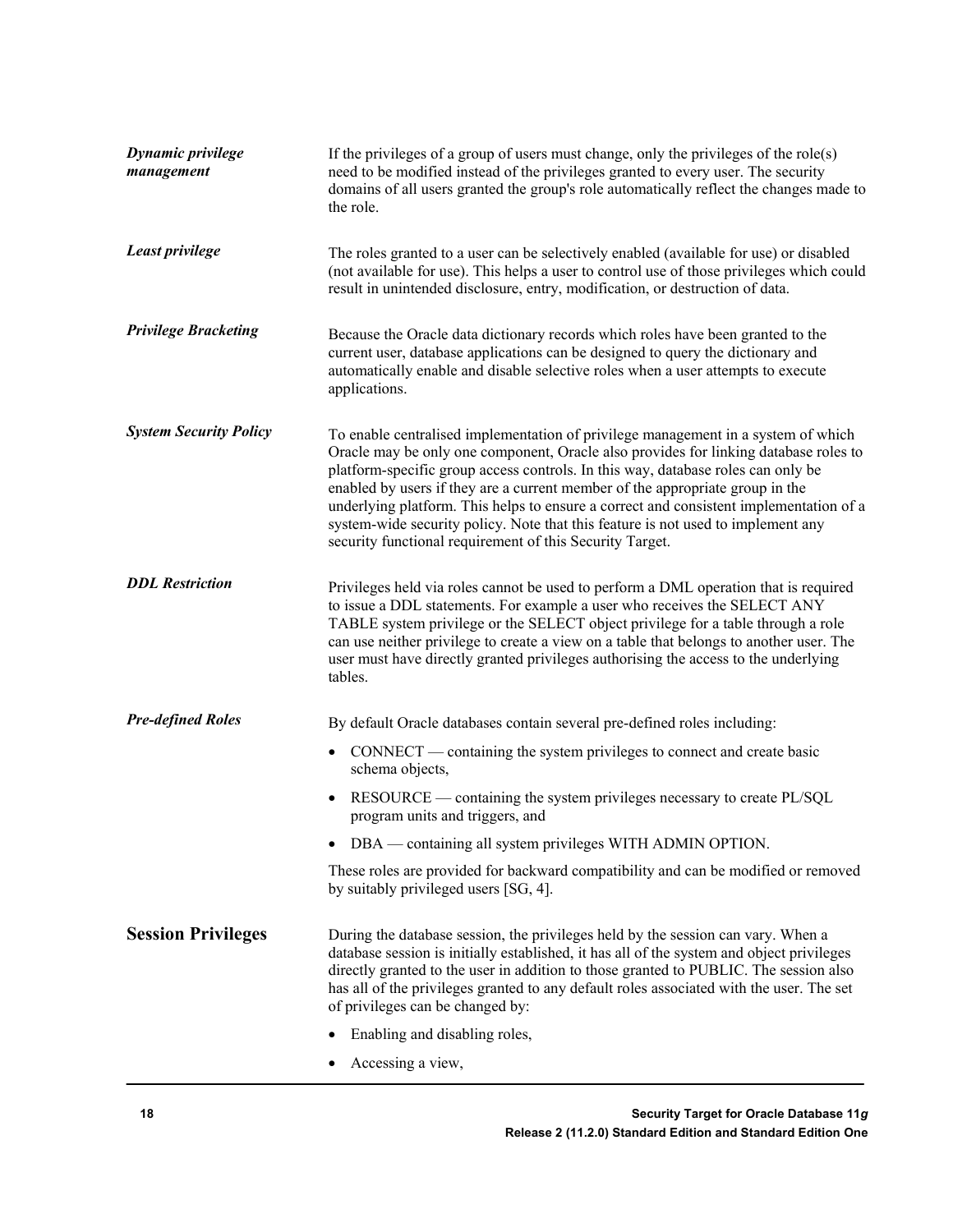***Dynamic privilege management***

If the privileges of a group of users must change, only the privileges of the role(s) need to be modified instead of the privileges granted to every user. The security domains of all users granted the group's role automatically reflect the changes made to the role.

***Least privilege***

The roles granted to a user can be selectively enabled (available for use) or disabled (not available for use). This helps a user to control use of those privileges which could result in unintended disclosure, entry, modification, or destruction of data.

***Privilege Bracketing***

Because the Oracle data dictionary records which roles have been granted to the current user, database applications can be designed to query the dictionary and automatically enable and disable selective roles when a user attempts to execute applications.

***System Security Policy***

To enable centralised implementation of privilege management in a system of which Oracle may be only one component, Oracle also provides for linking database roles to platform-specific group access controls. In this way, database roles can only be enabled by users if they are a current member of the appropriate group in the underlying platform. This helps to ensure a correct and consistent implementation of a system-wide security policy. Note that this feature is not used to implement any security functional requirement of this Security Target.

***DDL Restriction***

Privileges held via roles cannot be used to perform a DML operation that is required to issue a DDL statements. For example a user who receives the SELECT ANY TABLE system privilege or the SELECT object privilege for a table through a role can use neither privilege to create a view on a table that belongs to another user. The user must have directly granted privileges authorising the access to the underlying tables.

***Pre-defined Roles***

By default Oracle databases contain several pre-defined roles including:

- CONNECT — containing the system privileges to connect and create basic schema objects,
- RESOURCE — containing the system privileges necessary to create PL/SQL program units and triggers, and
- DBA — containing all system privileges WITH ADMIN OPTION.

These roles are provided for backward compatibility and can be modified or removed by suitably privileged users [SG, 4].

## Session Privileges

During the database session, the privileges held by the session can vary. When a database session is initially established, it has all of the system and object privileges directly granted to the user in addition to those granted to PUBLIC. The session also has all of the privileges granted to any default roles associated with the user. The set of privileges can be changed by:

- Enabling and disabling roles,
- Accessing a view,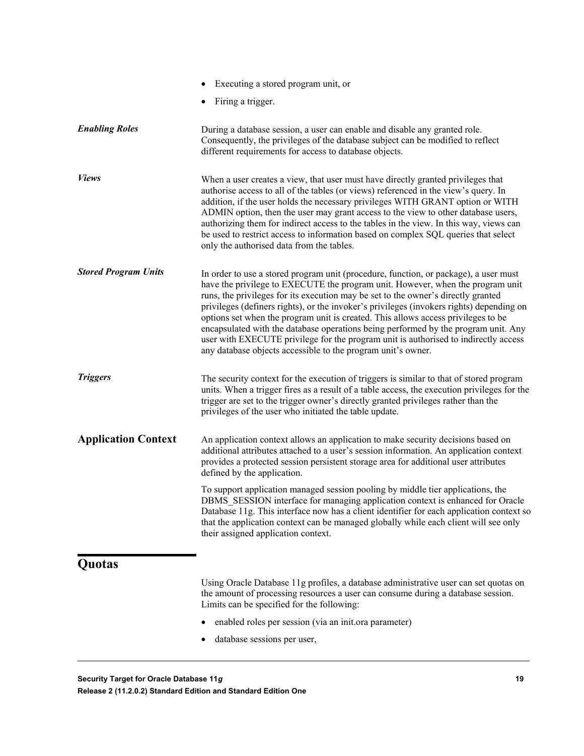- Executing a stored program unit, or
- Firing a trigger.

***Enabling Roles***

During a database session, a user can enable and disable any granted role. Consequently, the privileges of the database subject can be modified to reflect different requirements for access to database objects.

***Views***

When a user creates a view, that user must have directly granted privileges that authorise access to all of the tables (or views) referenced in the view's query. In addition, if the user holds the necessary privileges WITH GRANT option or WITH ADMIN option, then the user may grant access to the view to other database users, authorizing them for indirect access to the tables in the view. In this way, views can be used to restrict access to information based on complex SQL queries that select only the authorised data from the tables.

***Stored Program Units***

In order to use a stored program unit (procedure, function, or package), a user must have the privilege to EXECUTE the program unit. However, when the program unit runs, the privileges for its execution may be set to the owner's directly granted privileges (definers rights), or the invoker's privileges (invokers rights) depending on options set when the program unit is created. This allows access privileges to be encapsulated with the database operations being performed by the program unit. Any user with EXECUTE privilege for the program unit is authorised to indirectly access any database objects accessible to the program unit's owner.

***Triggers***

The security context for the execution of triggers is similar to that of stored program units. When a trigger fires as a result of a table access, the execution privileges for the trigger are set to the trigger owner's directly granted privileges rather than the privileges of the user who initiated the table update.

### Application Context

An application context allows an application to make security decisions based on additional attributes attached to a user's session information. An application context provides a protected session persistent storage area for additional user attributes defined by the application.

To support application managed session pooling by middle tier applications, the DBMS_SESSION interface for managing application context is enhanced for Oracle Database 11g. This interface now has a client identifier for each application context so that the application context can be managed globally while each client will see only their assigned application context.

## Quotas

Using Oracle Database 11g profiles, a database administrative user can set quotas on the amount of processing resources a user can consume during a database session. Limits can be specified for the following:

- enabled roles per session (via an init.ora parameter)
- database sessions per user,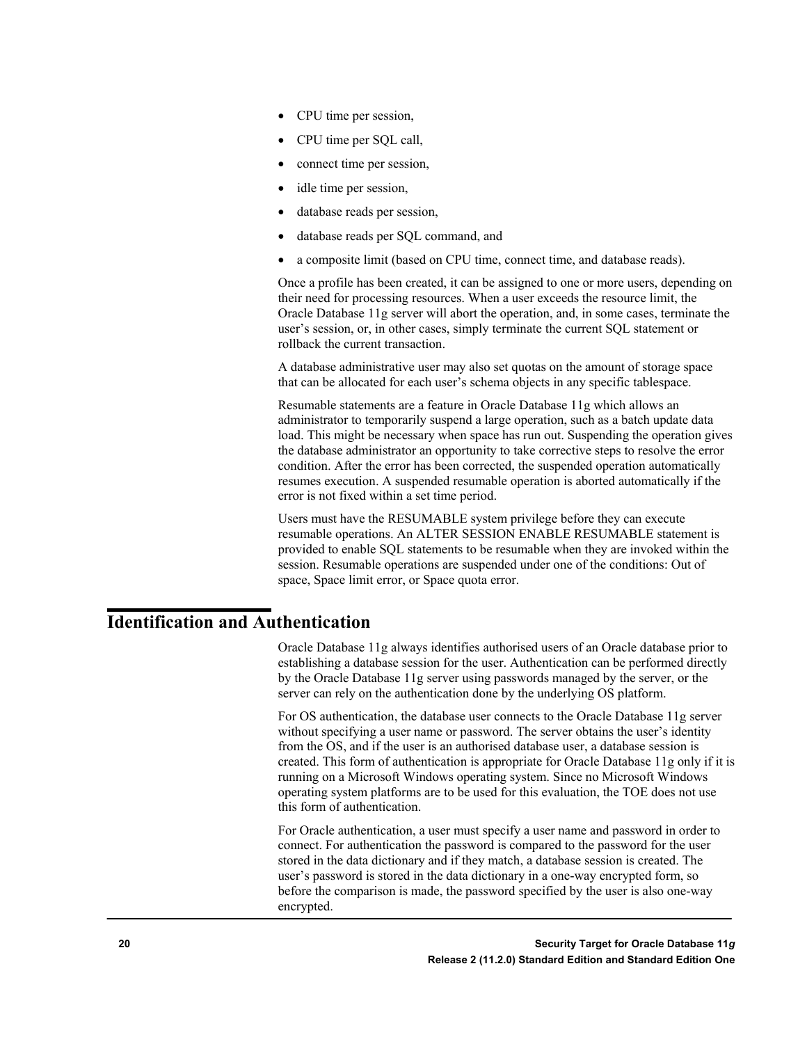- CPU time per session,
- CPU time per SQL call,
- connect time per session,
- idle time per session,
- database reads per session,
- database reads per SQL command, and
- a composite limit (based on CPU time, connect time, and database reads).

Once a profile has been created, it can be assigned to one or more users, depending on their need for processing resources. When a user exceeds the resource limit, the Oracle Database 11g server will abort the operation, and, in some cases, terminate the user's session, or, in other cases, simply terminate the current SQL statement or rollback the current transaction.

A database administrative user may also set quotas on the amount of storage space that can be allocated for each user's schema objects in any specific tablespace.

Resumable statements are a feature in Oracle Database 11g which allows an administrator to temporarily suspend a large operation, such as a batch update data load. This might be necessary when space has run out. Suspending the operation gives the database administrator an opportunity to take corrective steps to resolve the error condition. After the error has been corrected, the suspended operation automatically resumes execution. A suspended resumable operation is aborted automatically if the error is not fixed within a set time period.

Users must have the RESUMABLE system privilege before they can execute resumable operations. An ALTER SESSION ENABLE RESUMABLE statement is provided to enable SQL statements to be resumable when they are invoked within the session. Resumable operations are suspended under one of the conditions: Out of space, Space limit error, or Space quota error.

# Identification and Authentication

Oracle Database 11g always identifies authorised users of an Oracle database prior to establishing a database session for the user. Authentication can be performed directly by the Oracle Database 11g server using passwords managed by the server, or the server can rely on the authentication done by the underlying OS platform.

For OS authentication, the database user connects to the Oracle Database 11g server without specifying a user name or password. The server obtains the user's identity from the OS, and if the user is an authorised database user, a database session is created. This form of authentication is appropriate for Oracle Database 11g only if it is running on a Microsoft Windows operating system. Since no Microsoft Windows operating system platforms are to be used for this evaluation, the TOE does not use this form of authentication.

For Oracle authentication, a user must specify a user name and password in order to connect. For authentication the password is compared to the password for the user stored in the data dictionary and if they match, a database session is created. The user's password is stored in the data dictionary in a one-way encrypted form, so before the comparison is made, the password specified by the user is also one-way encrypted.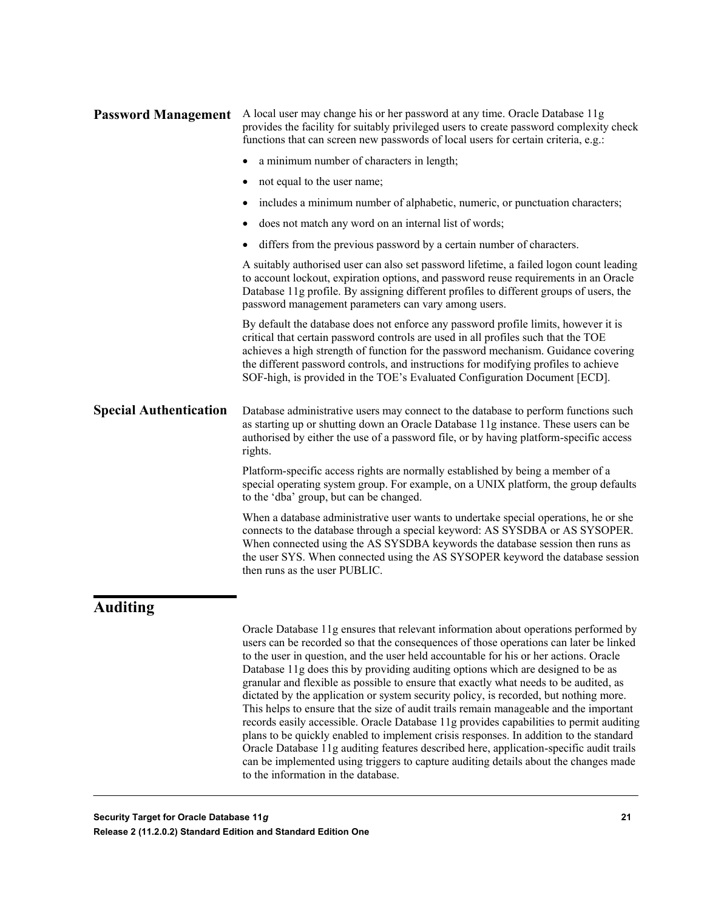### Password Management

A local user may change his or her password at any time. Oracle Database 11g provides the facility for suitably privileged users to create password complexity check functions that can screen new passwords of local users for certain criteria, e.g.:

- a minimum number of characters in length;
- not equal to the user name;
- includes a minimum number of alphabetic, numeric, or punctuation characters;
- does not match any word on an internal list of words;
- differs from the previous password by a certain number of characters.

A suitably authorised user can also set password lifetime, a failed logon count leading to account lockout, expiration options, and password reuse requirements in an Oracle Database 11g profile. By assigning different profiles to different groups of users, the password management parameters can vary among users.

By default the database does not enforce any password profile limits, however it is critical that certain password controls are used in all profiles such that the TOE achieves a high strength of function for the password mechanism. Guidance covering the different password controls, and instructions for modifying profiles to achieve SOF-high, is provided in the TOE's Evaluated Configuration Document [ECD].

### Special Authentication

Database administrative users may connect to the database to perform functions such as starting up or shutting down an Oracle Database 11g instance. These users can be authorised by either the use of a password file, or by having platform-specific access rights.

Platform-specific access rights are normally established by being a member of a special operating system group. For example, on a UNIX platform, the group defaults to the 'dba' group, but can be changed.

When a database administrative user wants to undertake special operations, he or she connects to the database through a special keyword: AS SYSDBA or AS SYSOPER. When connected using the AS SYSDBA keywords the database session then runs as the user SYS. When connected using the AS SYSOPER keyword the database session then runs as the user PUBLIC.

## Auditing

Oracle Database 11g ensures that relevant information about operations performed by users can be recorded so that the consequences of those operations can later be linked to the user in question, and the user held accountable for his or her actions. Oracle Database 11g does this by providing auditing options which are designed to be as granular and flexible as possible to ensure that exactly what needs to be audited, as dictated by the application or system security policy, is recorded, but nothing more. This helps to ensure that the size of audit trails remain manageable and the important records easily accessible. Oracle Database 11g provides capabilities to permit auditing plans to be quickly enabled to implement crisis responses. In addition to the standard Oracle Database 11g auditing features described here, application-specific audit trails can be implemented using triggers to capture auditing details about the changes made to the information in the database.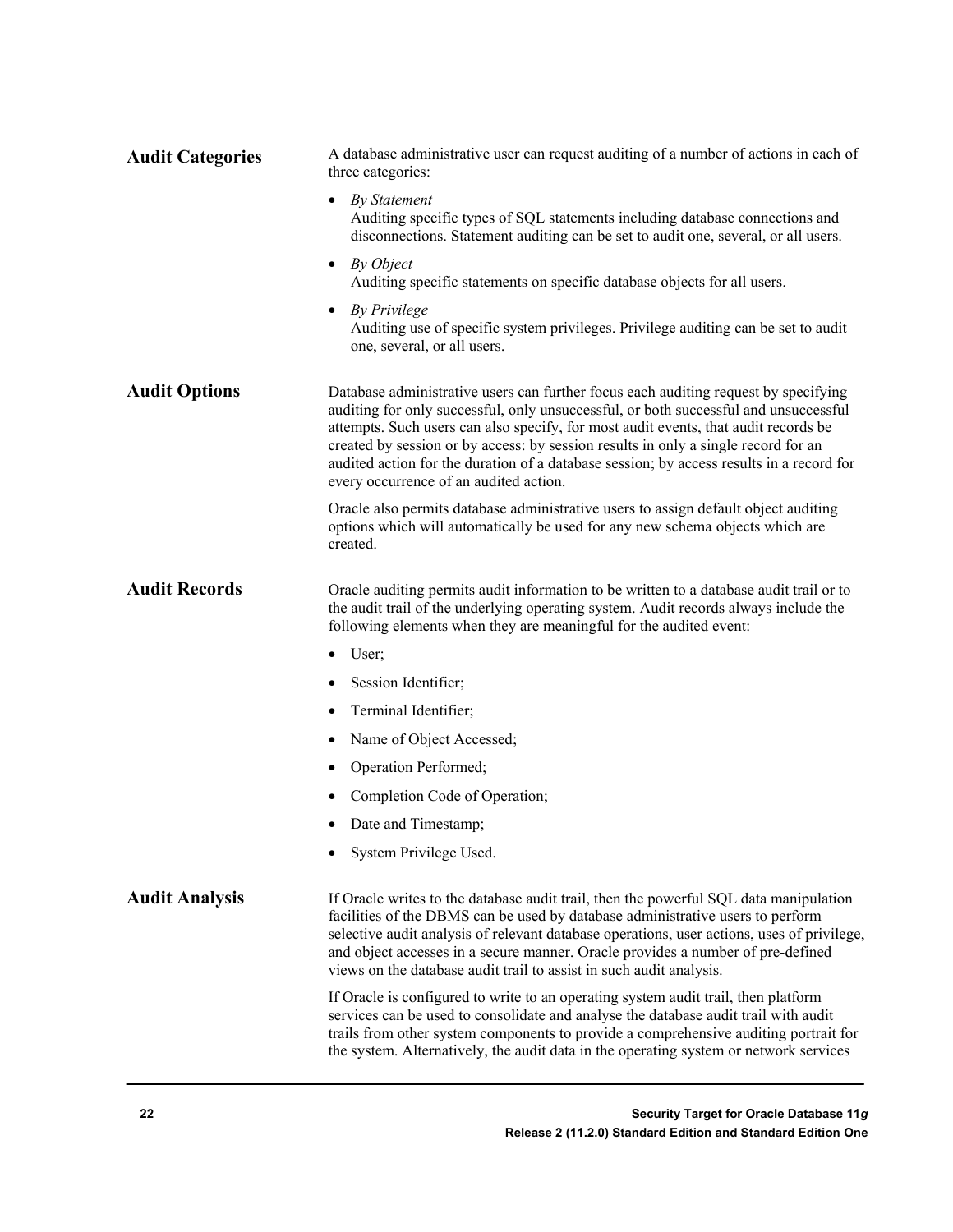## Audit Categories

A database administrative user can request auditing of a number of actions in each of three categories:

- *By Statement*
  Auditing specific types of SQL statements including database connections and disconnections. Statement auditing can be set to audit one, several, or all users.
- *By Object*
  Auditing specific statements on specific database objects for all users.
- *By Privilege*
  Auditing use of specific system privileges. Privilege auditing can be set to audit one, several, or all users.

## Audit Options

Database administrative users can further focus each auditing request by specifying auditing for only successful, only unsuccessful, or both successful and unsuccessful attempts. Such users can also specify, for most audit events, that audit records be created by session or by access: by session results in only a single record for an audited action for the duration of a database session; by access results in a record for every occurrence of an audited action.

Oracle also permits database administrative users to assign default object auditing options which will automatically be used for any new schema objects which are created.

## Audit Records

Oracle auditing permits audit information to be written to a database audit trail or to the audit trail of the underlying operating system. Audit records always include the following elements when they are meaningful for the audited event:

- User;
- Session Identifier;
- Terminal Identifier;
- Name of Object Accessed;
- Operation Performed;
- Completion Code of Operation;
- Date and Timestamp;
- System Privilege Used.

## Audit Analysis

If Oracle writes to the database audit trail, then the powerful SQL data manipulation facilities of the DBMS can be used by database administrative users to perform selective audit analysis of relevant database operations, user actions, uses of privilege, and object accesses in a secure manner. Oracle provides a number of pre-defined views on the database audit trail to assist in such audit analysis.

If Oracle is configured to write to an operating system audit trail, then platform services can be used to consolidate and analyse the database audit trail with audit trails from other system components to provide a comprehensive auditing portrait for the system. Alternatively, the audit data in the operating system or network services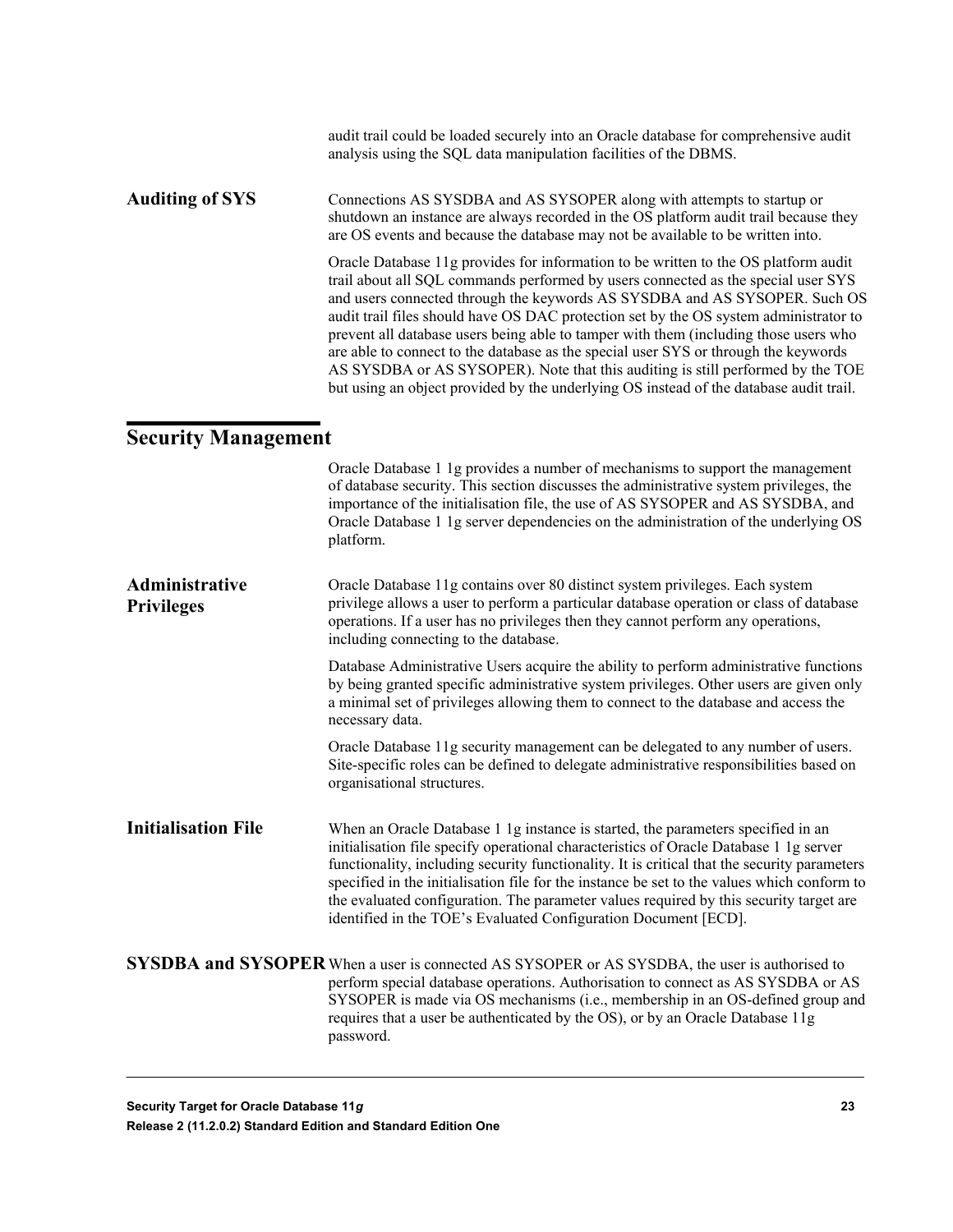audit trail could be loaded securely into an Oracle database for comprehensive audit analysis using the SQL data manipulation facilities of the DBMS.

### Auditing of SYS

Connections AS SYSDBA and AS SYSOPER along with attempts to startup or shutdown an instance are always recorded in the OS platform audit trail because they are OS events and because the database may not be available to be written into.

Oracle Database 11g provides for information to be written to the OS platform audit trail about all SQL commands performed by users connected as the special user SYS and users connected through the keywords AS SYSDBA and AS SYSOPER. Such OS audit trail files should have OS DAC protection set by the OS system administrator to prevent all database users being able to tamper with them (including those users who are able to connect to the database as the special user SYS or through the keywords AS SYSDBA or AS SYSOPER). Note that this auditing is still performed by the TOE but using an object provided by the underlying OS instead of the database audit trail.

## Security Management

Oracle Database 1 1g provides a number of mechanisms to support the management of database security. This section discusses the administrative system privileges, the importance of the initialisation file, the use of AS SYSOPER and AS SYSDBA, and Oracle Database 1 1g server dependencies on the administration of the underlying OS platform.

### Administrative Privileges

Oracle Database 11g contains over 80 distinct system privileges. Each system privilege allows a user to perform a particular database operation or class of database operations. If a user has no privileges then they cannot perform any operations, including connecting to the database.

Database Administrative Users acquire the ability to perform administrative functions by being granted specific administrative system privileges. Other users are given only a minimal set of privileges allowing them to connect to the database and access the necessary data.

Oracle Database 11g security management can be delegated to any number of users. Site-specific roles can be defined to delegate administrative responsibilities based on organisational structures.

### Initialisation File

When an Oracle Database 1 1g instance is started, the parameters specified in an initialisation file specify operational characteristics of Oracle Database 1 1g server functionality, including security functionality. It is critical that the security parameters specified in the initialisation file for the instance be set to the values which conform to the evaluated configuration. The parameter values required by this security target are identified in the TOE's Evaluated Configuration Document [ECD].

### SYSDBA and SYSOPER

When a user is connected AS SYSOPER or AS SYSDBA, the user is authorised to perform special database operations. Authorisation to connect as AS SYSDBA or AS SYSOPER is made via OS mechanisms (i.e., membership in an OS-defined group and requires that a user be authenticated by the OS), or by an Oracle Database 11g password.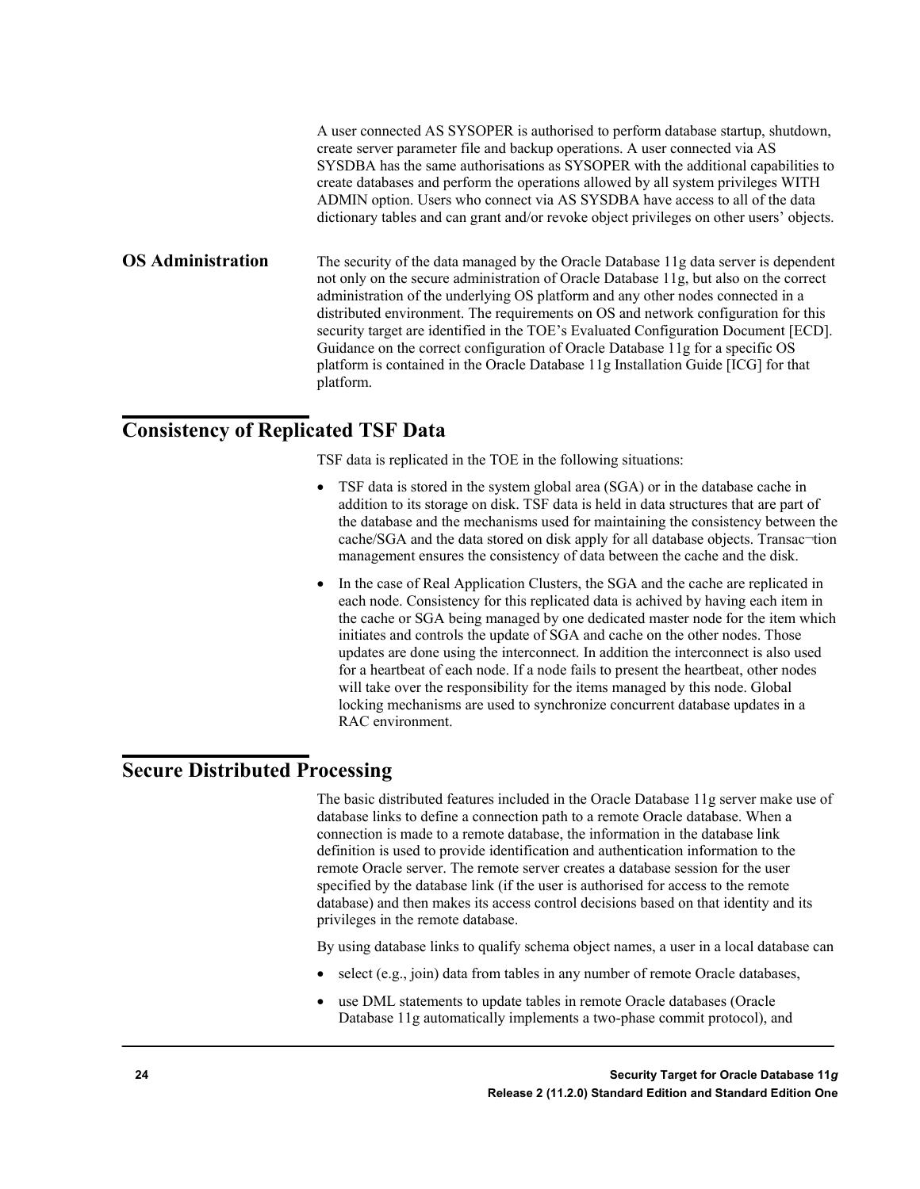A user connected AS SYSOPER is authorised to perform database startup, shutdown, create server parameter file and backup operations. A user connected via AS SYSDBA has the same authorisations as SYSOPER with the additional capabilities to create databases and perform the operations allowed by all system privileges WITH ADMIN option. Users who connect via AS SYSDBA have access to all of the data dictionary tables and can grant and/or revoke object privileges on other users' objects.

### OS Administration

The security of the data managed by the Oracle Database 11g data server is dependent not only on the secure administration of Oracle Database 11g, but also on the correct administration of the underlying OS platform and any other nodes connected in a distributed environment. The requirements on OS and network configuration for this security target are identified in the TOE's Evaluated Configuration Document [ECD]. Guidance on the correct configuration of Oracle Database 11g for a specific OS platform is contained in the Oracle Database 11g Installation Guide [ICG] for that platform.

## Consistency of Replicated TSF Data

TSF data is replicated in the TOE in the following situations:

- TSF data is stored in the system global area (SGA) or in the database cache in addition to its storage on disk. TSF data is held in data structures that are part of the database and the mechanisms used for maintaining the consistency between the cache/SGA and the data stored on disk apply for all database objects. Transac¬tion management ensures the consistency of data between the cache and the disk.
- In the case of Real Application Clusters, the SGA and the cache are replicated in each node. Consistency for this replicated data is achived by having each item in the cache or SGA being managed by one dedicated master node for the item which initiates and controls the update of SGA and cache on the other nodes. Those updates are done using the interconnect. In addition the interconnect is also used for a heartbeat of each node. If a node fails to present the heartbeat, other nodes will take over the responsibility for the items managed by this node. Global locking mechanisms are used to synchronize concurrent database updates in a RAC environment.

## Secure Distributed Processing

The basic distributed features included in the Oracle Database 11g server make use of database links to define a connection path to a remote Oracle database. When a connection is made to a remote database, the information in the database link definition is used to provide identification and authentication information to the remote Oracle server. The remote server creates a database session for the user specified by the database link (if the user is authorised for access to the remote database) and then makes its access control decisions based on that identity and its privileges in the remote database.

By using database links to qualify schema object names, a user in a local database can

- select (e.g., join) data from tables in any number of remote Oracle databases,
- use DML statements to update tables in remote Oracle databases (Oracle Database 11g automatically implements a two-phase commit protocol), and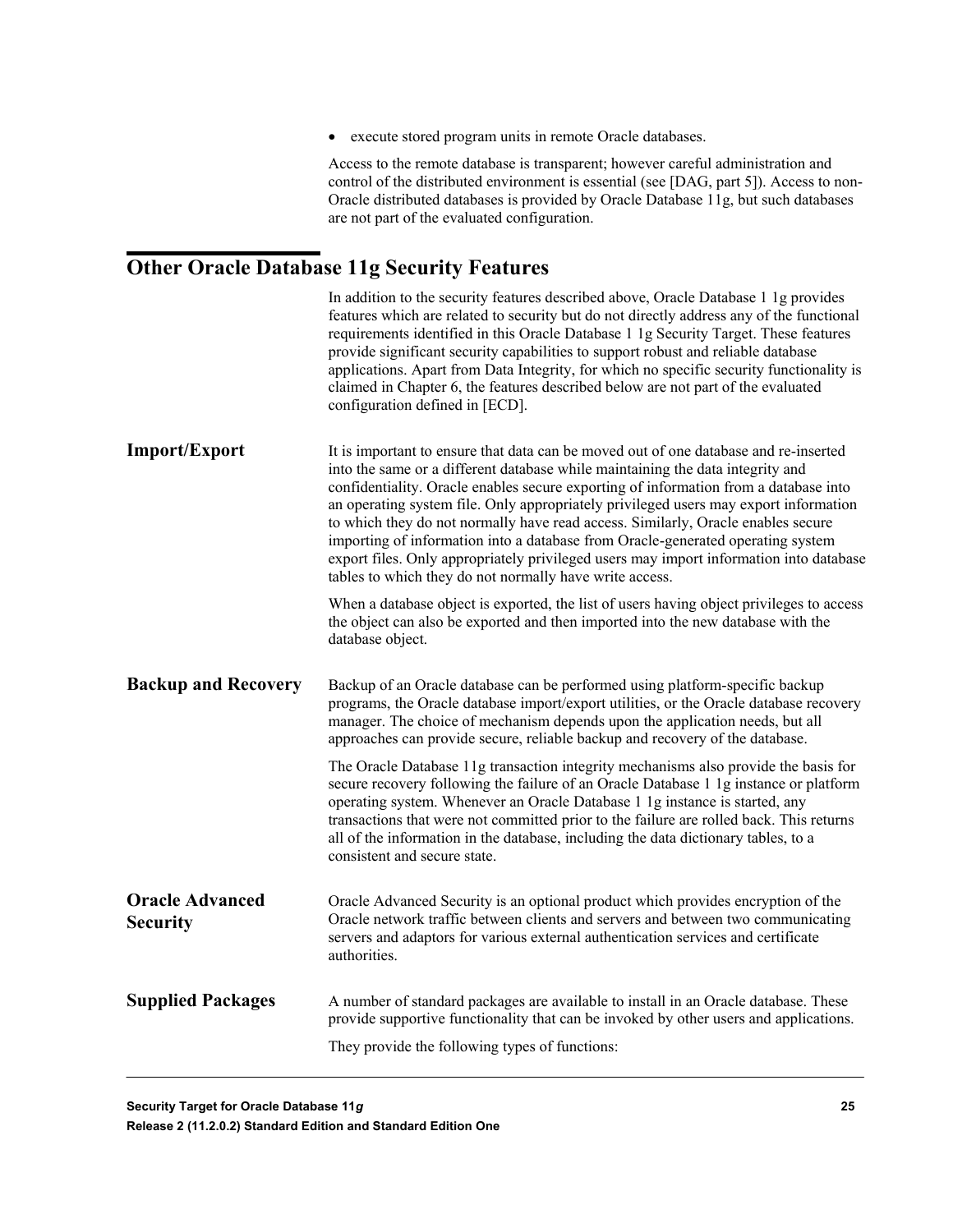- execute stored program units in remote Oracle databases.

Access to the remote database is transparent; however careful administration and control of the distributed environment is essential (see [DAG, part 5]). Access to non-Oracle distributed databases is provided by Oracle Database 11g, but such databases are not part of the evaluated configuration.

## Other Oracle Database 11g Security Features

In addition to the security features described above, Oracle Database 1 1g provides features which are related to security but do not directly address any of the functional requirements identified in this Oracle Database 1 1g Security Target. These features provide significant security capabilities to support robust and reliable database applications. Apart from Data Integrity, for which no specific security functionality is claimed in Chapter 6, the features described below are not part of the evaluated configuration defined in [ECD].

### Import/Export

It is important to ensure that data can be moved out of one database and re-inserted into the same or a different database while maintaining the data integrity and confidentiality. Oracle enables secure exporting of information from a database into an operating system file. Only appropriately privileged users may export information to which they do not normally have read access. Similarly, Oracle enables secure importing of information into a database from Oracle-generated operating system export files. Only appropriately privileged users may import information into database tables to which they do not normally have write access.

When a database object is exported, the list of users having object privileges to access the object can also be exported and then imported into the new database with the database object.

### Backup and Recovery

Backup of an Oracle database can be performed using platform-specific backup programs, the Oracle database import/export utilities, or the Oracle database recovery manager. The choice of mechanism depends upon the application needs, but all approaches can provide secure, reliable backup and recovery of the database.

The Oracle Database 11g transaction integrity mechanisms also provide the basis for secure recovery following the failure of an Oracle Database 1 1g instance or platform operating system. Whenever an Oracle Database 1 1g instance is started, any transactions that were not committed prior to the failure are rolled back. This returns all of the information in the database, including the data dictionary tables, to a consistent and secure state.

### Oracle Advanced Security

Oracle Advanced Security is an optional product which provides encryption of the Oracle network traffic between clients and servers and between two communicating servers and adaptors for various external authentication services and certificate authorities.

### Supplied Packages

A number of standard packages are available to install in an Oracle database. These provide supportive functionality that can be invoked by other users and applications.

They provide the following types of functions: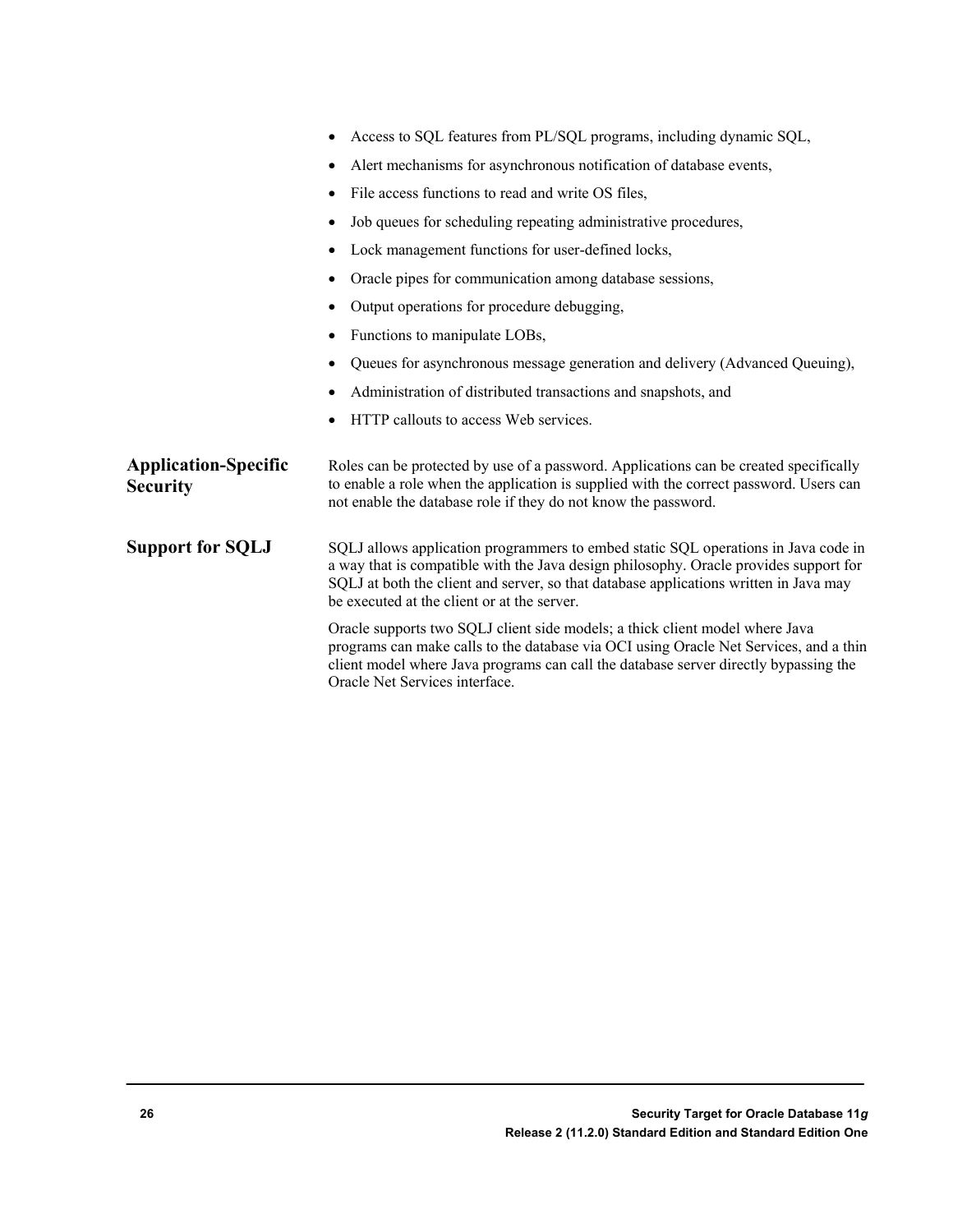- Access to SQL features from PL/SQL programs, including dynamic SQL,
- Alert mechanisms for asynchronous notification of database events,
- File access functions to read and write OS files,
- Job queues for scheduling repeating administrative procedures,
- Lock management functions for user-defined locks,
- Oracle pipes for communication among database sessions,
- Output operations for procedure debugging,
- Functions to manipulate LOBs,
- Queues for asynchronous message generation and delivery (Advanced Queuing),
- Administration of distributed transactions and snapshots, and
- HTTP callouts to access Web services.

## Application-Specific Security

Roles can be protected by use of a password. Applications can be created specifically to enable a role when the application is supplied with the correct password. Users can not enable the database role if they do not know the password.

## Support for SQLJ

SQLJ allows application programmers to embed static SQL operations in Java code in a way that is compatible with the Java design philosophy. Oracle provides support for SQLJ at both the client and server, so that database applications written in Java may be executed at the client or at the server.

Oracle supports two SQLJ client side models; a thick client model where Java programs can make calls to the database via OCI using Oracle Net Services, and a thin client model where Java programs can call the database server directly bypassing the Oracle Net Services interface.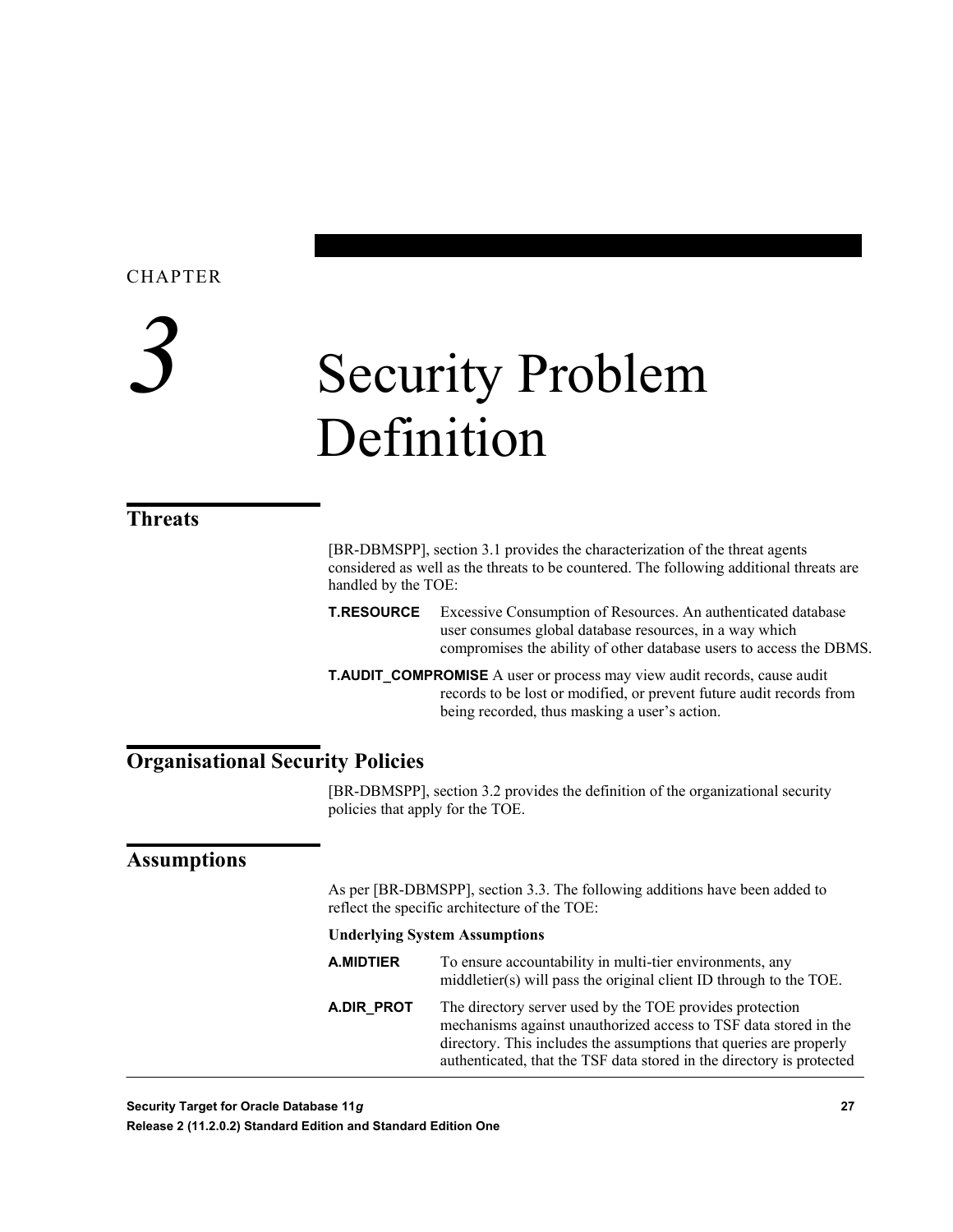CHAPTER

# 3 Security Problem Definition

## Threats

[BR-DBMSPP], section 3.1 provides the characterization of the threat agents considered as well as the threats to be countered. The following additional threats are handled by the TOE:

**T.RESOURCE** Excessive Consumption of Resources. An authenticated database user consumes global database resources, in a way which compromises the ability of other database users to access the DBMS.

**T.AUDIT_COMPROMISE** A user or process may view audit records, cause audit records to be lost or modified, or prevent future audit records from being recorded, thus masking a user's action.

## Organisational Security Policies

[BR-DBMSPP], section 3.2 provides the definition of the organizational security policies that apply for the TOE.

## Assumptions

As per [BR-DBMSPP], section 3.3. The following additions have been added to reflect the specific architecture of the TOE:

**Underlying System Assumptions**

**A.MIDTIER** To ensure accountability in multi-tier environments, any middletier(s) will pass the original client ID through to the TOE.

**A.DIR_PROT** The directory server used by the TOE provides protection mechanisms against unauthorized access to TSF data stored in the directory. This includes the assumptions that queries are properly authenticated, that the TSF data stored in the directory is protected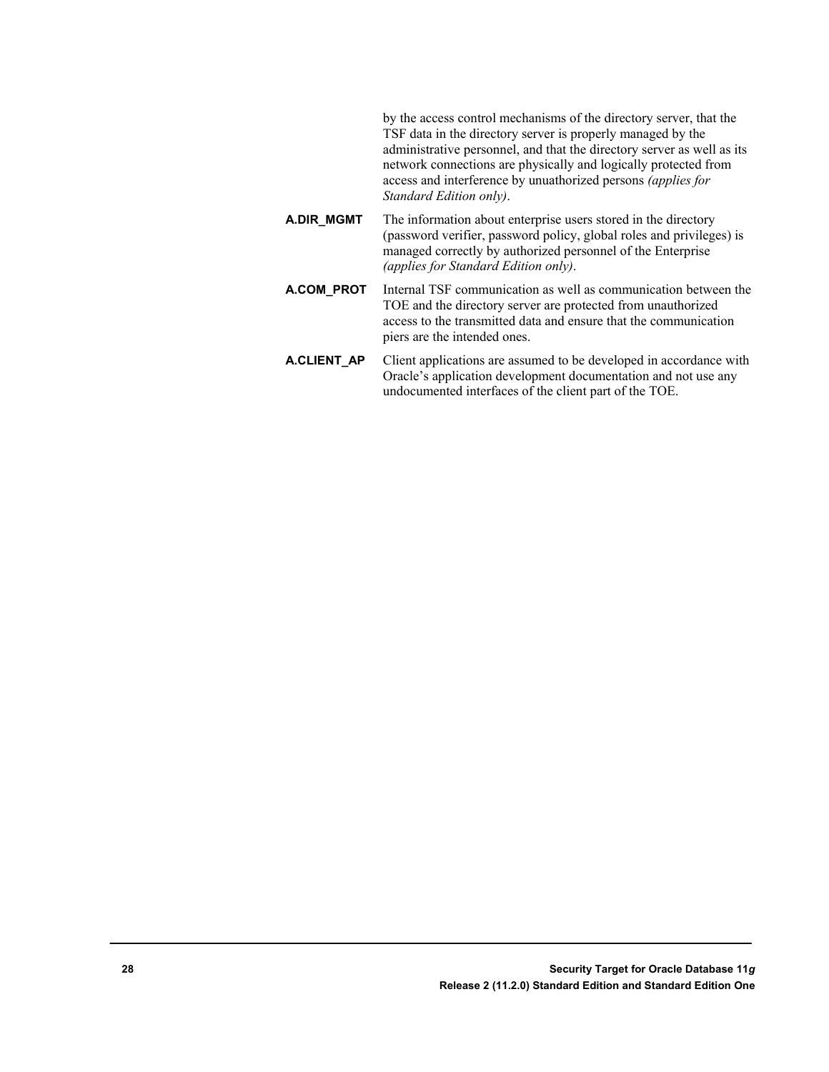by the access control mechanisms of the directory server, that the TSF data in the directory server is properly managed by the administrative personnel, and that the directory server as well as its network connections are physically and logically protected from access and interference by unauthorized persons *(applies for Standard Edition only)*.

**A.DIR_MGMT** The information about enterprise users stored in the directory (password verifier, password policy, global roles and privileges) is managed correctly by authorized personnel of the Enterprise *(applies for Standard Edition only)*.

**A.COM_PROT** Internal TSF communication as well as communication between the TOE and the directory server are protected from unauthorized access to the transmitted data and ensure that the communication piers are the intended ones.

**A.CLIENT_AP** Client applications are assumed to be developed in accordance with Oracle's application development documentation and not use any undocumented interfaces of the client part of the TOE.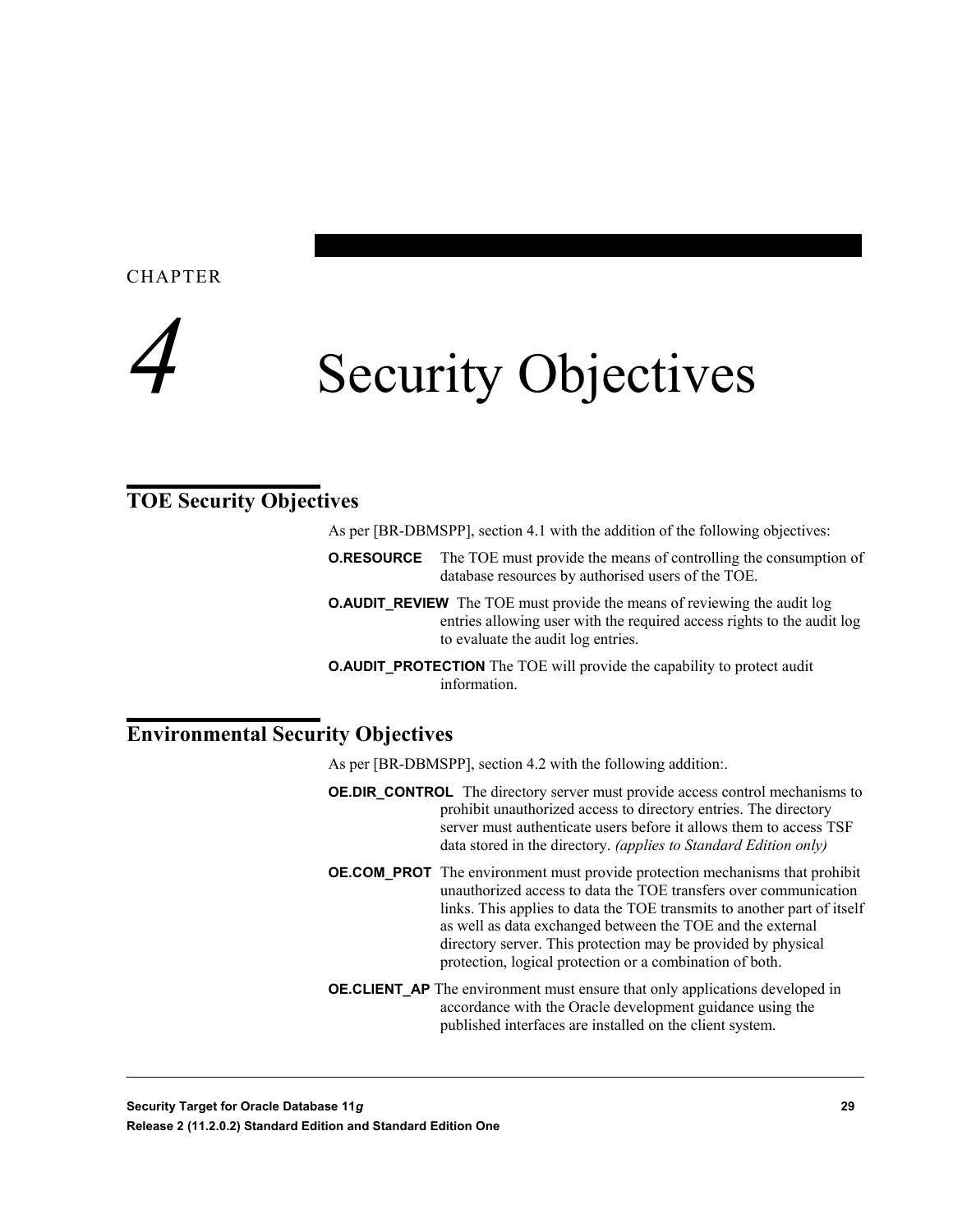CHAPTER

# 4 Security Objectives

## TOE Security Objectives

As per [BR-DBMSPP], section 4.1 with the addition of the following objectives:

**O.RESOURCE** The TOE must provide the means of controlling the consumption of database resources by authorised users of the TOE.

**O.AUDIT_REVIEW** The TOE must provide the means of reviewing the audit log entries allowing user with the required access rights to the audit log to evaluate the audit log entries.

**O.AUDIT_PROTECTION** The TOE will provide the capability to protect audit information.

## Environmental Security Objectives

As per [BR-DBMSPP], section 4.2 with the following addition:.

**OE.DIR_CONTROL** The directory server must provide access control mechanisms to prohibit unauthorized access to directory entries. The directory server must authenticate users before it allows them to access TSF data stored in the directory. *(applies to Standard Edition only)*

**OE.COM_PROT** The environment must provide protection mechanisms that prohibit unauthorized access to data the TOE transfers over communication links. This applies to data the TOE transmits to another part of itself as well as data exchanged between the TOE and the external directory server. This protection may be provided by physical protection, logical protection or a combination of both.

**OE.CLIENT_AP** The environment must ensure that only applications developed in accordance with the Oracle development guidance using the published interfaces are installed on the client system.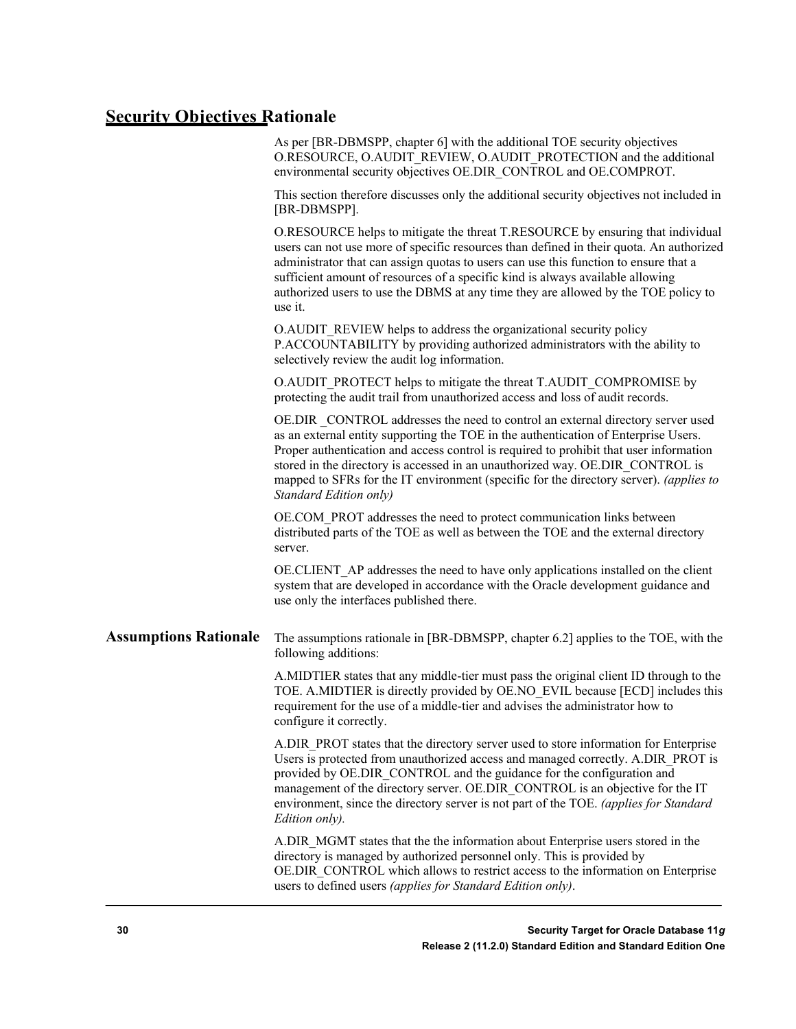## Security Objectives Rationale

As per [BR-DBMSPP, chapter 6] with the additional TOE security objectives O.RESOURCE, O.AUDIT_REVIEW, O.AUDIT_PROTECTION and the additional environmental security objectives OE.DIR_CONTROL and OE.COMPROT.

This section therefore discusses only the additional security objectives not included in [BR-DBMSPP].

O.RESOURCE helps to mitigate the threat T.RESOURCE by ensuring that individual users can not use more of specific resources than defined in their quota. An authorized administrator that can assign quotas to users can use this function to ensure that a sufficient amount of resources of a specific kind is always available allowing authorized users to use the DBMS at any time they are allowed by the TOE policy to use it.

O.AUDIT_REVIEW helps to address the organizational security policy P.ACCOUNTABILITY by providing authorized administrators with the ability to selectively review the audit log information.

O.AUDIT_PROTECT helps to mitigate the threat T.AUDIT_COMPROMISE by protecting the audit trail from unauthorized access and loss of audit records.

OE.DIR _CONTROL addresses the need to control an external directory server used as an external entity supporting the TOE in the authentication of Enterprise Users. Proper authentication and access control is required to prohibit that user information stored in the directory is accessed in an unauthorized way. OE.DIR_CONTROL is mapped to SFRs for the IT environment (specific for the directory server). *(applies to Standard Edition only)*

OE.COM_PROT addresses the need to protect communication links between distributed parts of the TOE as well as between the TOE and the external directory server.

OE.CLIENT_AP addresses the need to have only applications installed on the client system that are developed in accordance with the Oracle development guidance and use only the interfaces published there.

### Assumptions Rationale

The assumptions rationale in [BR-DBMSPP, chapter 6.2] applies to the TOE, with the following additions:

A.MIDTIER states that any middle-tier must pass the original client ID through to the TOE. A.MIDTIER is directly provided by OE.NO_EVIL because [ECD] includes this requirement for the use of a middle-tier and advises the administrator how to configure it correctly.

A.DIR_PROT states that the directory server used to store information for Enterprise Users is protected from unauthorized access and managed correctly. A.DIR_PROT is provided by OE.DIR_CONTROL and the guidance for the configuration and management of the directory server. OE.DIR_CONTROL is an objective for the IT environment, since the directory server is not part of the TOE. *(applies for Standard Edition only).*

A.DIR_MGMT states that the the information about Enterprise users stored in the directory is managed by authorized personnel only. This is provided by OE.DIR_CONTROL which allows to restrict access to the information on Enterprise users to defined users *(applies for Standard Edition only)*.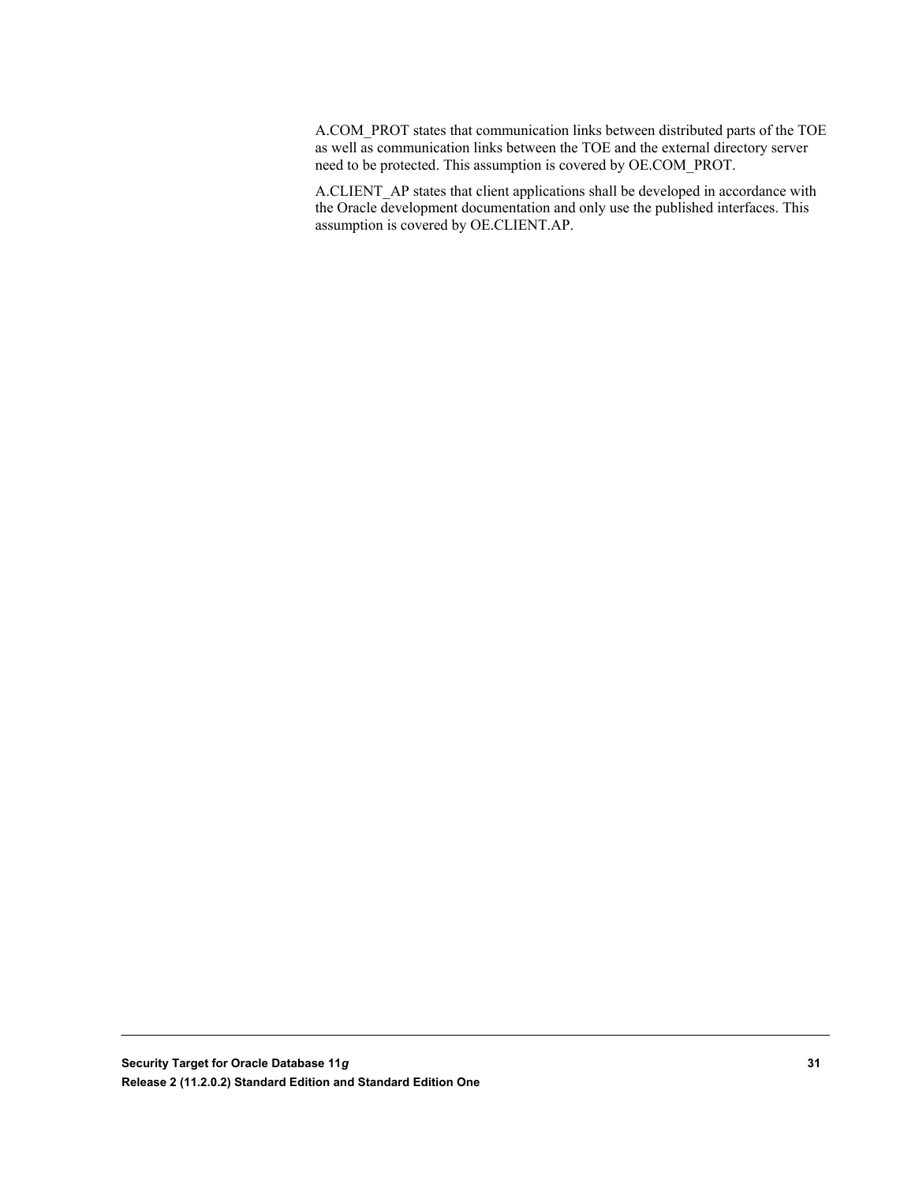A.COM_PROT states that communication links between distributed parts of the TOE as well as communication links between the TOE and the external directory server need to be protected. This assumption is covered by OE.COM_PROT.

A.CLIENT_AP states that client applications shall be developed in accordance with the Oracle development documentation and only use the published interfaces. This assumption is covered by OE.CLIENT.AP.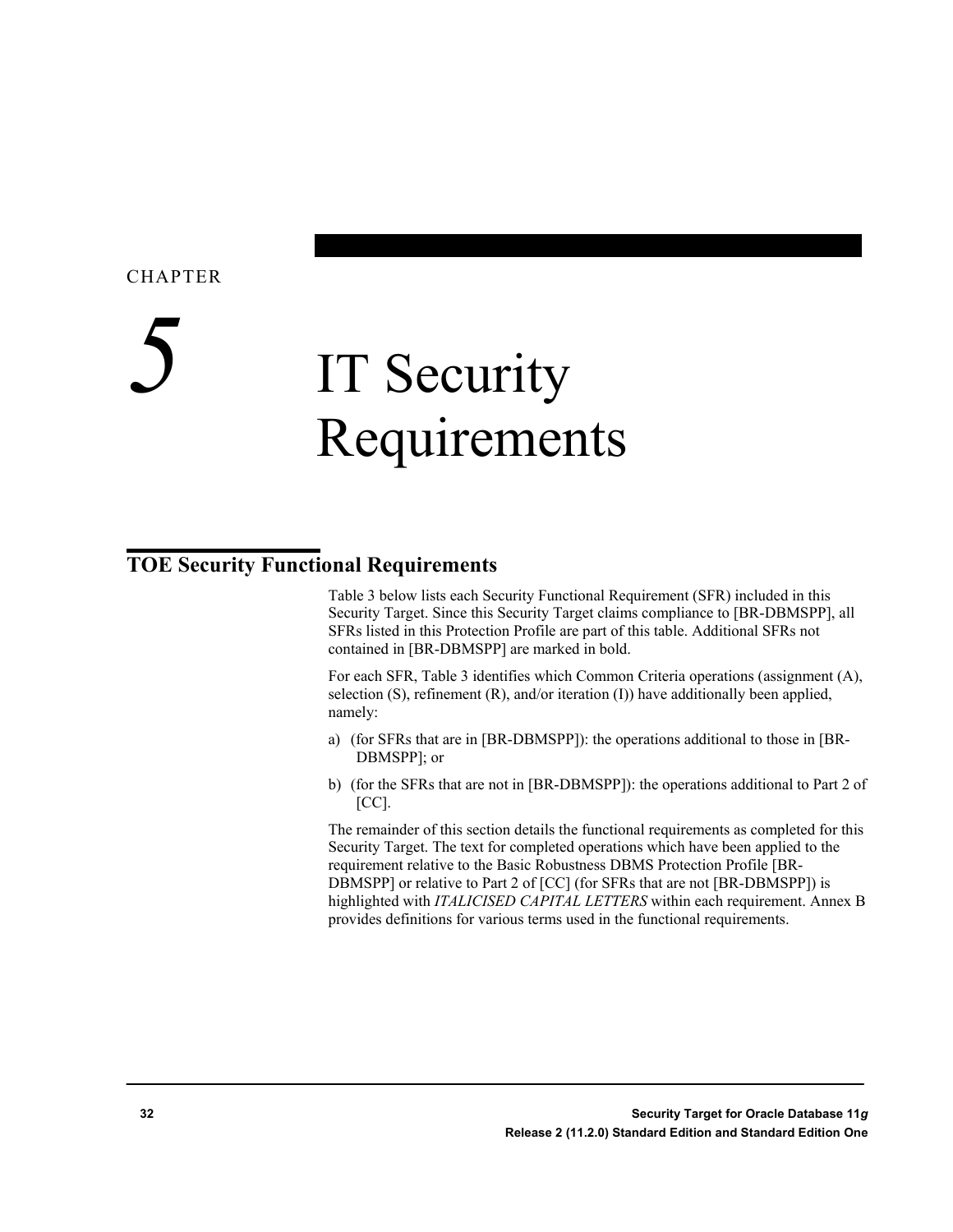CHAPTER

# 5 IT Security Requirements

## TOE Security Functional Requirements

Table 3 below lists each Security Functional Requirement (SFR) included in this Security Target. Since this Security Target claims compliance to [BR-DBMSPP], all SFRs listed in this Protection Profile are part of this table. Additional SFRs not contained in [BR-DBMSPP] are marked in bold.

For each SFR, Table 3 identifies which Common Criteria operations (assignment (A), selection (S), refinement (R), and/or iteration (I)) have additionally been applied, namely:

a) (for SFRs that are in [BR-DBMSPP]): the operations additional to those in [BR-DBMSPP]; or

b) (for the SFRs that are not in [BR-DBMSPP]): the operations additional to Part 2 of [CC].

The remainder of this section details the functional requirements as completed for this Security Target. The text for completed operations which have been applied to the requirement relative to the Basic Robustness DBMS Protection Profile [BR-DBMSPP] or relative to Part 2 of [CC] (for SFRs that are not [BR-DBMSPP]) is highlighted with *ITALICISED CAPITAL LETTERS* within each requirement. Annex B provides definitions for various terms used in the functional requirements.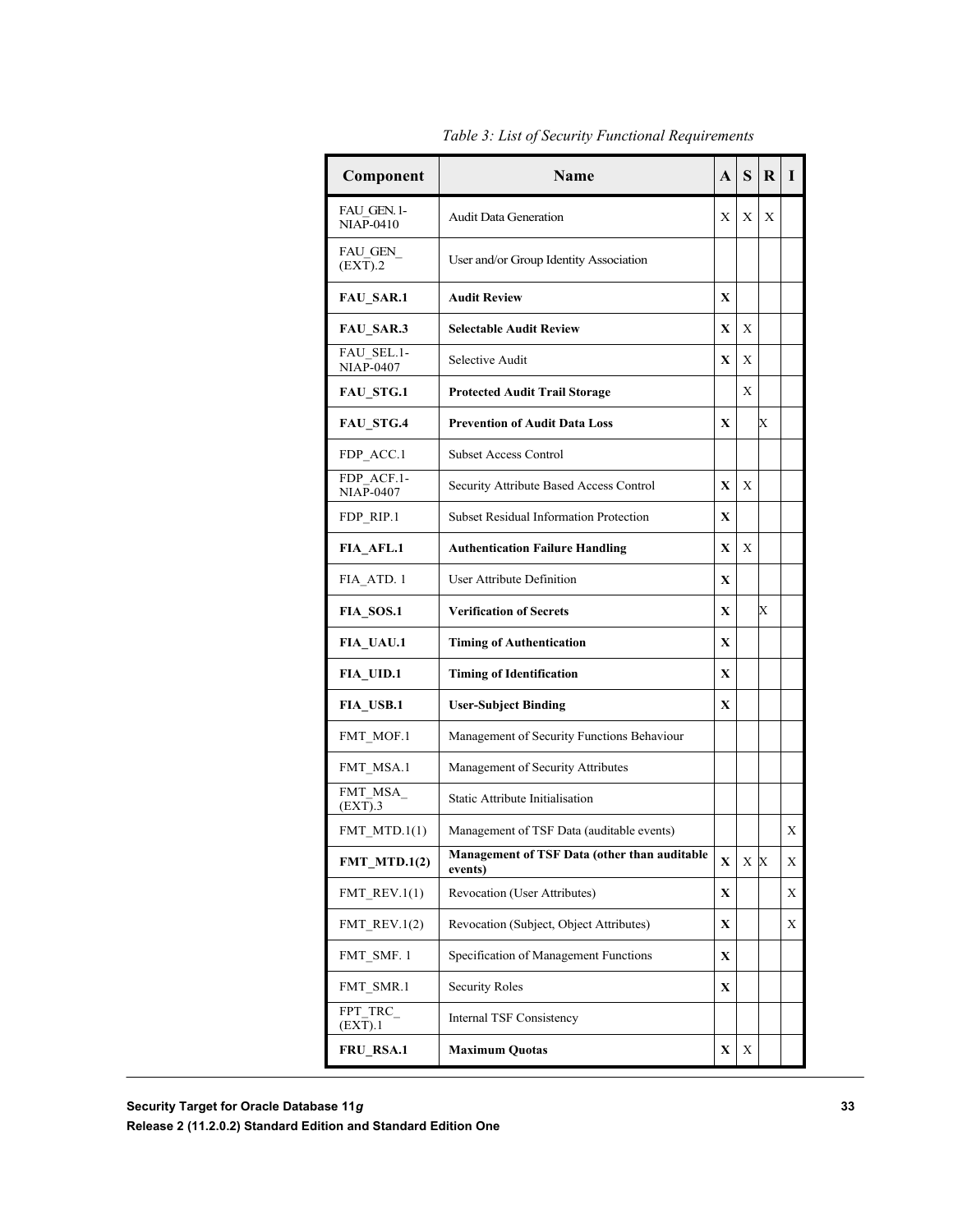*Table 3: List of Security Functional Requirements*

| Component | Name | A | S | R | I |
|---|---|---|---|---|---|
| FAU_GEN.1-NIAP-0410 | Audit Data Generation | X | X | X | |
| FAU_GEN_(EXT).2 | User and/or Group Identity Association | | | | |
| **FAU_SAR.1** | **Audit Review** | **X** | | | |
| **FAU_SAR.3** | **Selectable Audit Review** | **X** | X | | |
| FAU_SEL.1-NIAP-0407 | Selective Audit | **X** | X | | |
| **FAU_STG.1** | **Protected Audit Trail Storage** | | X | | |
| **FAU_STG.4** | **Prevention of Audit Data Loss** | **X** | | X | |
| FDP_ACC.1 | Subset Access Control | | | | |
| FDP_ACF.1-NIAP-0407 | Security Attribute Based Access Control | **X** | X | | |
| FDP_RIP.1 | Subset Residual Information Protection | **X** | | | |
| **FIA_AFL.1** | **Authentication Failure Handling** | **X** | X | | |
| FIA_ATD. 1 | User Attribute Definition | **X** | | | |
| **FIA_SOS.1** | **Verification of Secrets** | **X** | | X | |
| **FIA_UAU.1** | **Timing of Authentication** | **X** | | | |
| **FIA_UID.1** | **Timing of Identification** | **X** | | | |
| **FIA_USB.1** | **User-Subject Binding** | **X** | | | |
| FMT_MOF.1 | Management of Security Functions Behaviour | | | | |
| FMT_MSA.1 | Management of Security Attributes | | | | |
| FMT_MSA_(EXT).3 | Static Attribute Initialisation | | | | |
| FMT_MTD.1(1) | Management of TSF Data (auditable events) | | | | X |
| **FMT_MTD.1(2)** | **Management of TSF Data (other than auditable events)** | **X** | X | X | X |
| FMT_REV.1(1) | Revocation (User Attributes) | **X** | | | X |
| FMT_REV.1(2) | Revocation (Subject, Object Attributes) | **X** | | | X |
| FMT_SMF. 1 | Specification of Management Functions | **X** | | | |
| FMT_SMR.1 | Security Roles | **X** | | | |
| FPT_TRC_(EXT).1 | Internal TSF Consistency | | | | |
| **FRU_RSA.1** | **Maximum Quotas** | **X** | X | | |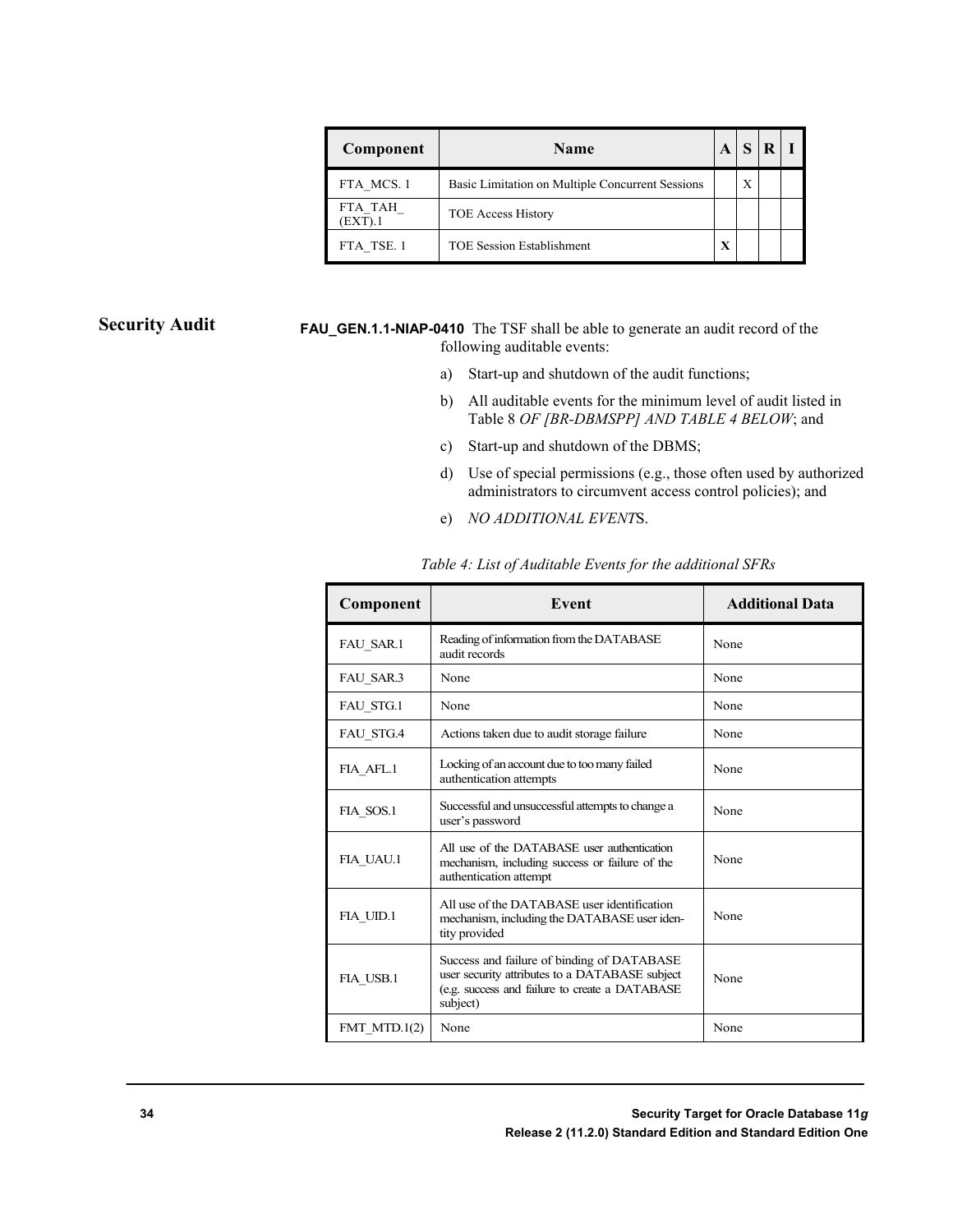| Component | Name | A | S | R | I |
|---|---|---|---|---|---|
| FTA_MCS. 1 | Basic Limitation on Multiple Concurrent Sessions | | X | | |
| FTA_TAH_ (EXT).1 | TOE Access History | | | | |
| FTA_TSE. 1 | TOE Session Establishment | X | | | |

## Security Audit

**FAU_GEN.1.1-NIAP-0410** The TSF shall be able to generate an audit record of the following auditable events:

a) Start-up and shutdown of the audit functions;

b) All auditable events for the minimum level of audit listed in Table 8 *OF [BR-DBMSPP] AND TABLE 4 BELOW*; and

c) Start-up and shutdown of the DBMS;

d) Use of special permissions (e.g., those often used by authorized administrators to circumvent access control policies); and

e) *NO ADDITIONAL EVENT*S.

*Table 4: List of Auditable Events for the additional SFRs*

| Component | Event | Additional Data |
|---|---|---|
| FAU_SAR.1 | Reading of information from the DATABASE audit records | None |
| FAU_SAR.3 | None | None |
| FAU_STG.1 | None | None |
| FAU_STG.4 | Actions taken due to audit storage failure | None |
| FIA_AFL.1 | Locking of an account due to too many failed authentication attempts | None |
| FIA_SOS.1 | Successful and unsuccessful attempts to change a user's password | None |
| FIA_UAU.1 | All use of the DATABASE user authentication mechanism, including success or failure of the authentication attempt | None |
| FIA_UID.1 | All use of the DATABASE user identification mechanism, including the DATABASE user identity provided | None |
| FIA_USB.1 | Success and failure of binding of DATABASE user security attributes to a DATABASE subject (e.g. success and failure to create a DATABASE subject) | None |
| FMT_MTD.1(2) | None | None |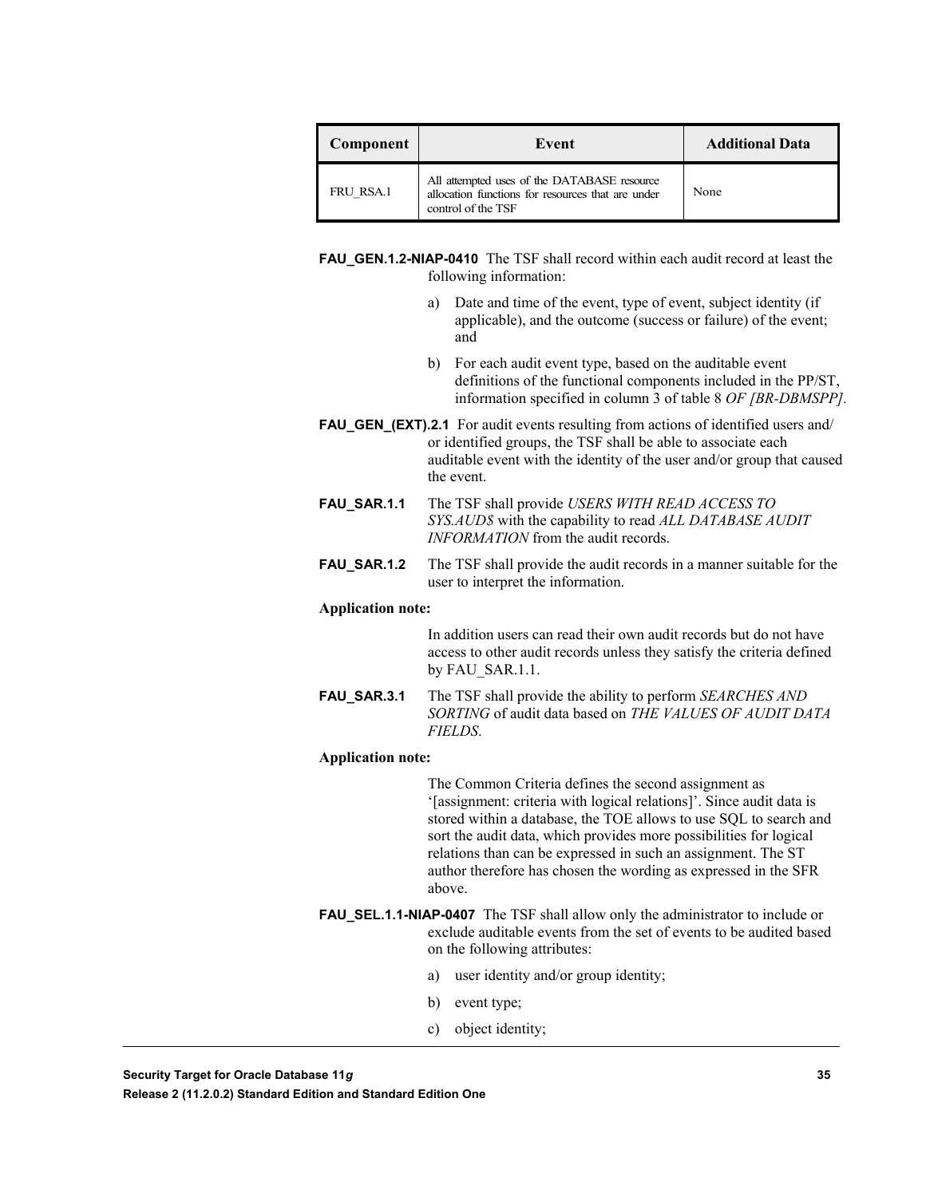| Component | Event | Additional Data |
| --- | --- | --- |
| FRU_RSA.1 | All attempted uses of the DATABASE resource allocation functions for resources that are under control of the TSF | None |

**FAU_GEN.1.2-NIAP-0410** The TSF shall record within each audit record at least the following information:

a) Date and time of the event, type of event, subject identity (if applicable), and the outcome (success or failure) of the event; and

b) For each audit event type, based on the auditable event definitions of the functional components included in the PP/ST, information specified in column 3 of table 8 *OF [BR-DBMSPP]*.

**FAU_GEN_(EXT).2.1** For audit events resulting from actions of identified users and/ or identified groups, the TSF shall be able to associate each auditable event with the identity of the user and/or group that caused the event.

**FAU_SAR.1.1** The TSF shall provide *USERS WITH READ ACCESS TO SYS.AUD$* with the capability to read *ALL DATABASE AUDIT INFORMATION* from the audit records.

**FAU_SAR.1.2** The TSF shall provide the audit records in a manner suitable for the user to interpret the information.

**Application note:**

In addition users can read their own audit records but do not have access to other audit records unless they satisfy the criteria defined by FAU_SAR.1.1.

**FAU_SAR.3.1** The TSF shall provide the ability to perform *SEARCHES AND SORTING* of audit data based on *THE VALUES OF AUDIT DATA FIELDS*.

**Application note:**

The Common Criteria defines the second assignment as '[assignment: criteria with logical relations]'. Since audit data is stored within a database, the TOE allows to use SQL to search and sort the audit data, which provides more possibilities for logical relations than can be expressed in such an assignment. The ST author therefore has chosen the wording as expressed in the SFR above.

**FAU_SEL.1.1-NIAP-0407** The TSF shall allow only the administrator to include or exclude auditable events from the set of events to be audited based on the following attributes:

a) user identity and/or group identity;

b) event type;

c) object identity;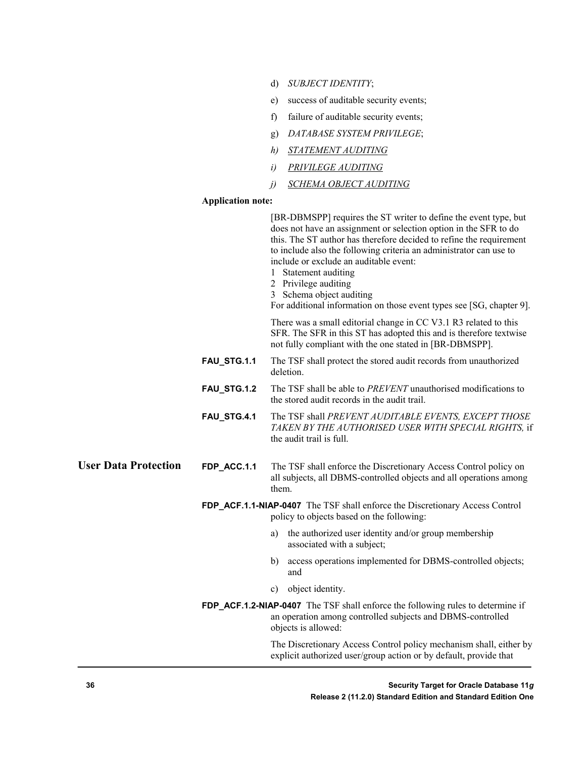d) *SUBJECT IDENTITY*;

e) success of auditable security events;

f) failure of auditable security events;

g) *DATABASE SYSTEM PRIVILEGE*;

*h)* *STATEMENT AUDITING*

*i)* *PRIVILEGE AUDITING*

*j)* *SCHEMA OBJECT AUDITING*

**Application note:**

[BR-DBMSPP] requires the ST writer to define the event type, but does not have an assignment or selection option in the SFR to do this. The ST author has therefore decided to refine the requirement to include also the following criteria an administrator can use to include or exclude an auditable event:
1 Statement auditing
2 Privilege auditing
3 Schema object auditing
For additional information on those event types see [SG, chapter 9].

There was a small editorial change in CC V3.1 R3 related to this SFR. The SFR in this ST has adopted this and is therefore textwise not fully compliant with the one stated in [BR-DBMSPP].

**FAU_STG.1.1** The TSF shall protect the stored audit records from unauthorized deletion.

**FAU_STG.1.2** The TSF shall be able to *PREVENT* unauthorised modifications to the stored audit records in the audit trail.

**FAU_STG.4.1** The TSF shall *PREVENT AUDITABLE EVENTS, EXCEPT THOSE TAKEN BY THE AUTHORISED USER WITH SPECIAL RIGHTS,* if the audit trail is full.

## User Data Protection

**FDP_ACC.1.1** The TSF shall enforce the Discretionary Access Control policy on all subjects, all DBMS-controlled objects and all operations among them.

**FDP_ACF.1.1-NIAP-0407** The TSF shall enforce the Discretionary Access Control policy to objects based on the following:

a) the authorized user identity and/or group membership associated with a subject;

b) access operations implemented for DBMS-controlled objects; and

c) object identity.

**FDP_ACF.1.2-NIAP-0407** The TSF shall enforce the following rules to determine if an operation among controlled subjects and DBMS-controlled objects is allowed:

The Discretionary Access Control policy mechanism shall, either by explicit authorized user/group action or by default, provide that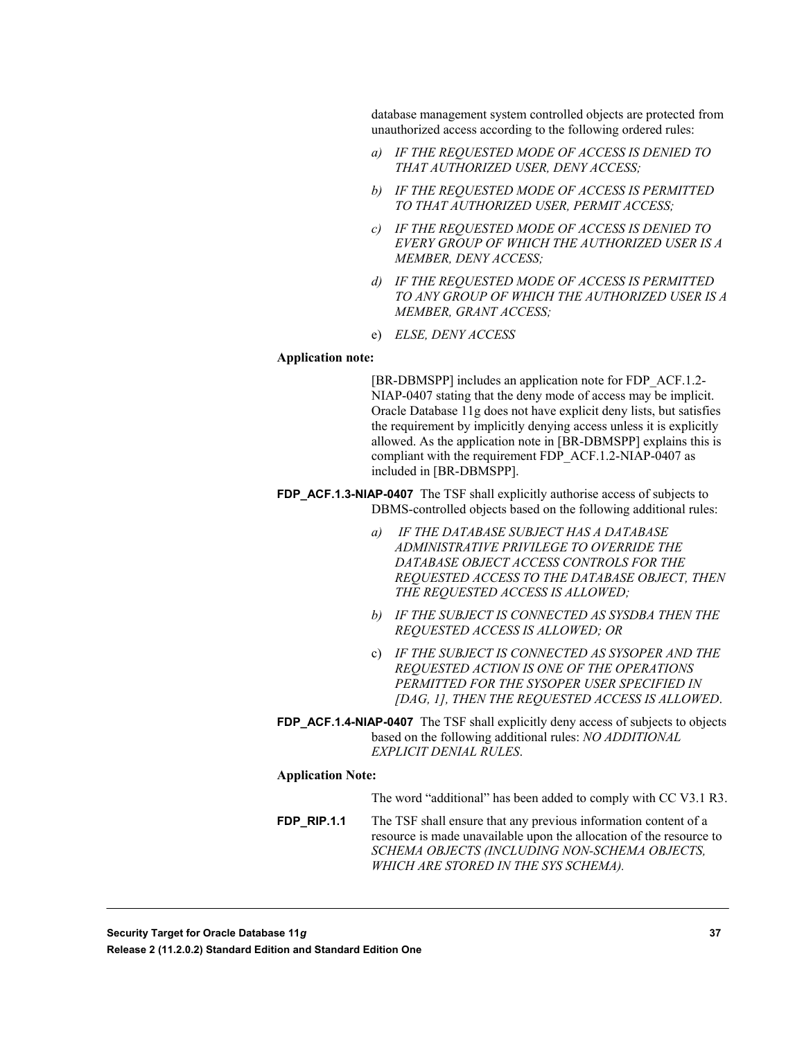database management system controlled objects are protected from unauthorized access according to the following ordered rules:

a) *IF THE REQUESTED MODE OF ACCESS IS DENIED TO THAT AUTHORIZED USER, DENY ACCESS;*

b) *IF THE REQUESTED MODE OF ACCESS IS PERMITTED TO THAT AUTHORIZED USER, PERMIT ACCESS;*

c) *IF THE REQUESTED MODE OF ACCESS IS DENIED TO EVERY GROUP OF WHICH THE AUTHORIZED USER IS A MEMBER, DENY ACCESS;*

d) *IF THE REQUESTED MODE OF ACCESS IS PERMITTED TO ANY GROUP OF WHICH THE AUTHORIZED USER IS A MEMBER, GRANT ACCESS;*

e) *ELSE, DENY ACCESS*

**Application note:**

[BR-DBMSPP] includes an application note for FDP_ACF.1.2-NIAP-0407 stating that the deny mode of access may be implicit. Oracle Database 11g does not have explicit deny lists, but satisfies the requirement by implicitly denying access unless it is explicitly allowed. As the application note in [BR-DBMSPP] explains this is compliant with the requirement FDP_ACF.1.2-NIAP-0407 as included in [BR-DBMSPP].

**FDP_ACF.1.3-NIAP-0407** The TSF shall explicitly authorise access of subjects to DBMS-controlled objects based on the following additional rules:

a) *IF THE DATABASE SUBJECT HAS A DATABASE ADMINISTRATIVE PRIVILEGE TO OVERRIDE THE DATABASE OBJECT ACCESS CONTROLS FOR THE REQUESTED ACCESS TO THE DATABASE OBJECT, THEN THE REQUESTED ACCESS IS ALLOWED;*

b) *IF THE SUBJECT IS CONNECTED AS SYSDBA THEN THE REQUESTED ACCESS IS ALLOWED; OR*

c) *IF THE SUBJECT IS CONNECTED AS SYSOPER AND THE REQUESTED ACTION IS ONE OF THE OPERATIONS PERMITTED FOR THE SYSOPER USER SPECIFIED IN [DAG, 1], THEN THE REQUESTED ACCESS IS ALLOWED*.

**FDP_ACF.1.4-NIAP-0407** The TSF shall explicitly deny access of subjects to objects based on the following additional rules: *NO ADDITIONAL EXPLICIT DENIAL RULES*.

**Application Note:**

The word “additional” has been added to comply with CC V3.1 R3.

**FDP_RIP.1.1** The TSF shall ensure that any previous information content of a resource is made unavailable upon the allocation of the resource to *SCHEMA OBJECTS (INCLUDING NON-SCHEMA OBJECTS, WHICH ARE STORED IN THE SYS SCHEMA).*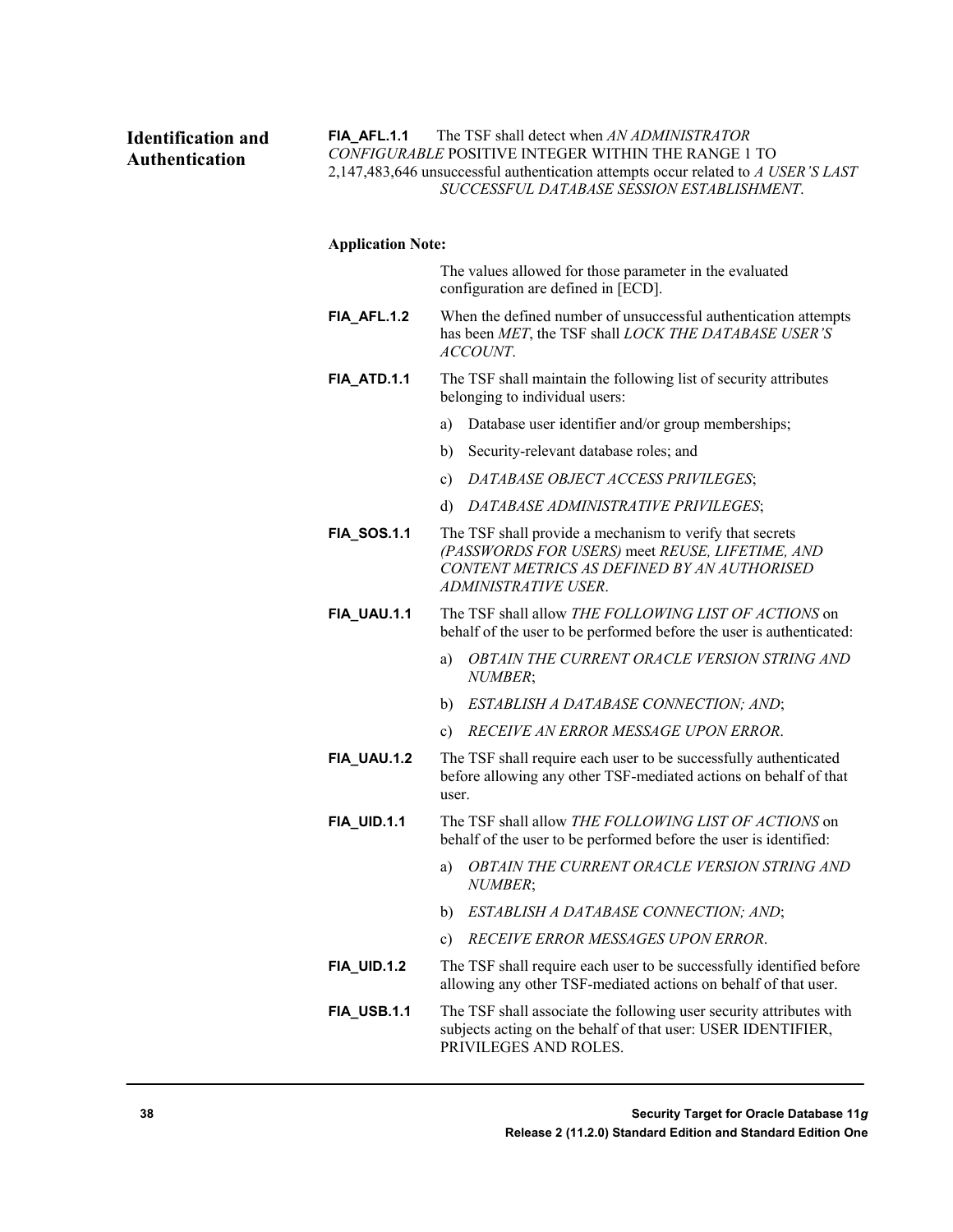## Identification and Authentication

**FIA_AFL.1.1** The TSF shall detect when *AN ADMINISTRATOR CONFIGURABLE* POSITIVE INTEGER WITHIN THE RANGE 1 TO 2,147,483,646 unsuccessful authentication attempts occur related to *A USER'S LAST SUCCESSFUL DATABASE SESSION ESTABLISHMENT*.

**Application Note:**

The values allowed for those parameter in the evaluated configuration are defined in [ECD].

**FIA_AFL.1.2** When the defined number of unsuccessful authentication attempts has been *MET*, the TSF shall *LOCK THE DATABASE USER'S ACCOUNT*.

**FIA_ATD.1.1** The TSF shall maintain the following list of security attributes belonging to individual users:

a) Database user identifier and/or group memberships;

b) Security-relevant database roles; and

c) *DATABASE OBJECT ACCESS PRIVILEGES*;

d) *DATABASE ADMINISTRATIVE PRIVILEGES*;

**FIA_SOS.1.1** The TSF shall provide a mechanism to verify that secrets *(PASSWORDS FOR USERS)* meet *REUSE, LIFETIME, AND CONTENT METRICS AS DEFINED BY AN AUTHORISED ADMINISTRATIVE USER*.

**FIA_UAU.1.1** The TSF shall allow *THE FOLLOWING LIST OF ACTIONS* on behalf of the user to be performed before the user is authenticated:

a) *OBTAIN THE CURRENT ORACLE VERSION STRING AND NUMBER*;

b) *ESTABLISH A DATABASE CONNECTION; AND*;

c) *RECEIVE AN ERROR MESSAGE UPON ERROR*.

**FIA_UAU.1.2** The TSF shall require each user to be successfully authenticated before allowing any other TSF-mediated actions on behalf of that user.

**FIA_UID.1.1** The TSF shall allow *THE FOLLOWING LIST OF ACTIONS* on behalf of the user to be performed before the user is identified:

a) *OBTAIN THE CURRENT ORACLE VERSION STRING AND NUMBER*;

b) *ESTABLISH A DATABASE CONNECTION; AND*;

c) *RECEIVE ERROR MESSAGES UPON ERROR*.

**FIA_UID.1.2** The TSF shall require each user to be successfully identified before allowing any other TSF-mediated actions on behalf of that user.

**FIA_USB.1.1** The TSF shall associate the following user security attributes with subjects acting on the behalf of that user: USER IDENTIFIER, PRIVILEGES AND ROLES.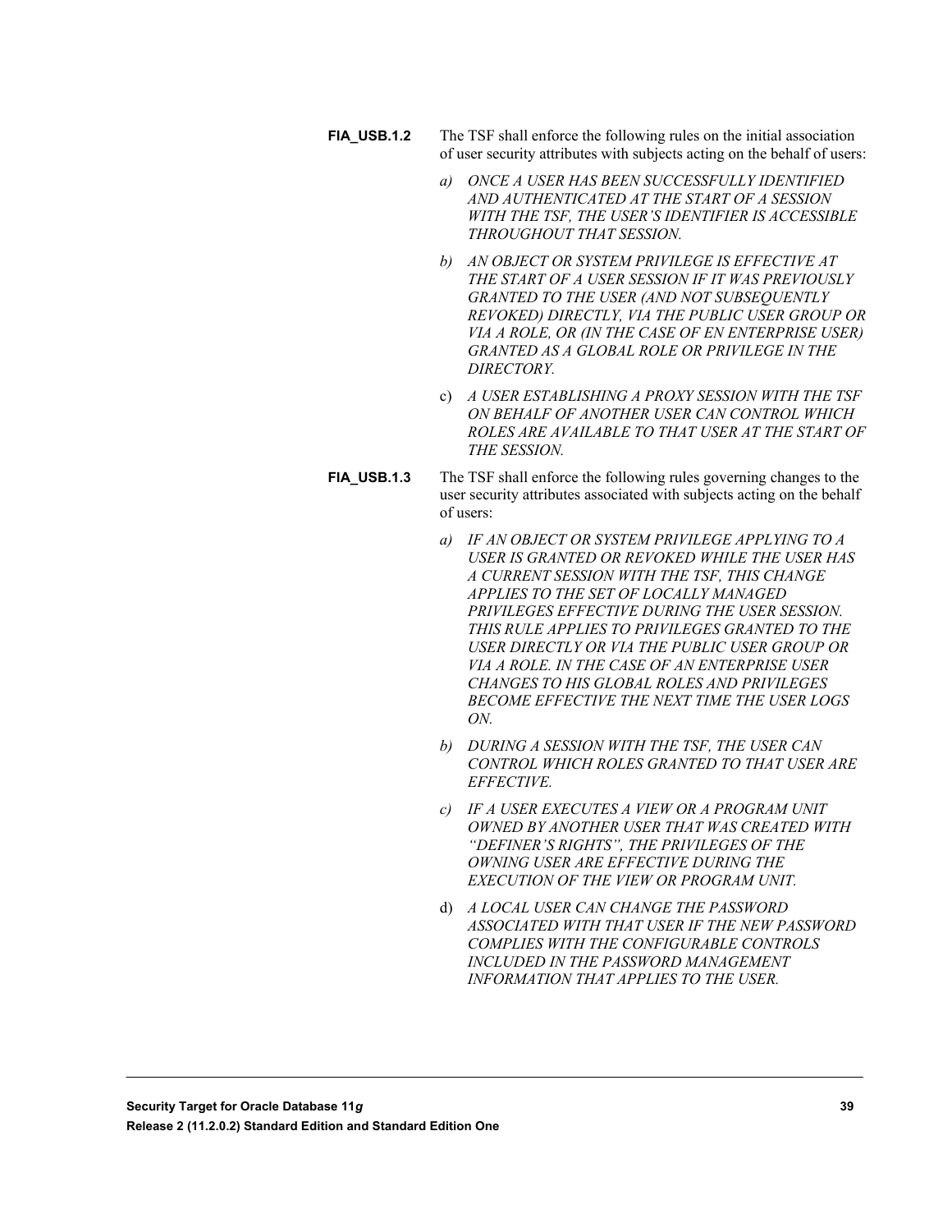**FIA_USB.1.2** The TSF shall enforce the following rules on the initial association of user security attributes with subjects acting on the behalf of users:

*a) ONCE A USER HAS BEEN SUCCESSFULLY IDENTIFIED AND AUTHENTICATED AT THE START OF A SESSION WITH THE TSF, THE USER'S IDENTIFIER IS ACCESSIBLE THROUGHOUT THAT SESSION.*

*b) AN OBJECT OR SYSTEM PRIVILEGE IS EFFECTIVE AT THE START OF A USER SESSION IF IT WAS PREVIOUSLY GRANTED TO THE USER (AND NOT SUBSEQUENTLY REVOKED) DIRECTLY, VIA THE PUBLIC USER GROUP OR VIA A ROLE, OR (IN THE CASE OF EN ENTERPRISE USER) GRANTED AS A GLOBAL ROLE OR PRIVILEGE IN THE DIRECTORY.*

c) *A USER ESTABLISHING A PROXY SESSION WITH THE TSF ON BEHALF OF ANOTHER USER CAN CONTROL WHICH ROLES ARE AVAILABLE TO THAT USER AT THE START OF THE SESSION.*

**FIA_USB.1.3** The TSF shall enforce the following rules governing changes to the user security attributes associated with subjects acting on the behalf of users:

*a) IF AN OBJECT OR SYSTEM PRIVILEGE APPLYING TO A USER IS GRANTED OR REVOKED WHILE THE USER HAS A CURRENT SESSION WITH THE TSF, THIS CHANGE APPLIES TO THE SET OF LOCALLY MANAGED PRIVILEGES EFFECTIVE DURING THE USER SESSION. THIS RULE APPLIES TO PRIVILEGES GRANTED TO THE USER DIRECTLY OR VIA THE PUBLIC USER GROUP OR VIA A ROLE. IN THE CASE OF AN ENTERPRISE USER CHANGES TO HIS GLOBAL ROLES AND PRIVILEGES BECOME EFFECTIVE THE NEXT TIME THE USER LOGS ON.*

*b) DURING A SESSION WITH THE TSF, THE USER CAN CONTROL WHICH ROLES GRANTED TO THAT USER ARE EFFECTIVE.*

*c) IF A USER EXECUTES A VIEW OR A PROGRAM UNIT OWNED BY ANOTHER USER THAT WAS CREATED WITH "DEFINER'S RIGHTS", THE PRIVILEGES OF THE OWNING USER ARE EFFECTIVE DURING THE EXECUTION OF THE VIEW OR PROGRAM UNIT.*

d) *A LOCAL USER CAN CHANGE THE PASSWORD ASSOCIATED WITH THAT USER IF THE NEW PASSWORD COMPLIES WITH THE CONFIGURABLE CONTROLS INCLUDED IN THE PASSWORD MANAGEMENT INFORMATION THAT APPLIES TO THE USER.*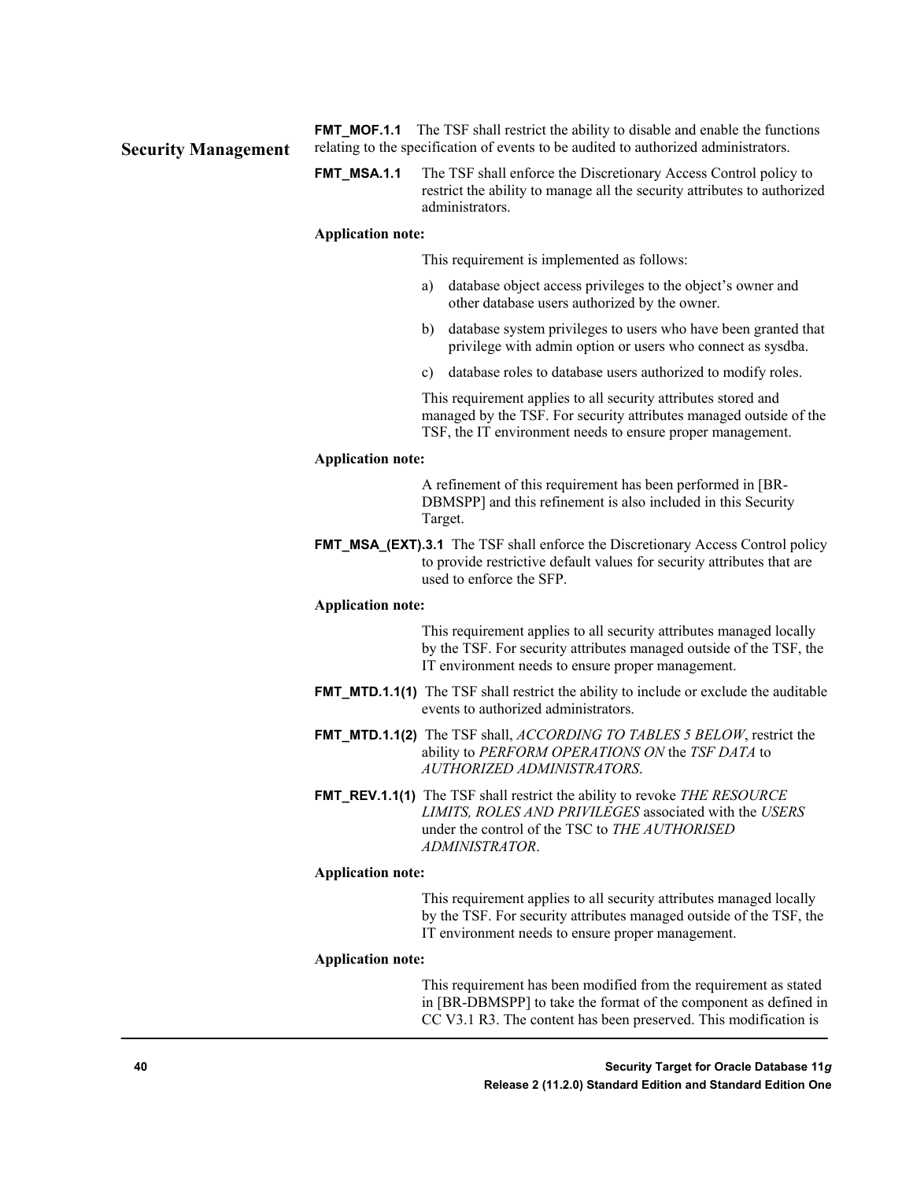## Security Management

**FMT_MOF.1.1** The TSF shall restrict the ability to disable and enable the functions relating to the specification of events to be audited to authorized administrators.

**FMT_MSA.1.1** The TSF shall enforce the Discretionary Access Control policy to restrict the ability to manage all the security attributes to authorized administrators.

**Application note:**

This requirement is implemented as follows:

a) database object access privileges to the object's owner and other database users authorized by the owner.

b) database system privileges to users who have been granted that privilege with admin option or users who connect as sysdba.

c) database roles to database users authorized to modify roles.

This requirement applies to all security attributes stored and managed by the TSF. For security attributes managed outside of the TSF, the IT environment needs to ensure proper management.

**Application note:**

A refinement of this requirement has been performed in [BR-DBMSPP] and this refinement is also included in this Security Target.

**FMT_MSA_(EXT).3.1** The TSF shall enforce the Discretionary Access Control policy to provide restrictive default values for security attributes that are used to enforce the SFP.

**Application note:**

This requirement applies to all security attributes managed locally by the TSF. For security attributes managed outside of the TSF, the IT environment needs to ensure proper management.

**FMT_MTD.1.1(1)** The TSF shall restrict the ability to include or exclude the auditable events to authorized administrators.

**FMT_MTD.1.1(2)** The TSF shall, *ACCORDING TO TABLES 5 BELOW*, restrict the ability to *PERFORM OPERATIONS ON* the *TSF DATA* to *AUTHORIZED ADMINISTRATORS*.

**FMT_REV.1.1(1)** The TSF shall restrict the ability to revoke *THE RESOURCE LIMITS, ROLES AND PRIVILEGES* associated with the *USERS* under the control of the TSC to *THE AUTHORISED ADMINISTRATOR*.

**Application note:**

This requirement applies to all security attributes managed locally by the TSF. For security attributes managed outside of the TSF, the IT environment needs to ensure proper management.

**Application note:**

This requirement has been modified from the requirement as stated in [BR-DBMSPP] to take the format of the component as defined in CC V3.1 R3. The content has been preserved. This modification is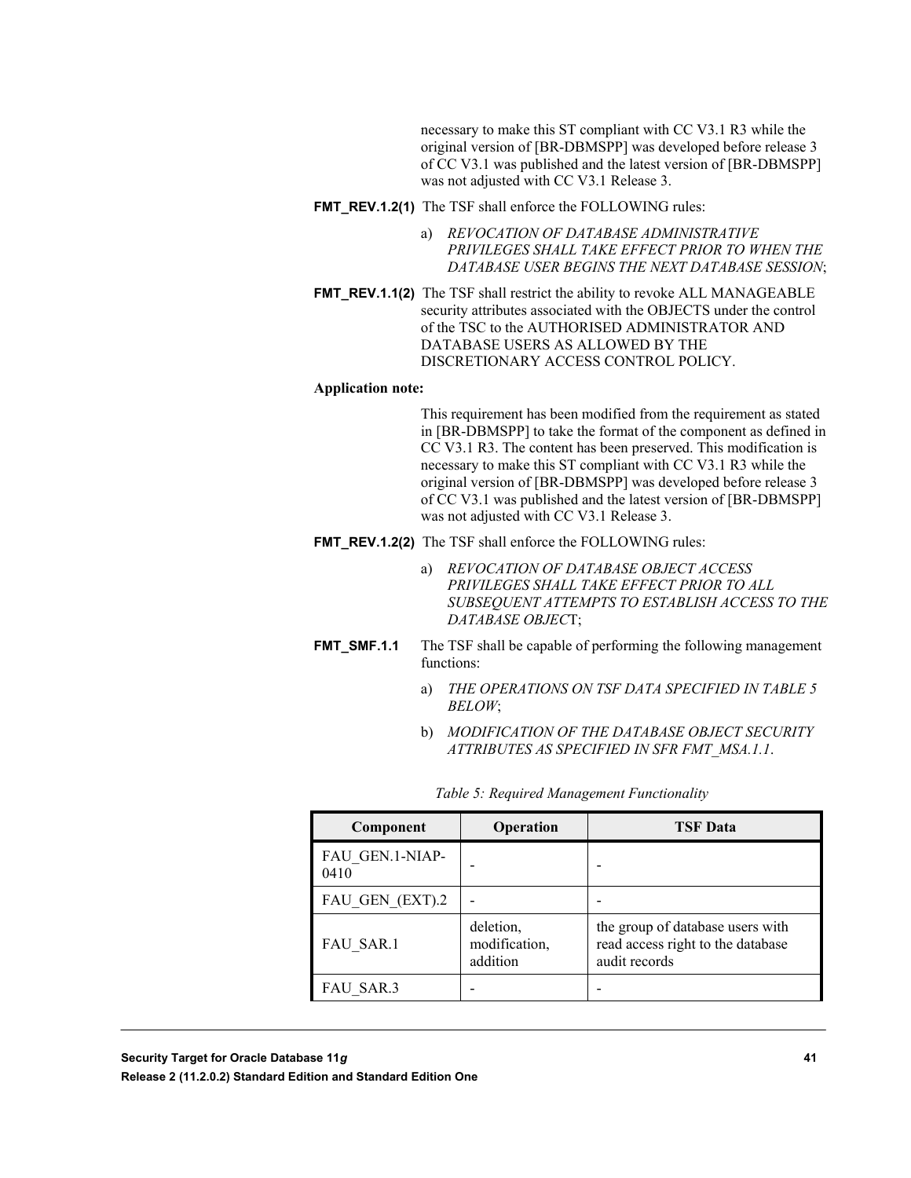necessary to make this ST compliant with CC V3.1 R3 while the original version of [BR-DBMSPP] was developed before release 3 of CC V3.1 was published and the latest version of [BR-DBMSPP] was not adjusted with CC V3.1 Release 3.

**FMT_REV.1.2(1)** The TSF shall enforce the FOLLOWING rules:

a) *REVOCATION OF DATABASE ADMINISTRATIVE PRIVILEGES SHALL TAKE EFFECT PRIOR TO WHEN THE DATABASE USER BEGINS THE NEXT DATABASE SESSION*;

**FMT_REV.1.1(2)** The TSF shall restrict the ability to revoke ALL MANAGEABLE security attributes associated with the OBJECTS under the control of the TSC to the AUTHORISED ADMINISTRATOR AND DATABASE USERS AS ALLOWED BY THE DISCRETIONARY ACCESS CONTROL POLICY.

**Application note:**

This requirement has been modified from the requirement as stated in [BR-DBMSPP] to take the format of the component as defined in CC V3.1 R3. The content has been preserved. This modification is necessary to make this ST compliant with CC V3.1 R3 while the original version of [BR-DBMSPP] was developed before release 3 of CC V3.1 was published and the latest version of [BR-DBMSPP] was not adjusted with CC V3.1 Release 3.

**FMT_REV.1.2(2)** The TSF shall enforce the FOLLOWING rules:

a) *REVOCATION OF DATABASE OBJECT ACCESS PRIVILEGES SHALL TAKE EFFECT PRIOR TO ALL SUBSEQUENT ATTEMPTS TO ESTABLISH ACCESS TO THE DATABASE OBJECT*;

**FMT_SMF.1.1** The TSF shall be capable of performing the following management functions:

a) *THE OPERATIONS ON TSF DATA SPECIFIED IN TABLE 5 BELOW*;

b) *MODIFICATION OF THE DATABASE OBJECT SECURITY ATTRIBUTES AS SPECIFIED IN SFR FMT_MSA.1.1*.

*Table 5: Required Management Functionality*

| Component | Operation | TSF Data |
|---|---|---|
| FAU_GEN.1-NIAP-0410 | - | - |
| FAU_GEN_(EXT).2 | - | - |
| FAU_SAR.1 | deletion, modification, addition | the group of database users with read access right to the database audit records |
| FAU_SAR.3 | - | - |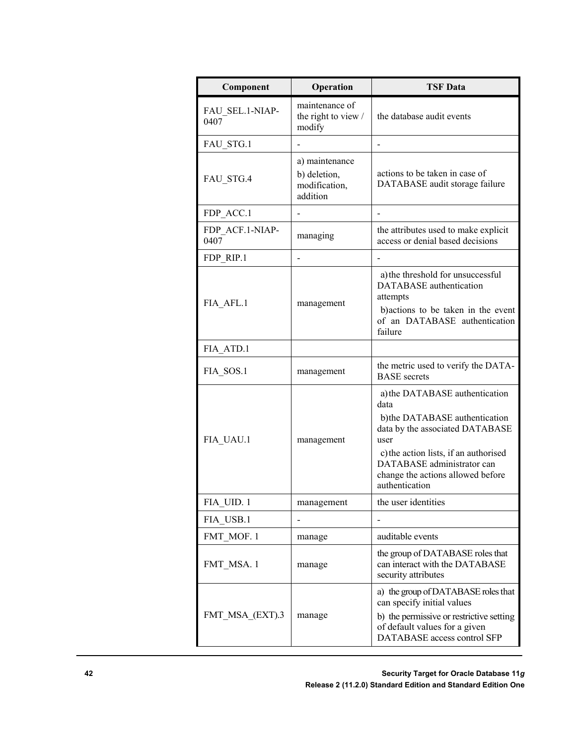| Component | Operation | TSF Data |
|---|---|---|
| FAU_SEL.1-NIAP-0407 | maintenance of the right to view / modify | the database audit events |
| FAU_STG.1 | - | - |
| FAU_STG.4 | a) maintenance<br>b) deletion, modification, addition | actions to be taken in case of DATABASE audit storage failure |
| FDP_ACC.1 | - | - |
| FDP_ACF.1-NIAP-0407 | managing | the attributes used to make explicit access or denial based decisions |
| FDP_RIP.1 | - | - |
| FIA_AFL.1 | management | a) the threshold for unsuccessful DATABASE authentication attempts<br>b) actions to be taken in the event of an DATABASE authentication failure |
| FIA_ATD.1 | | |
| FIA_SOS.1 | management | the metric used to verify the DATA-BASE secrets |
| FIA_UAU.1 | management | a) the DATABASE authentication data<br>b) the DATABASE authentication data by the associated DATABASE user<br>c) the action lists, if an authorised DATABASE administrator can change the actions allowed before authentication |
| FIA_UID. 1 | management | the user identities |
| FIA_USB.1 | - | - |
| FMT_MOF. 1 | manage | auditable events |
| FMT_MSA. 1 | manage | the group of DATABASE roles that can interact with the DATABASE security attributes |
| FMT_MSA_(EXT).3 | manage | a) the group of DATABASE roles that can specify initial values<br>b) the permissive or restrictive setting of default values for a given DATABASE access control SFP |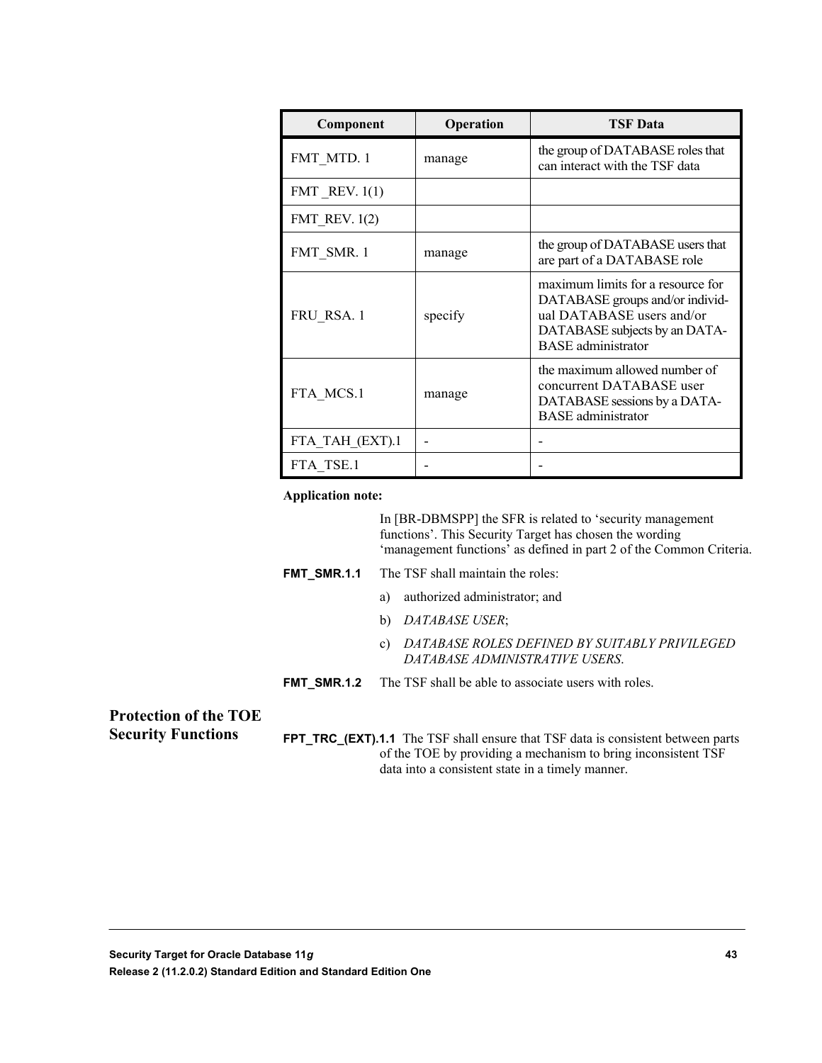| Component | Operation | TSF Data |
|---|---|---|
| FMT_MTD. 1 | manage | the group of DATABASE roles that can interact with the TSF data |
| FMT _REV. 1(1) | | |
| FMT_REV. 1(2) | | |
| FMT_SMR. 1 | manage | the group of DATABASE users that are part of a DATABASE role |
| FRU_RSA. 1 | specify | maximum limits for a resource for DATABASE groups and/or individual DATABASE users and/or DATABASE subjects by an DATABASE administrator |
| FTA_MCS.1 | manage | the maximum allowed number of concurrent DATABASE user DATABASE sessions by a DATABASE administrator |
| FTA_TAH_(EXT).1 | - | - |
| FTA_TSE.1 | - | - |

**Application note:**

In [BR-DBMSPP] the SFR is related to 'security management functions'. This Security Target has chosen the wording 'management functions' as defined in part 2 of the Common Criteria.

**FMT_SMR.1.1** The TSF shall maintain the roles:

a) authorized administrator; and

b) *DATABASE USER*;

c) *DATABASE ROLES DEFINED BY SUITABLY PRIVILEGED DATABASE ADMINISTRATIVE USERS*.

**FMT_SMR.1.2** The TSF shall be able to associate users with roles.

## Protection of the TOE Security Functions

**FPT_TRC_(EXT).1.1** The TSF shall ensure that TSF data is consistent between parts of the TOE by providing a mechanism to bring inconsistent TSF data into a consistent state in a timely manner.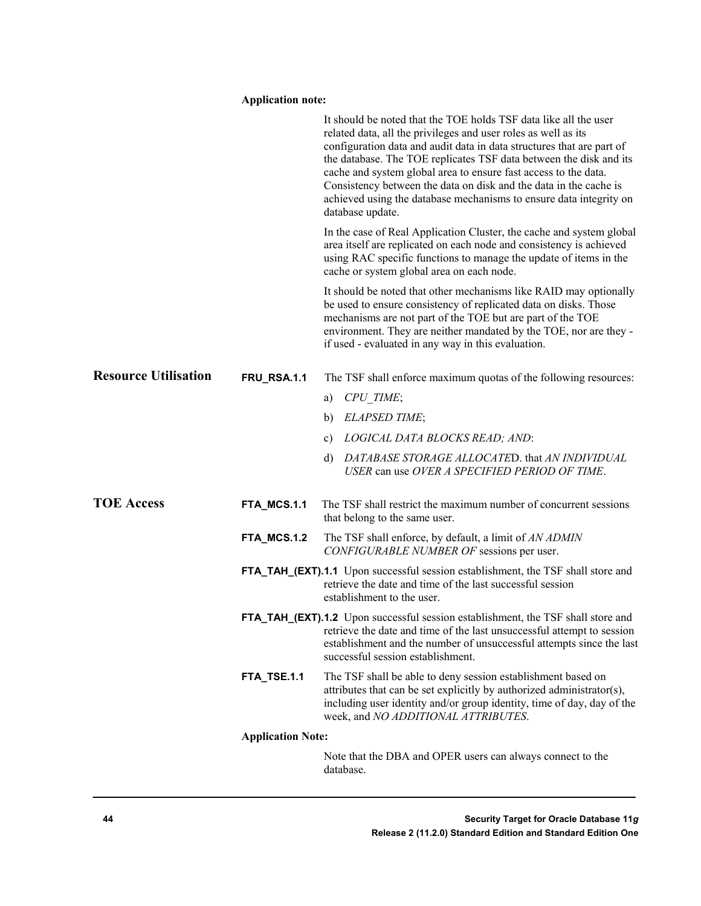**Application note:**

It should be noted that the TOE holds TSF data like all the user related data, all the privileges and user roles as well as its configuration data and audit data in data structures that are part of the database. The TOE replicates TSF data between the disk and its cache and system global area to ensure fast access to the data. Consistency between the data on disk and the data in the cache is achieved using the database mechanisms to ensure data integrity on database update.

In the case of Real Application Cluster, the cache and system global area itself are replicated on each node and consistency is achieved using RAC specific functions to manage the update of items in the cache or system global area on each node.

It should be noted that other mechanisms like RAID may optionally be used to ensure consistency of replicated data on disks. Those mechanisms are not part of the TOE but are part of the TOE environment. They are neither mandated by the TOE, nor are they - if used - evaluated in any way in this evaluation.

## Resource Utilisation

**FRU_RSA.1.1** The TSF shall enforce maximum quotas of the following resources:

a) *CPU_TIME*;

b) *ELAPSED TIME*;

c) *LOGICAL DATA BLOCKS READ; AND*:

d) *DATABASE STORAGE ALLOCATE*D. that *AN INDIVIDUAL USER* can use *OVER A SPECIFIED PERIOD OF TIME*.

## TOE Access

**FTA_MCS.1.1** The TSF shall restrict the maximum number of concurrent sessions that belong to the same user.

**FTA_MCS.1.2** The TSF shall enforce, by default, a limit of *AN ADMIN CONFIGURABLE NUMBER OF* sessions per user.

**FTA_TAH_(EXT).1.1** Upon successful session establishment, the TSF shall store and retrieve the date and time of the last successful session establishment to the user.

**FTA_TAH_(EXT).1.2** Upon successful session establishment, the TSF shall store and retrieve the date and time of the last unsuccessful attempt to session establishment and the number of unsuccessful attempts since the last successful session establishment.

**FTA_TSE.1.1** The TSF shall be able to deny session establishment based on attributes that can be set explicitly by authorized administrator(s), including user identity and/or group identity, time of day, day of the week, and *NO ADDITIONAL ATTRIBUTES.*

**Application Note:**

Note that the DBA and OPER users can always connect to the database.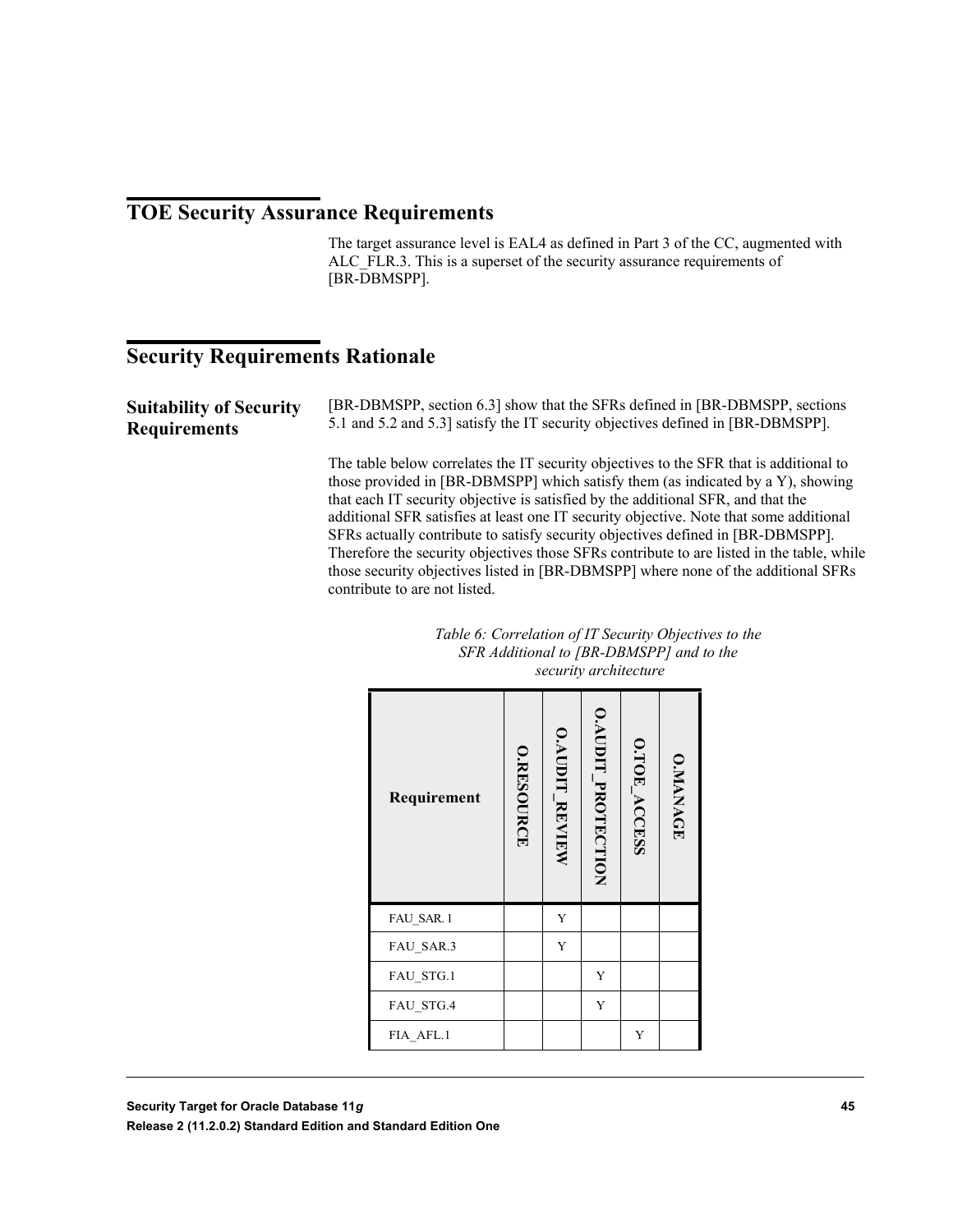## TOE Security Assurance Requirements

The target assurance level is EAL4 as defined in Part 3 of the CC, augmented with ALC_FLR.3. This is a superset of the security assurance requirements of [BR-DBMSPP].

## Security Requirements Rationale

### Suitability of Security Requirements

[BR-DBMSPP, section 6.3] show that the SFRs defined in [BR-DBMSPP, sections 5.1 and 5.2 and 5.3] satisfy the IT security objectives defined in [BR-DBMSPP].

The table below correlates the IT security objectives to the SFR that is additional to those provided in [BR-DBMSPP] which satisfy them (as indicated by a Y), showing that each IT security objective is satisfied by the additional SFR, and that the additional SFR satisfies at least one IT security objective. Note that some additional SFRs actually contribute to satisfy security objectives defined in [BR-DBMSPP]. Therefore the security objectives those SFRs contribute to are listed in the table, while those security objectives listed in [BR-DBMSPP] where none of the additional SFRs contribute to are not listed.

*Table 6: Correlation of IT Security Objectives to the SFR Additional to [BR-DBMSPP] and to the security architecture*

| Requirement | O.RESOURCE | O.AUDIT_REVIEW | O.AUDIT_PROTECTION | O.TOE_ACCESS | O.MANAGE |
|---|---|---|---|---|---|
| FAU_SAR.1 | | Y | | | |
| FAU_SAR.3 | | Y | | | |
| FAU_STG.1 | | | Y | | |
| FAU_STG.4 | | | Y | | |
| FIA_AFL.1 | | | | Y | |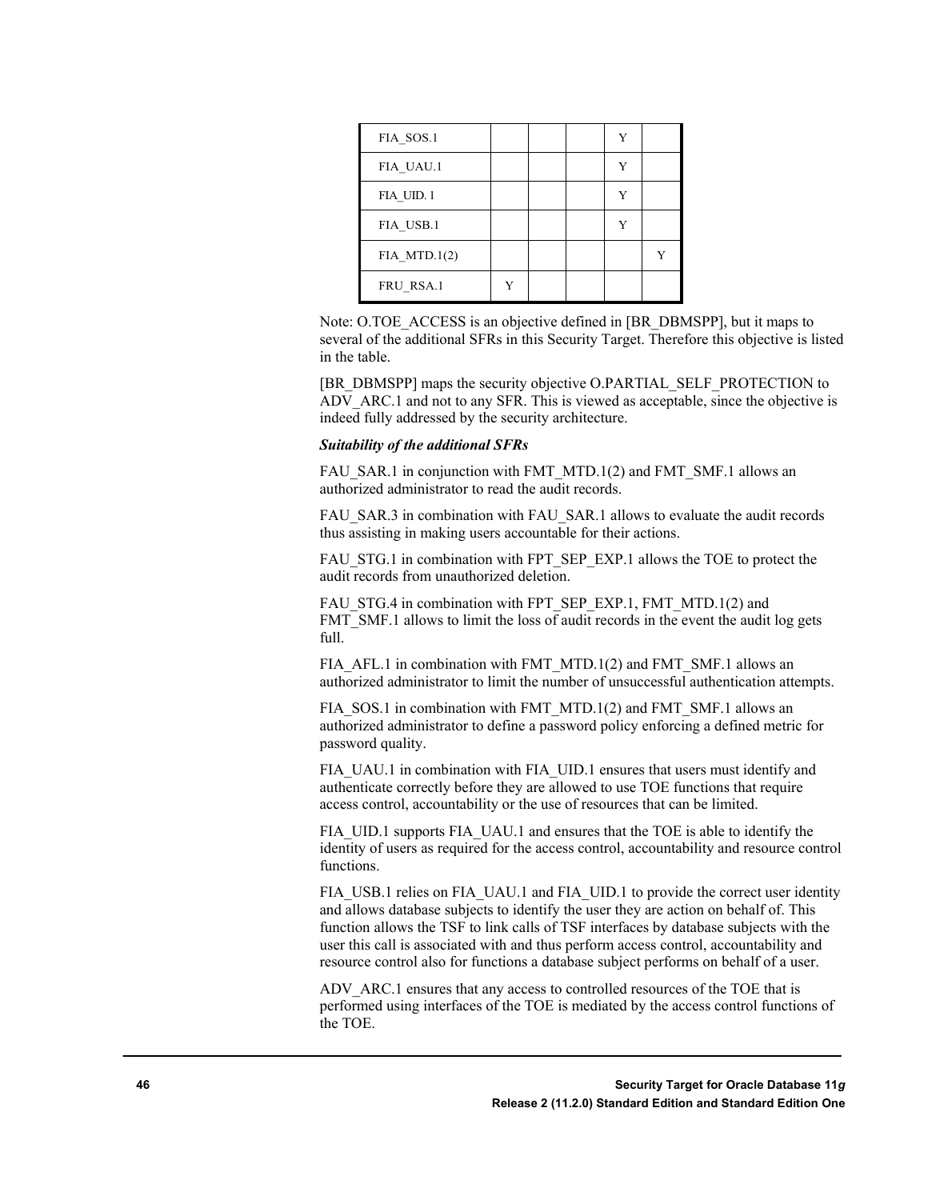| | | | | | |
|---|---|---|---|---|---|
| FIA_SOS.1 | | | | Y | |
| FIA_UAU.1 | | | | Y | |
| FIA_UID. 1 | | | | Y | |
| FIA_USB.1 | | | | Y | |
| FIA_MTD.1(2) | | | | | Y |
| FRU_RSA.1 | Y | | | | |

Note: O.TOE_ACCESS is an objective defined in [BR_DBMSPP], but it maps to several of the additional SFRs in this Security Target. Therefore this objective is listed in the table.

[BR_DBMSPP] maps the security objective O.PARTIAL_SELF_PROTECTION to ADV_ARC.1 and not to any SFR. This is viewed as acceptable, since the objective is indeed fully addressed by the security architecture.

***Suitability of the additional SFRs***

FAU_SAR.1 in conjunction with FMT_MTD.1(2) and FMT_SMF.1 allows an authorized administrator to read the audit records.

FAU_SAR.3 in combination with FAU_SAR.1 allows to evaluate the audit records thus assisting in making users accountable for their actions.

FAU_STG.1 in combination with FPT_SEP_EXP.1 allows the TOE to protect the audit records from unauthorized deletion.

FAU_STG.4 in combination with FPT_SEP_EXP.1, FMT_MTD.1(2) and FMT_SMF.1 allows to limit the loss of audit records in the event the audit log gets full.

FIA_AFL.1 in combination with FMT_MTD.1(2) and FMT_SMF.1 allows an authorized administrator to limit the number of unsuccessful authentication attempts.

FIA_SOS.1 in combination with FMT_MTD.1(2) and FMT_SMF.1 allows an authorized administrator to define a password policy enforcing a defined metric for password quality.

FIA_UAU.1 in combination with FIA_UID.1 ensures that users must identify and authenticate correctly before they are allowed to use TOE functions that require access control, accountability or the use of resources that can be limited.

FIA_UID.1 supports FIA_UAU.1 and ensures that the TOE is able to identify the identity of users as required for the access control, accountability and resource control functions.

FIA_USB.1 relies on FIA_UAU.1 and FIA_UID.1 to provide the correct user identity and allows database subjects to identify the user they are action on behalf of. This function allows the TSF to link calls of TSF interfaces by database subjects with the user this call is associated with and thus perform access control, accountability and resource control also for functions a database subject performs on behalf of a user.

ADV_ARC.1 ensures that any access to controlled resources of the TOE that is performed using interfaces of the TOE is mediated by the access control functions of the TOE.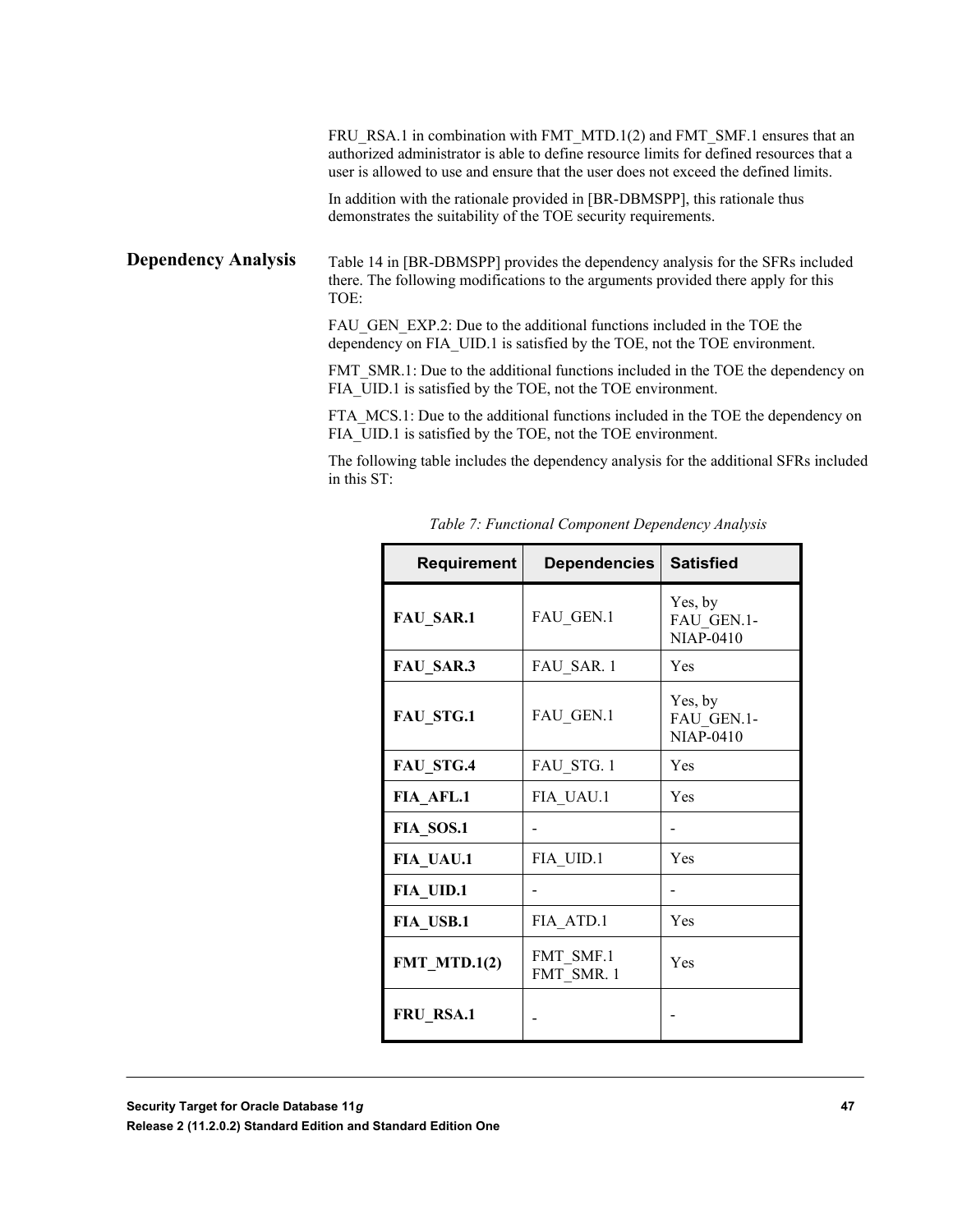FRU_RSA.1 in combination with FMT_MTD.1(2) and FMT_SMF.1 ensures that an authorized administrator is able to define resource limits for defined resources that a user is allowed to use and ensure that the user does not exceed the defined limits.

In addition with the rationale provided in [BR-DBMSPP], this rationale thus demonstrates the suitability of the TOE security requirements.

## Dependency Analysis

Table 14 in [BR-DBMSPP] provides the dependency analysis for the SFRs included there. The following modifications to the arguments provided there apply for this TOE:

FAU_GEN_EXP.2: Due to the additional functions included in the TOE the dependency on FIA_UID.1 is satisfied by the TOE, not the TOE environment.

FMT_SMR.1: Due to the additional functions included in the TOE the dependency on FIA_UID.1 is satisfied by the TOE, not the TOE environment.

FTA_MCS.1: Due to the additional functions included in the TOE the dependency on FIA_UID.1 is satisfied by the TOE, not the TOE environment.

The following table includes the dependency analysis for the additional SFRs included in this ST:

*Table 7: Functional Component Dependency Analysis*

| Requirement | Dependencies | Satisfied |
|---|---|---|
| **FAU_SAR.1** | FAU_GEN.1 | Yes, by FAU_GEN.1-NIAP-0410 |
| **FAU_SAR.3** | FAU_SAR. 1 | Yes |
| **FAU_STG.1** | FAU_GEN.1 | Yes, by FAU_GEN.1-NIAP-0410 |
| **FAU_STG.4** | FAU_STG. 1 | Yes |
| **FIA_AFL.1** | FIA_UAU.1 | Yes |
| **FIA_SOS.1** | - | - |
| **FIA_UAU.1** | FIA_UID.1 | Yes |
| **FIA_UID.1** | - | - |
| **FIA_USB.1** | FIA_ATD.1 | Yes |
| **FMT_MTD.1(2)** | FMT_SMF.1<br>FMT_SMR. 1 | Yes |
| **FRU_RSA.1** | - | - |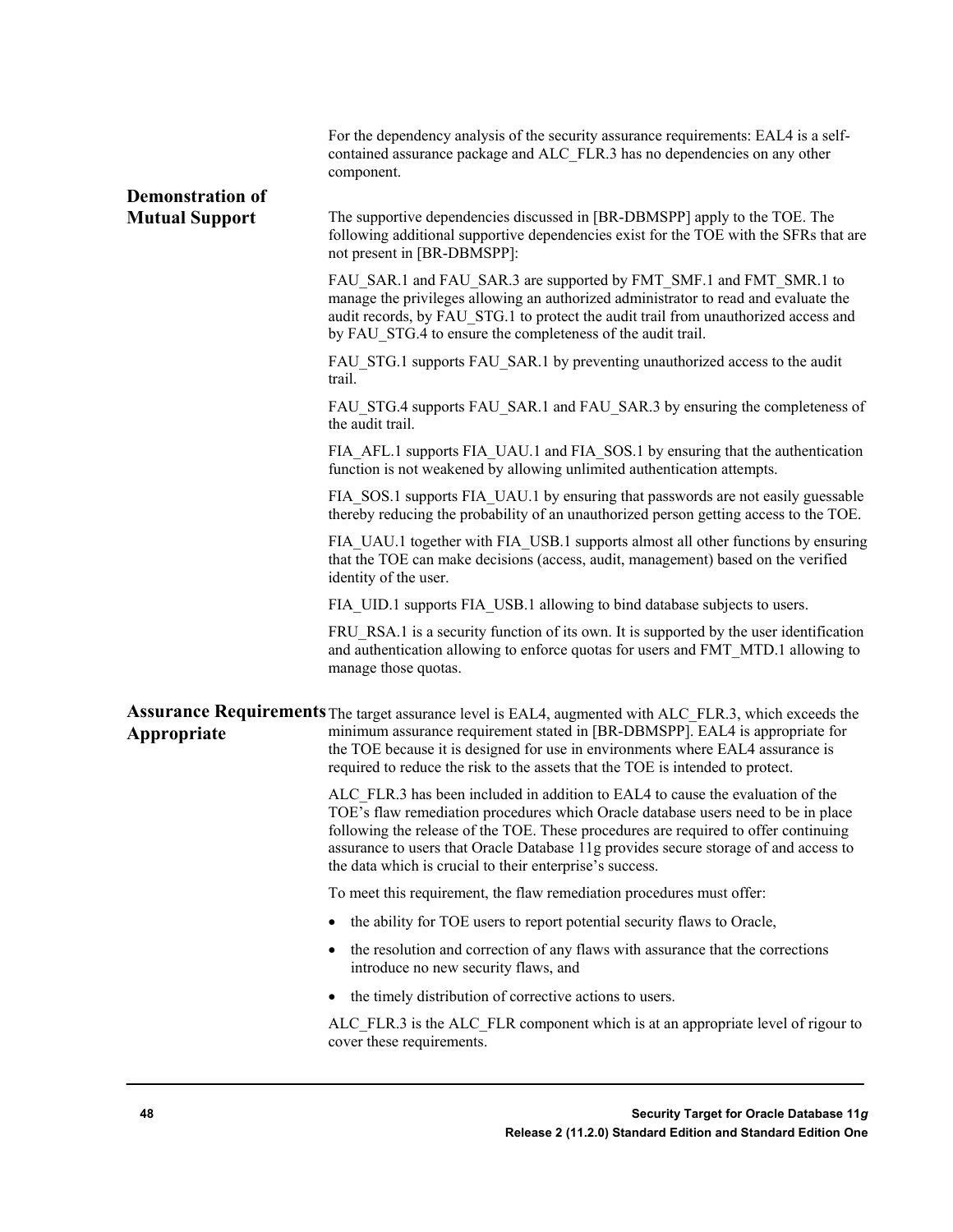For the dependency analysis of the security assurance requirements: EAL4 is a self-contained assurance package and ALC_FLR.3 has no dependencies on any other component.

## Demonstration of Mutual Support

The supportive dependencies discussed in [BR-DBMSPP] apply to the TOE. The following additional supportive dependencies exist for the TOE with the SFRs that are not present in [BR-DBMSPP]:

FAU_SAR.1 and FAU_SAR.3 are supported by FMT_SMF.1 and FMT_SMR.1 to manage the privileges allowing an authorized administrator to read and evaluate the audit records, by FAU_STG.1 to protect the audit trail from unauthorized access and by FAU_STG.4 to ensure the completeness of the audit trail.

FAU_STG.1 supports FAU_SAR.1 by preventing unauthorized access to the audit trail.

FAU_STG.4 supports FAU_SAR.1 and FAU_SAR.3 by ensuring the completeness of the audit trail.

FIA_AFL.1 supports FIA_UAU.1 and FIA_SOS.1 by ensuring that the authentication function is not weakened by allowing unlimited authentication attempts.

FIA_SOS.1 supports FIA_UAU.1 by ensuring that passwords are not easily guessable thereby reducing the probability of an unauthorized person getting access to the TOE.

FIA_UAU.1 together with FIA_USB.1 supports almost all other functions by ensuring that the TOE can make decisions (access, audit, management) based on the verified identity of the user.

FIA_UID.1 supports FIA_USB.1 allowing to bind database subjects to users.

FRU_RSA.1 is a security function of its own. It is supported by the user identification and authentication allowing to enforce quotas for users and FMT_MTD.1 allowing to manage those quotas.

## Assurance Requirements Appropriate

The target assurance level is EAL4, augmented with ALC_FLR.3, which exceeds the minimum assurance requirement stated in [BR-DBMSPP]. EAL4 is appropriate for the TOE because it is designed for use in environments where EAL4 assurance is required to reduce the risk to the assets that the TOE is intended to protect.

ALC_FLR.3 has been included in addition to EAL4 to cause the evaluation of the TOE's flaw remediation procedures which Oracle database users need to be in place following the release of the TOE. These procedures are required to offer continuing assurance to users that Oracle Database 11g provides secure storage of and access to the data which is crucial to their enterprise's success.

To meet this requirement, the flaw remediation procedures must offer:

- the ability for TOE users to report potential security flaws to Oracle,
- the resolution and correction of any flaws with assurance that the corrections introduce no new security flaws, and
- the timely distribution of corrective actions to users.

ALC_FLR.3 is the ALC_FLR component which is at an appropriate level of rigour to cover these requirements.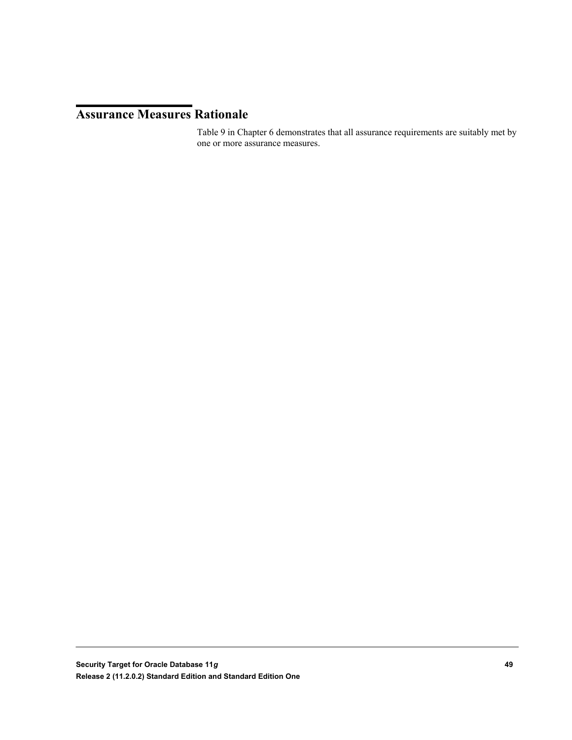## Assurance Measures Rationale

Table 9 in Chapter 6 demonstrates that all assurance requirements are suitably met by one or more assurance measures.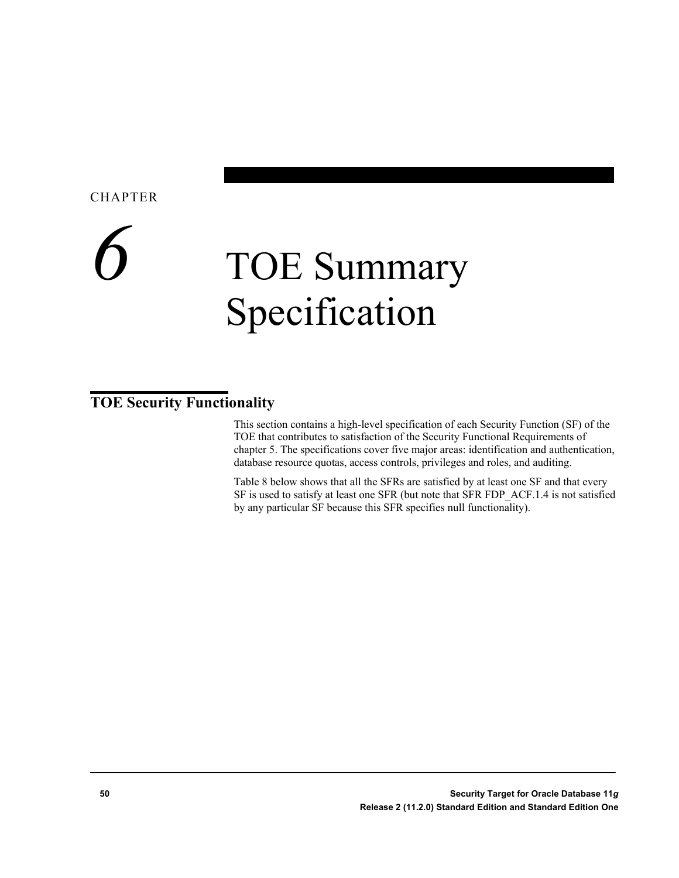CHAPTER

# 6 TOE Summary Specification

## TOE Security Functionality

This section contains a high-level specification of each Security Function (SF) of the TOE that contributes to satisfaction of the Security Functional Requirements of chapter 5. The specifications cover five major areas: identification and authentication, database resource quotas, access controls, privileges and roles, and auditing.

Table 8 below shows that all the SFRs are satisfied by at least one SF and that every SF is used to satisfy at least one SFR (but note that SFR FDP_ACF.1.4 is not satisfied by any particular SF because this SFR specifies null functionality).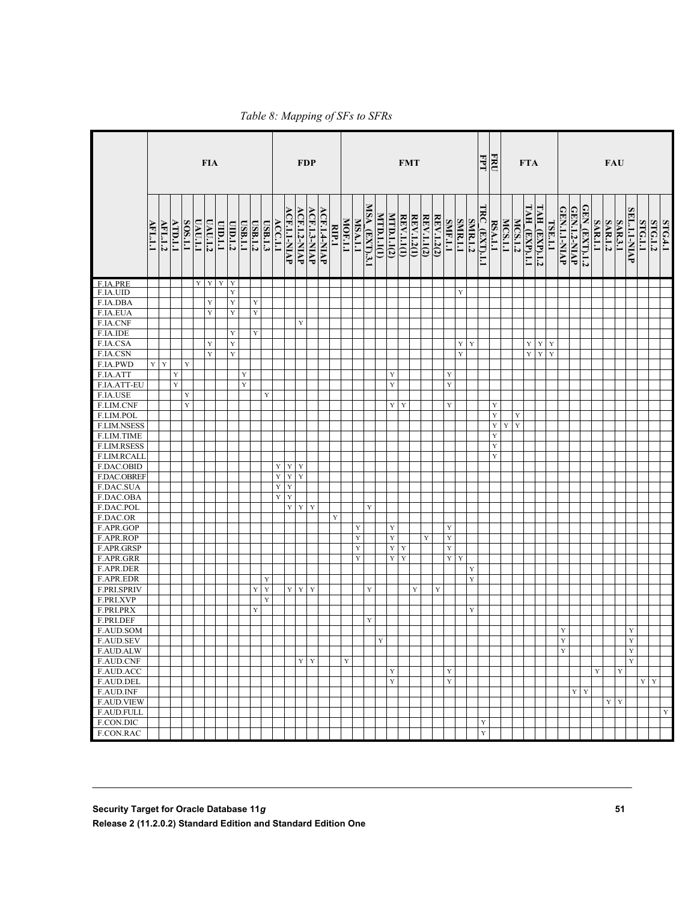*Table 8: Mapping of SFs to SFRs*

| | FIA | | | | | | | | | | | FDP | | | | | | FMT | | | | | | | | | | | | FPT | FRU | FTA | | | | | FAU | | | | | | | | | |
|---|---|---|---|---|---|---|---|---|---|---|---|---|---|---|---|---|---|---|---|---|---|---|---|---|---|---|---|---|---|---|---|---|---|---|---|---|---|---|---|---|---|---|---|---|---|---|
| | AFL.1.1 | AFL.1.2 | ATD.1.1 | SOS.1.1 | UAU.1.1 | UAU.1.2 | UID.1.1 | UID.1.2 | USB.1.1 | USB.1.2 | USB.1.3 | ACC.1.1 | ACF.1.1-NIAP | ACF.1.2-NIAP | ACF.1.3-NIAP | ACF.1.4-NIAP | RIP.1 | MOF.1.1 | MSA.1.1 | MSA (EXT).3.1 | MTD.1.1(1) | MTD.1.1(2) | REV.1.1(1) | REV.1.2(1) | REV.1.1(2) | REV.1.2(2) | SMF.1.1 | SMR.1.1 | SMR.1.2 | TRC (EXT).1.1 | RSA.1.1 | MCS.1.1 | MCS.1.2 | TAH (EXP).1.1 | TAH (EXP).1.2 | TSE.1.1 | GEN.1.1-NIAP | GEN.1.2-NIAP | GEN (EXT).1.2 | SAR.1.1 | SAR.1.2 | SAR.3.1 | SEL.1.1-NIAP | STG.1.1 | STG.1.2 | STG.4.1 |
| F.IA.PRE | | | | | Y | Y | Y | Y | | | | | | | | | | | | | | | | | | | | | | | | | | | | | | | | | | | | | | |
| F.IA.UID | | | | | | | | Y | | | | | | | | | | | | | | | | | | | | Y | | | | | | | | | | | | | | | | | | |
| F.IA.DBA | | | | | | Y | | Y | | Y | | | | | | | | | | | | | | | | | | | | | | | | | | | | | | | | | | | | |
| F.IA.EUA | | | | | | Y | | Y | | Y | | | | | | | | | | | | | | | | | | | | | | | | | | | | | | | | | | | | |
| F.IA.CNF | | | | | | | | | | | | | | Y | | | | | | | | | | | | | | | | | | | | | | | | | | | | | | | | |
| F.IA.IDE | | | | | | | | Y | | Y | | | | | | | | | | | | | | | | | | | | | | | | | | | | | | | | | | | | |
| F.IA.CSA | | | | | | Y | | Y | | | | | | | | | | | | | | | | | | | | Y | Y | | | | | Y | Y | Y | | | | | | | | | | |
| F.IA.CSN | | | | | | Y | | Y | | | | | | | | | | | | | | | | | | | | Y | | | | | | Y | Y | Y | | | | | | | | | | |
| F.IA.PWD | Y | Y | | Y | | | | | | | | | | | | | | | | | | | | | | | | | | | | | | | | | | | | | | | | | | |
| F.IA.ATT | | | Y | | | | | | Y | | | | | | | | | | | | | Y | | | | | Y | | | | | | | | | | | | | | | | | | | |
| F.IA.ATT-EU | | | Y | | | | | | Y | | | | | | | | | | | | | Y | | | | | Y | | | | | | | | | | | | | | | | | | | |
| F.IA.USE | | | | Y | | | | | | | Y | | | | | | | | | | | | | | | | | | | | | | | | | | | | | | | | | | | |
| F.LIM.CNF | | | | Y | | | | | | | | | | | | | | | | | | Y | Y | | | | Y | | | | Y | | | | | | | | | | | | | | | |
| F.LIM.POL | | | | | | | | | | | | | | | | | | | | | | | | | | | | | | | Y | | Y | | | | | | | | | | | | | |
| F.LIM.NSESS | | | | | | | | | | | | | | | | | | | | | | | | | | | | | | | Y | Y | Y | | | | | | | | | | | | | |
| F.LIM.TIME | | | | | | | | | | | | | | | | | | | | | | | | | | | | | | | Y | | | | | | | | | | | | | | | |
| F.LIM.RSESS | | | | | | | | | | | | | | | | | | | | | | | | | | | | | | | Y | | | | | | | | | | | | | | | |
| F.LIM.RCALL | | | | | | | | | | | | | | | | | | | | | | | | | | | | | | | Y | | | | | | | | | | | | | | | |
| F.DAC.OBID | | | | | | | | | | | | Y | Y | Y | | | | | | | | | | | | | | | | | | | | | | | | | | | | | | | | |
| F.DAC.OBREF | | | | | | | | | | | | Y | Y | Y | | | | | | | | | | | | | | | | | | | | | | | | | | | | | | | | |
| F.DAC.SUA | | | | | | | | | | | | Y | Y | | | | | | | | | | | | | | | | | | | | | | | | | | | | | | | | | |
| F.DAC.OBA | | | | | | | | | | | | Y | Y | | | | | | | | | | | | | | | | | | | | | | | | | | | | | | | | | |
| F.DAC.POL | | | | | | | | | | | | | Y | Y | Y | | | | | Y | | | | | | | | | | | | | | | | | | | | | | | | | | |
| F.DAC.OR | | | | | | | | | | | | | | | | | Y | | | | | | | | | | | | | | | | | | | | | | | | | | | | | |
| F.APR.GOP | | | | | | | | | | | | | | | | | | | Y | | | Y | | | | | Y | | | | | | | | | | | | | | | | | | | |
| F.APR.ROP | | | | | | | | | | | | | | | | | | | Y | | | Y | | | Y | | Y | | | | | | | | | | | | | | | | | | | |
| F.APR.GRSP | | | | | | | | | | | | | | | | | | | Y | | | Y | Y | | | | Y | | | | | | | | | | | | | | | | | | | |
| F.APR.GRR | | | | | | | | | | | | | | | | | | | Y | | | Y | Y | | | | Y | Y | | | | | | | | | | | | | | | | | | |
| F.APR.DER | | | | | | | | | | | | | | | | | | | | | | | | | | | | | Y | | | | | | | | | | | | | | | | | |
| F.APR.EDR | | | | | | | | | | | Y | | | | | | | | | | | | | | | | | | Y | | | | | | | | | | | | | | | | | |
| F.PRI.SPRIV | | | | | | | | | | Y | Y | | Y | Y | Y | | | | | Y | | | | Y | | Y | | | | | | | | | | | | | | | | | | | | |
| F.PRI.XVP | | | | | | | | | | | Y | | | | | | | | | | | | | | | | | | | | | | | | | | | | | | | | | | | |
| F.PRI.PRX | | | | | | | | | | Y | | | | | | | | | | | | | | | | | | | Y | | | | | | | | | | | | | | | | | |
| F.PRI.DEF | | | | | | | | | | | | | | | | | | | | Y | | | | | | | | | | | | | | | | | | | | | | | | | | |
| F.AUD.SOM | | | | | | | | | | | | | | | | | | | | | | | | | | | | | | | | | | | | | Y | | | | | | Y | | | |
| F.AUD.SEV | | | | | | | | | | | | | | | | | | | | | Y | | | | | | | | | | | | | | | | Y | | | | | | Y | | | |
| F.AUD.ALW | | | | | | | | | | | | | | | | | | | | | | | | | | | | | | | | | | | | | Y | | | | | | Y | | | |
| F.AUD.CNF | | | | | | | | | | | | | | Y | Y | | | Y | | | | | | | | | | | | | | | | | | | | | | | | | Y | | | |
| F.AUD.ACC | | | | | | | | | | | | | | | | | | | | | | Y | | | | | Y | | | | | | | | | | | | | Y | | Y | | | | |
| F.AUD.DEL | | | | | | | | | | | | | | | | | | | | | | Y | | | | | Y | | | | | | | | | | | | | | | | | Y | Y | |
| F.AUD.INF | | | | | | | | | | | | | | | | | | | | | | | | | | | | | | | | | | | | | | Y | Y | | | | | | | |
| F.AUD.VIEW | | | | | | | | | | | | | | | | | | | | | | | | | | | | | | | | | | | | | | | | | Y | Y | | | | |
| F.AUD.FULL | | | | | | | | | | | | | | | | | | | | | | | | | | | | | | | | | | | | | | | | | | | | | | Y |
| F.CON.DIC | | | | | | | | | | | | | | | | | | | | | | | | | | | | | | Y | | | | | | | | | | | | | | | | |
| F.CON.RAC | | | | | | | | | | | | | | | | | | | | | | | | | | | | | | Y | | | | | | | | | | | | | | | | |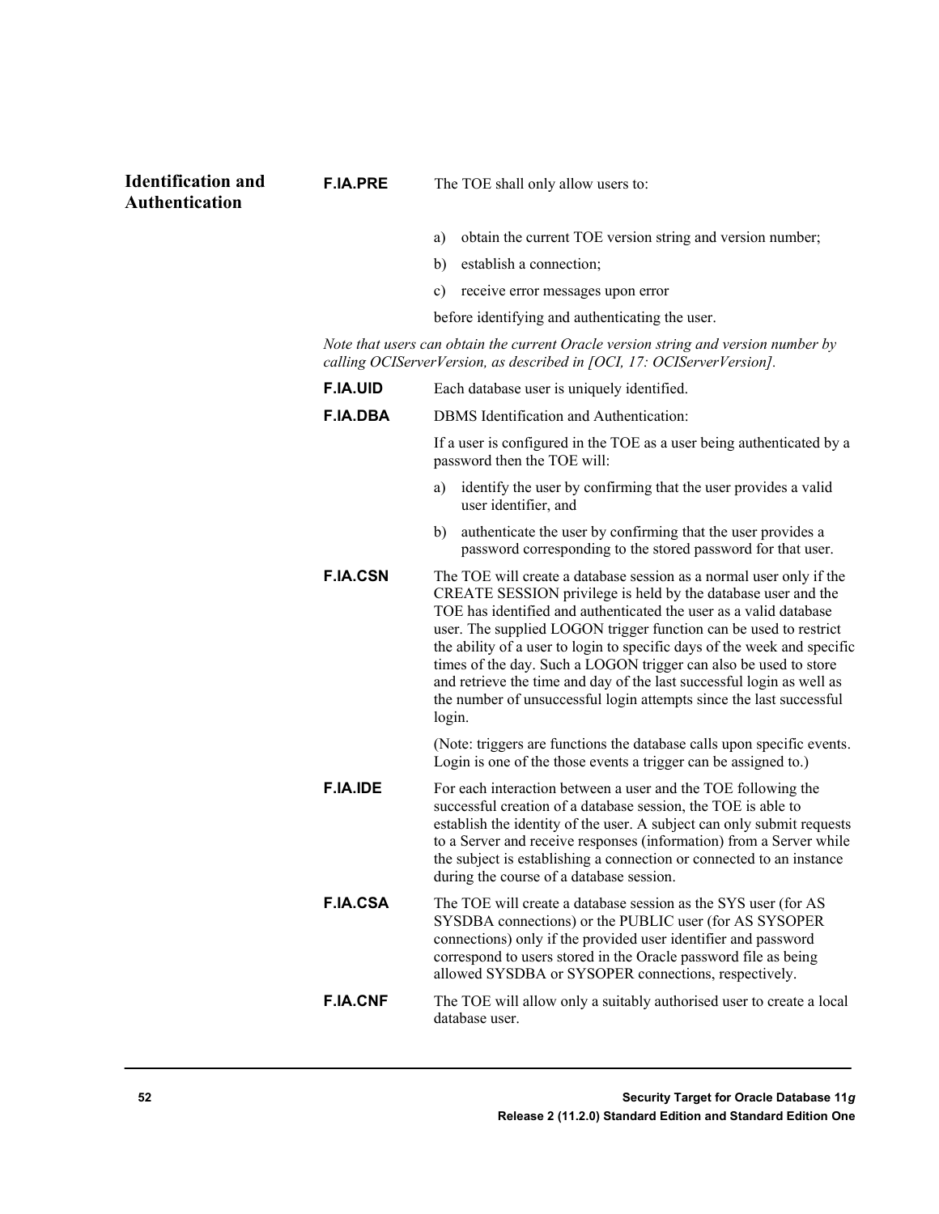## Identification and Authentication

**F.IA.PRE** The TOE shall only allow users to:

a) obtain the current TOE version string and version number;

b) establish a connection;

c) receive error messages upon error

before identifying and authenticating the user.

*Note that users can obtain the current Oracle version string and version number by calling OCIServerVersion, as described in [OCI, 17: OCIServerVersion].*

**F.IA.UID** Each database user is uniquely identified.

**F.IA.DBA** DBMS Identification and Authentication:

If a user is configured in the TOE as a user being authenticated by a password then the TOE will:

a) identify the user by confirming that the user provides a valid user identifier, and

b) authenticate the user by confirming that the user provides a password corresponding to the stored password for that user.

**F.IA.CSN** The TOE will create a database session as a normal user only if the CREATE SESSION privilege is held by the database user and the TOE has identified and authenticated the user as a valid database user. The supplied LOGON trigger function can be used to restrict the ability of a user to login to specific days of the week and specific times of the day. Such a LOGON trigger can also be used to store and retrieve the time and day of the last successful login as well as the number of unsuccessful login attempts since the last successful login.

(Note: triggers are functions the database calls upon specific events. Login is one of the those events a trigger can be assigned to.)

**F.IA.IDE** For each interaction between a user and the TOE following the successful creation of a database session, the TOE is able to establish the identity of the user. A subject can only submit requests to a Server and receive responses (information) from a Server while the subject is establishing a connection or connected to an instance during the course of a database session.

**F.IA.CSA** The TOE will create a database session as the SYS user (for AS SYSDBA connections) or the PUBLIC user (for AS SYSOPER connections) only if the provided user identifier and password correspond to users stored in the Oracle password file as being allowed SYSDBA or SYSOPER connections, respectively.

**F.IA.CNF** The TOE will allow only a suitably authorised user to create a local database user.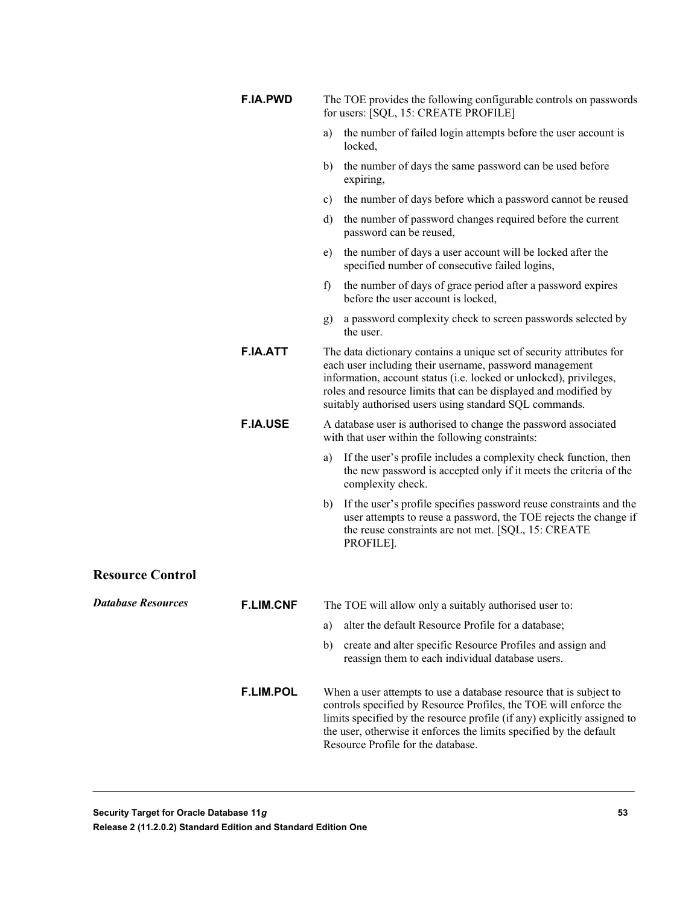**F.IA.PWD** The TOE provides the following configurable controls on passwords for users: [SQL, 15: CREATE PROFILE]

a) the number of failed login attempts before the user account is locked,

b) the number of days the same password can be used before expiring,

c) the number of days before which a password cannot be reused

d) the number of password changes required before the current password can be reused,

e) the number of days a user account will be locked after the specified number of consecutive failed logins,

f) the number of days of grace period after a password expires before the user account is locked,

g) a password complexity check to screen passwords selected by the user.

**F.IA.ATT** The data dictionary contains a unique set of security attributes for each user including their username, password management information, account status (i.e. locked or unlocked), privileges, roles and resource limits that can be displayed and modified by suitably authorised users using standard SQL commands.

**F.IA.USE** A database user is authorised to change the password associated with that user within the following constraints:

a) If the user's profile includes a complexity check function, then the new password is accepted only if it meets the criteria of the complexity check.

b) If the user's profile specifies password reuse constraints and the user attempts to reuse a password, the TOE rejects the change if the reuse constraints are not met. [SQL, 15: CREATE PROFILE].

## Resource Control

### *Database Resources*

**F.LIM.CNF** The TOE will allow only a suitably authorised user to:

a) alter the default Resource Profile for a database;

b) create and alter specific Resource Profiles and assign and reassign them to each individual database users.

**F.LIM.POL** When a user attempts to use a database resource that is subject to controls specified by Resource Profiles, the TOE will enforce the limits specified by the resource profile (if any) explicitly assigned to the user, otherwise it enforces the limits specified by the default Resource Profile for the database.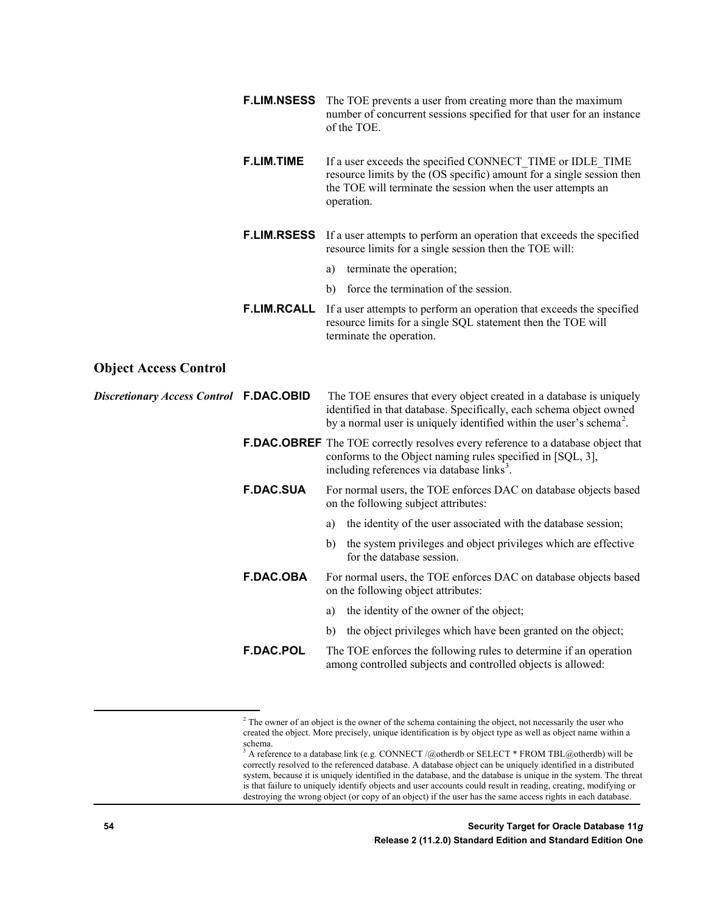**F.LIM.NSESS** The TOE prevents a user from creating more than the maximum number of concurrent sessions specified for that user for an instance of the TOE.

**F.LIM.TIME** If a user exceeds the specified CONNECT_TIME or IDLE_TIME resource limits by the (OS specific) amount for a single session then the TOE will terminate the session when the user attempts an operation.

**F.LIM.RSESS** If a user attempts to perform an operation that exceeds the specified resource limits for a single session then the TOE will:

a) terminate the operation;

b) force the termination of the session.

**F.LIM.RCALL** If a user attempts to perform an operation that exceeds the specified resource limits for a single SQL statement then the TOE will terminate the operation.

## Object Access Control

***Discretionary Access Control***

**F.DAC.OBID** The TOE ensures that every object created in a database is uniquely identified in that database. Specifically, each schema object owned by a normal user is uniquely identified within the user's schema[2].

**F.DAC.OBREF** The TOE correctly resolves every reference to a database object that conforms to the Object naming rules specified in [SQL, 3], including references via database links[3].

**F.DAC.SUA** For normal users, the TOE enforces DAC on database objects based on the following subject attributes:

a) the identity of the user associated with the database session;

b) the system privileges and object privileges which are effective for the database session.

**F.DAC.OBA** For normal users, the TOE enforces DAC on database objects based on the following object attributes:

a) the identity of the owner of the object;

b) the object privileges which have been granted on the object;

**F.DAC.POL** The TOE enforces the following rules to determine if an operation among controlled subjects and controlled objects is allowed:

---

[2] The owner of an object is the owner of the schema containing the object, not necessarily the user who created the object. More precisely, unique identification is by object type as well as object name within a schema.

[3] A reference to a database link (e.g. CONNECT /@otherdb or SELECT * FROM TBL@otherdb) will be correctly resolved to the referenced database. A database object can be uniquely identified in a distributed system, because it is uniquely identified in the database, and the database is unique in the system. The threat is that failure to uniquely identify objects and user accounts could result in reading, creating, modifying or destroying the wrong object (or copy of an object) if the user has the same access rights in each database.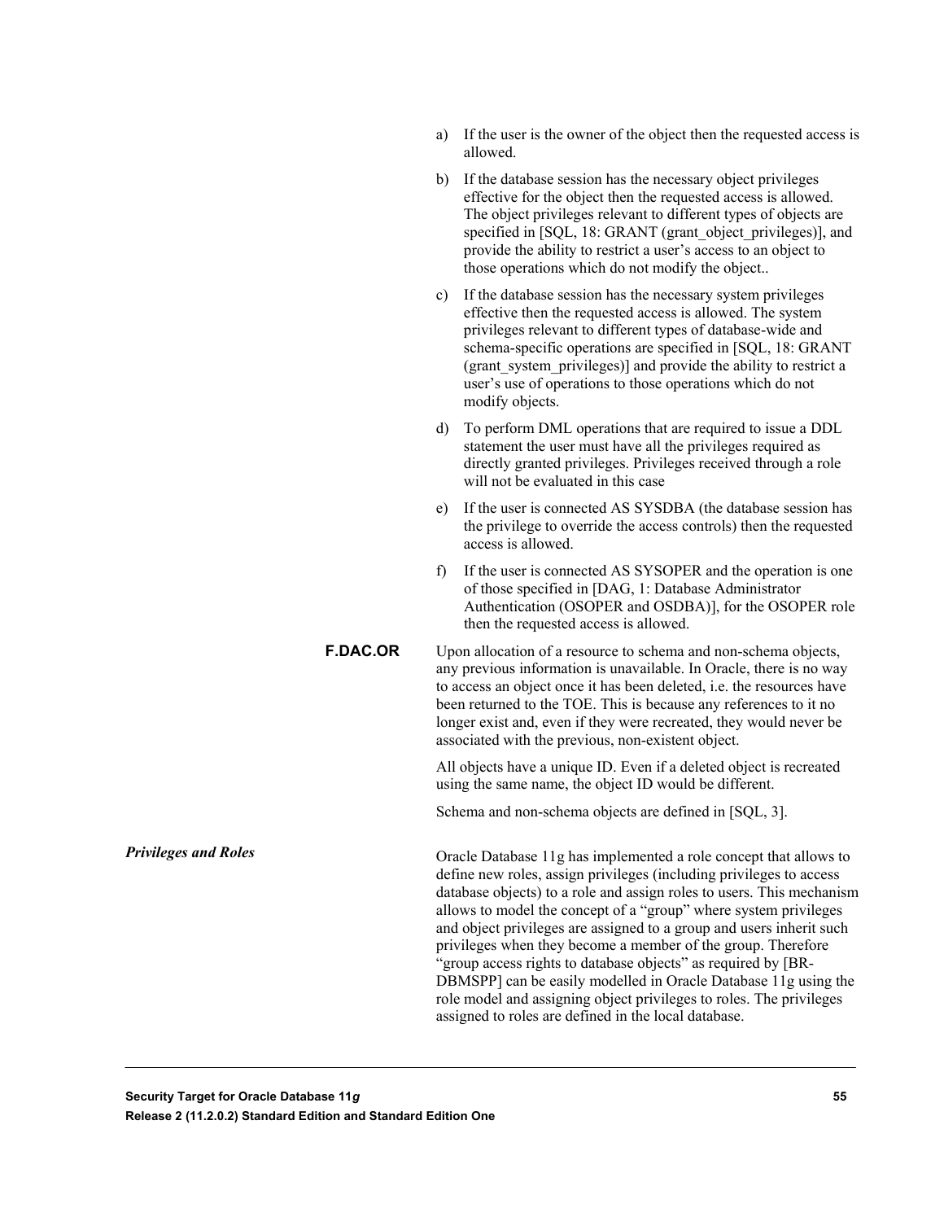a) If the user is the owner of the object then the requested access is allowed.

b) If the database session has the necessary object privileges effective for the object then the requested access is allowed. The object privileges relevant to different types of objects are specified in [SQL, 18: GRANT (grant_object_privileges)], and provide the ability to restrict a user's access to an object to those operations which do not modify the object..

c) If the database session has the necessary system privileges effective then the requested access is allowed. The system privileges relevant to different types of database-wide and schema-specific operations are specified in [SQL, 18: GRANT (grant_system_privileges)] and provide the ability to restrict a user's use of operations to those operations which do not modify objects.

d) To perform DML operations that are required to issue a DDL statement the user must have all the privileges required as directly granted privileges. Privileges received through a role will not be evaluated in this case

e) If the user is connected AS SYSDBA (the database session has the privilege to override the access controls) then the requested access is allowed.

f) If the user is connected AS SYSOPER and the operation is one of those specified in [DAG, 1: Database Administrator Authentication (OSOPER and OSDBA)], for the OSOPER role then the requested access is allowed.

**F.DAC.OR** Upon allocation of a resource to schema and non-schema objects, any previous information is unavailable. In Oracle, there is no way to access an object once it has been deleted, i.e. the resources have been returned to the TOE. This is because any references to it no longer exist and, even if they were recreated, they would never be associated with the previous, non-existent object.

All objects have a unique ID. Even if a deleted object is recreated using the same name, the object ID would be different.

Schema and non-schema objects are defined in [SQL, 3].

***Privileges and Roles***

Oracle Database 11g has implemented a role concept that allows to define new roles, assign privileges (including privileges to access database objects) to a role and assign roles to users. This mechanism allows to model the concept of a "group" where system privileges and object privileges are assigned to a group and users inherit such privileges when they become a member of the group. Therefore "group access rights to database objects" as required by [BR-DBMSPP] can be easily modelled in Oracle Database 11g using the role model and assigning object privileges to roles. The privileges assigned to roles are defined in the local database.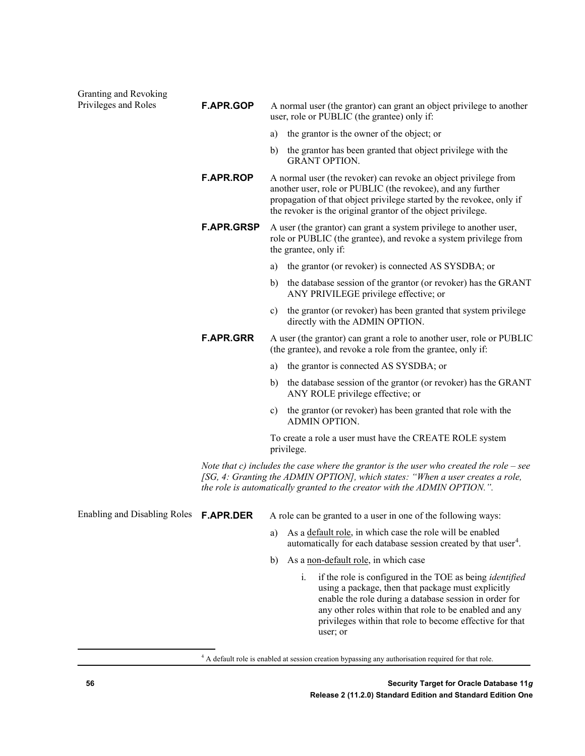Granting and Revoking Privileges and Roles

**F.APR.GOP** A normal user (the grantor) can grant an object privilege to another user, role or PUBLIC (the grantee) only if:

a) the grantor is the owner of the object; or

b) the grantor has been granted that object privilege with the GRANT OPTION.

**F.APR.ROP** A normal user (the revoker) can revoke an object privilege from another user, role or PUBLIC (the revokee), and any further propagation of that object privilege started by the revokee, only if the revoker is the original grantor of the object privilege.

**F.APR.GRSP** A user (the grantor) can grant a system privilege to another user, role or PUBLIC (the grantee), and revoke a system privilege from the grantee, only if:

a) the grantor (or revoker) is connected AS SYSDBA; or

b) the database session of the grantor (or revoker) has the GRANT ANY PRIVILEGE privilege effective; or

c) the grantor (or revoker) has been granted that system privilege directly with the ADMIN OPTION.

**F.APR.GRR** A user (the grantor) can grant a role to another user, role or PUBLIC (the grantee), and revoke a role from the grantee, only if:

a) the grantor is connected AS SYSDBA; or

b) the database session of the grantor (or revoker) has the GRANT ANY ROLE privilege effective; or

c) the grantor (or revoker) has been granted that role with the ADMIN OPTION.

To create a role a user must have the CREATE ROLE system privilege.

*Note that c) includes the case where the grantor is the user who created the role – see [SG, 4: Granting the ADMIN OPTION], which states: "When a user creates a role, the role is automatically granted to the creator with the ADMIN OPTION.".*

Enabling and Disabling Roles

**F.APR.DER** A role can be granted to a user in one of the following ways:

a) As a default role, in which case the role will be enabled automatically for each database session created by that user[4].

b) As a non-default role, in which case

   i. if the role is configured in the TOE as being *identified* using a package, then that package must explicitly enable the role during a database session in order for any other roles within that role to be enabled and any privileges within that role to become effective for that user; or

[4] A default role is enabled at session creation bypassing any authorisation required for that role.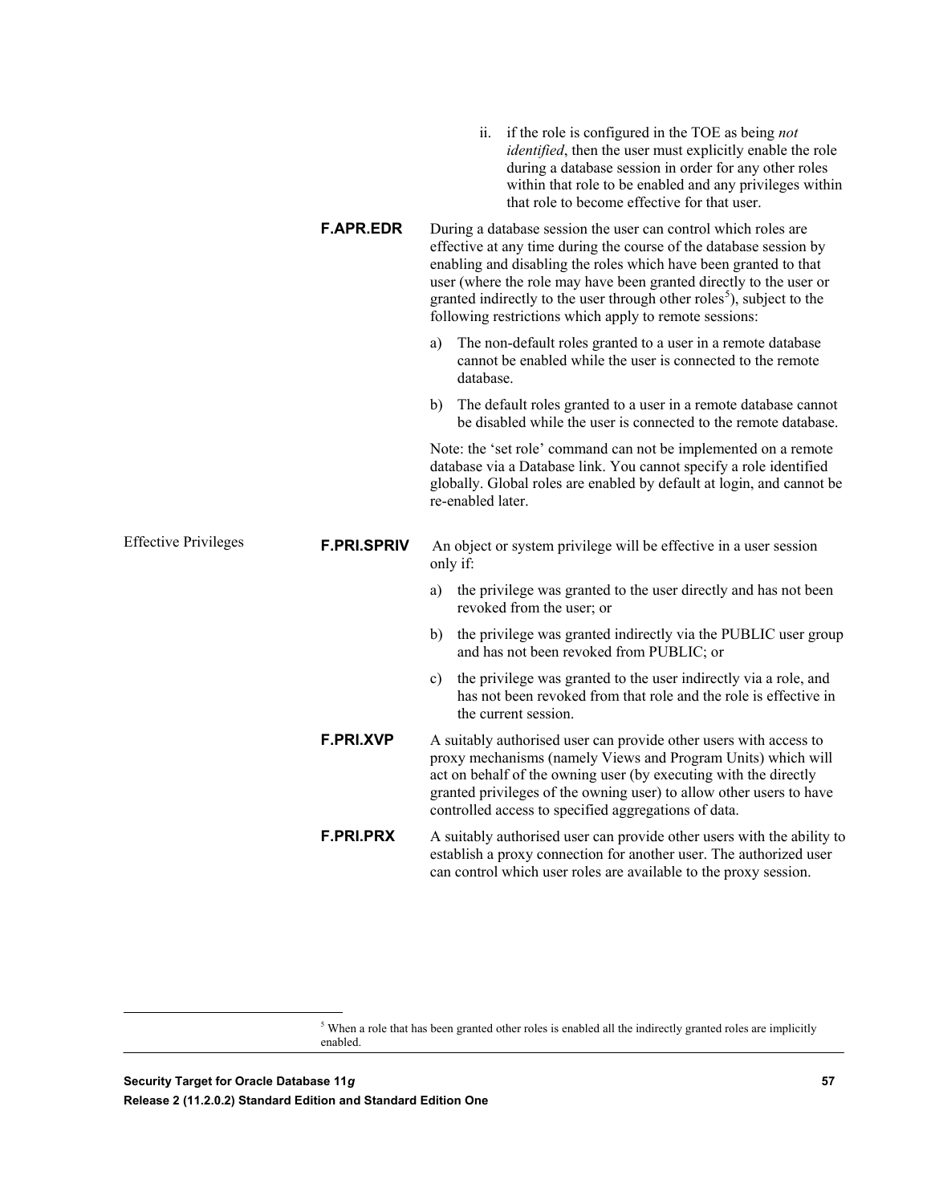ii. if the role is configured in the TOE as being *not identified*, then the user must explicitly enable the role during a database session in order for any other roles within that role to be enabled and any privileges within that role to become effective for that user.

**F.APR.EDR** During a database session the user can control which roles are effective at any time during the course of the database session by enabling and disabling the roles which have been granted to that user (where the role may have been granted directly to the user or granted indirectly to the user through other roles[5]), subject to the following restrictions which apply to remote sessions:

a) The non-default roles granted to a user in a remote database cannot be enabled while the user is connected to the remote database.

b) The default roles granted to a user in a remote database cannot be disabled while the user is connected to the remote database.

Note: the 'set role' command can not be implemented on a remote database via a Database link. You cannot specify a role identified globally. Global roles are enabled by default at login, and cannot be re-enabled later.

Effective Privileges

**F.PRI.SPRIV** An object or system privilege will be effective in a user session only if:

a) the privilege was granted to the user directly and has not been revoked from the user; or

b) the privilege was granted indirectly via the PUBLIC user group and has not been revoked from PUBLIC; or

c) the privilege was granted to the user indirectly via a role, and has not been revoked from that role and the role is effective in the current session.

**F.PRI.XVP** A suitably authorised user can provide other users with access to proxy mechanisms (namely Views and Program Units) which will act on behalf of the owning user (by executing with the directly granted privileges of the owning user) to allow other users to have controlled access to specified aggregations of data.

**F.PRI.PRX** A suitably authorised user can provide other users with the ability to establish a proxy connection for another user. The authorized user can control which user roles are available to the proxy session.

[5] When a role that has been granted other roles is enabled all the indirectly granted roles are implicitly enabled.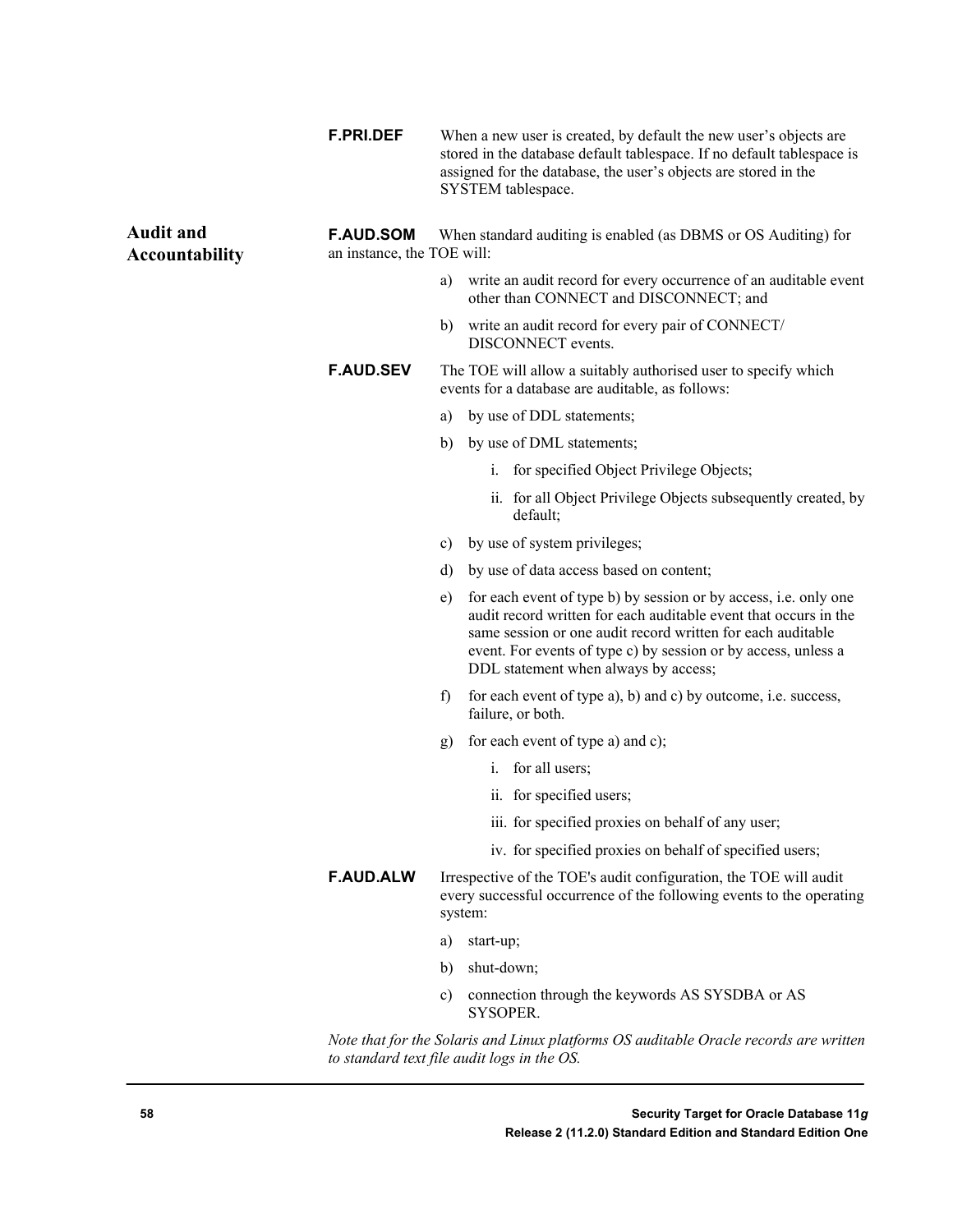**F.PRI.DEF** When a new user is created, by default the new user's objects are stored in the database default tablespace. If no default tablespace is assigned for the database, the user's objects are stored in the SYSTEM tablespace.

## Audit and Accountability

**F.AUD.SOM** When standard auditing is enabled (as DBMS or OS Auditing) for an instance, the TOE will:

a) write an audit record for every occurrence of an auditable event other than CONNECT and DISCONNECT; and

b) write an audit record for every pair of CONNECT/ DISCONNECT events.

**F.AUD.SEV** The TOE will allow a suitably authorised user to specify which events for a database are auditable, as follows:

a) by use of DDL statements;

b) by use of DML statements;

  i. for specified Object Privilege Objects;

  ii. for all Object Privilege Objects subsequently created, by default;

c) by use of system privileges;

d) by use of data access based on content;

e) for each event of type b) by session or by access, i.e. only one audit record written for each auditable event that occurs in the same session or one audit record written for each auditable event. For events of type c) by session or by access, unless a DDL statement when always by access;

f) for each event of type a), b) and c) by outcome, i.e. success, failure, or both.

g) for each event of type a) and c);

  i. for all users;

  ii. for specified users;

  iii. for specified proxies on behalf of any user;

  iv. for specified proxies on behalf of specified users;

**F.AUD.ALW** Irrespective of the TOE's audit configuration, the TOE will audit every successful occurrence of the following events to the operating system:

a) start-up;

b) shut-down;

c) connection through the keywords AS SYSDBA or AS SYSOPER.

*Note that for the Solaris and Linux platforms OS auditable Oracle records are written to standard text file audit logs in the OS.*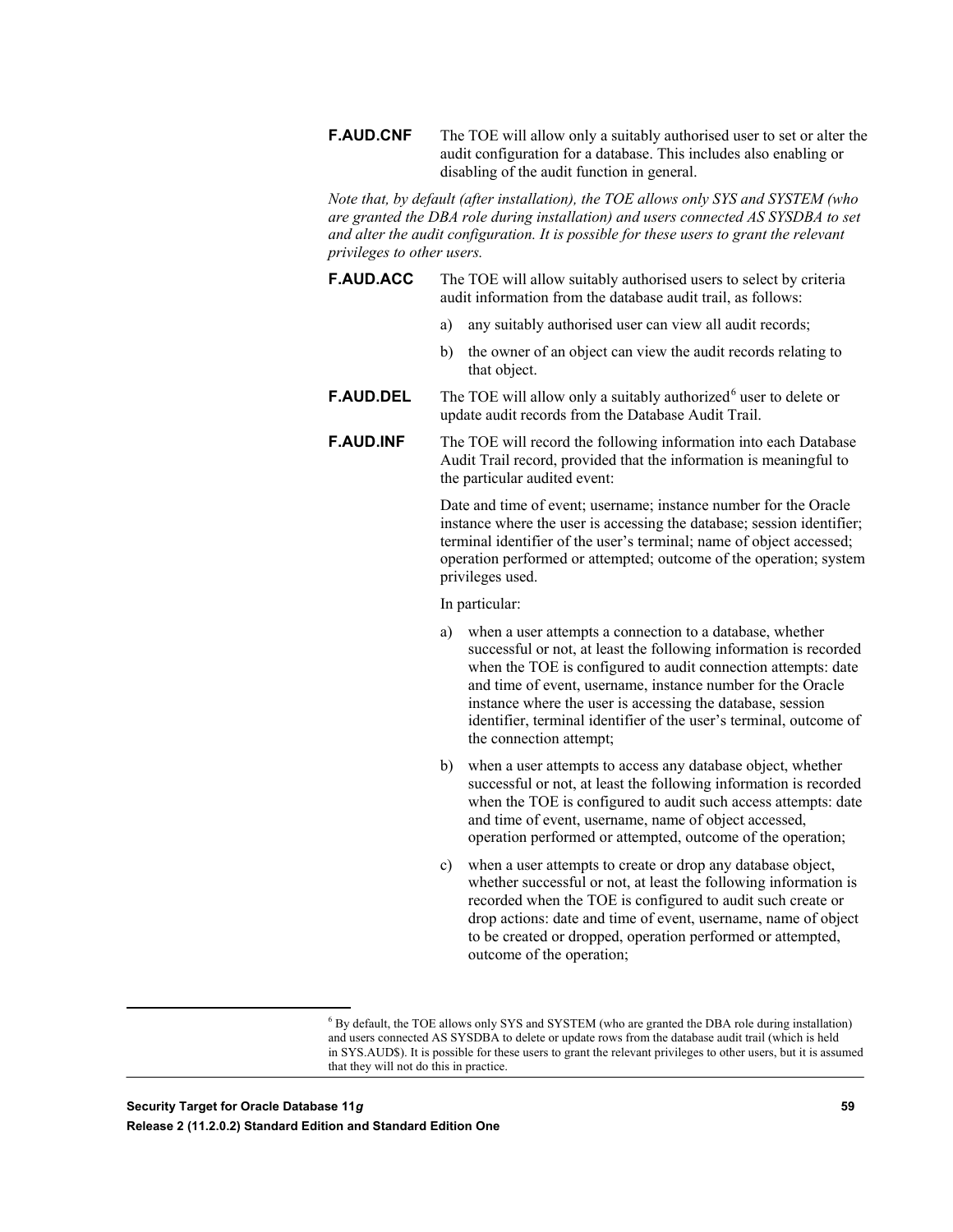**F.AUD.CNF** The TOE will allow only a suitably authorised user to set or alter the audit configuration for a database. This includes also enabling or disabling of the audit function in general.

*Note that, by default (after installation), the TOE allows only SYS and SYSTEM (who are granted the DBA role during installation) and users connected AS SYSDBA to set and alter the audit configuration. It is possible for these users to grant the relevant privileges to other users.*

**F.AUD.ACC** The TOE will allow suitably authorised users to select by criteria audit information from the database audit trail, as follows:

a) any suitably authorised user can view all audit records;

b) the owner of an object can view the audit records relating to that object.

**F.AUD.DEL** The TOE will allow only a suitably authorized[6] user to delete or update audit records from the Database Audit Trail.

**F.AUD.INF** The TOE will record the following information into each Database Audit Trail record, provided that the information is meaningful to the particular audited event:

Date and time of event; username; instance number for the Oracle instance where the user is accessing the database; session identifier; terminal identifier of the user's terminal; name of object accessed; operation performed or attempted; outcome of the operation; system privileges used.

In particular:

a) when a user attempts a connection to a database, whether successful or not, at least the following information is recorded when the TOE is configured to audit connection attempts: date and time of event, username, instance number for the Oracle instance where the user is accessing the database, session identifier, terminal identifier of the user's terminal, outcome of the connection attempt;

b) when a user attempts to access any database object, whether successful or not, at least the following information is recorded when the TOE is configured to audit such access attempts: date and time of event, username, name of object accessed, operation performed or attempted, outcome of the operation;

c) when a user attempts to create or drop any database object, whether successful or not, at least the following information is recorded when the TOE is configured to audit such create or drop actions: date and time of event, username, name of object to be created or dropped, operation performed or attempted, outcome of the operation;

---

[6] By default, the TOE allows only SYS and SYSTEM (who are granted the DBA role during installation) and users connected AS SYSDBA to delete or update rows from the database audit trail (which is held in SYS.AUD$). It is possible for these users to grant the relevant privileges to other users, but it is assumed that they will not do this in practice.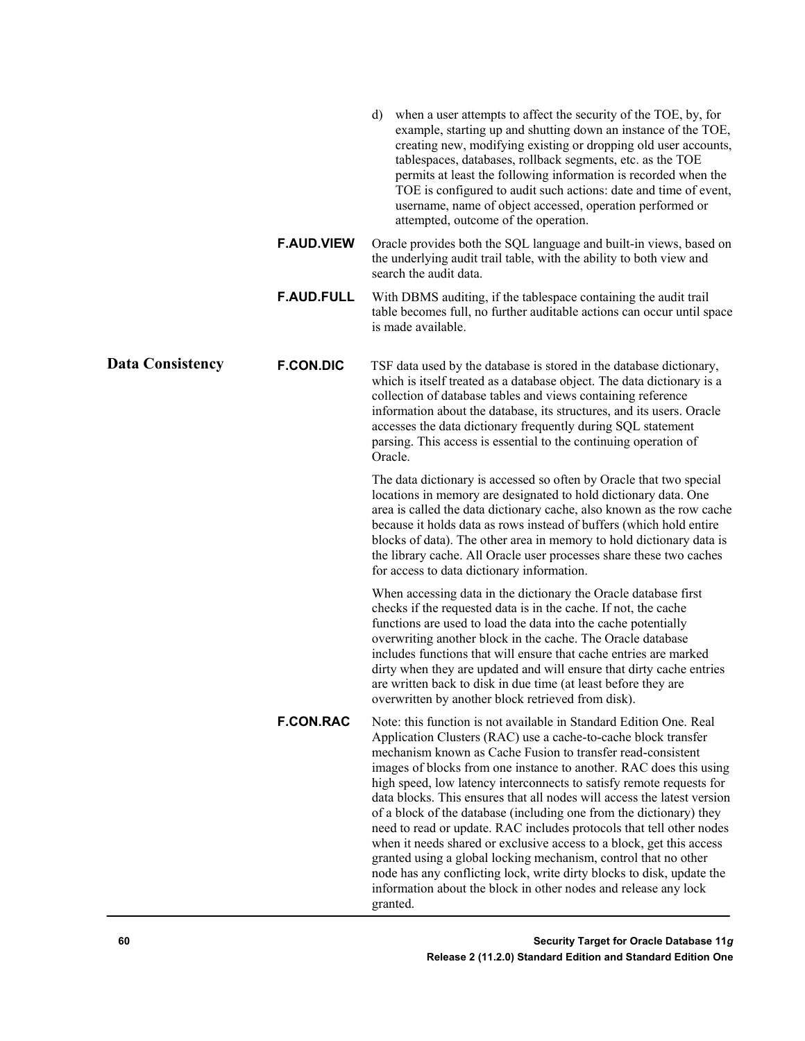d) when a user attempts to affect the security of the TOE, by, for example, starting up and shutting down an instance of the TOE, creating new, modifying existing or dropping old user accounts, tablespaces, databases, rollback segments, etc. as the TOE permits at least the following information is recorded when the TOE is configured to audit such actions: date and time of event, username, name of object accessed, operation performed or attempted, outcome of the operation.

**F.AUD.VIEW** Oracle provides both the SQL language and built-in views, based on the underlying audit trail table, with the ability to both view and search the audit data.

**F.AUD.FULL** With DBMS auditing, if the tablespace containing the audit trail table becomes full, no further auditable actions can occur until space is made available.

## Data Consistency

**F.CON.DIC** TSF data used by the database is stored in the database dictionary, which is itself treated as a database object. The data dictionary is a collection of database tables and views containing reference information about the database, its structures, and its users. Oracle accesses the data dictionary frequently during SQL statement parsing. This access is essential to the continuing operation of Oracle.

The data dictionary is accessed so often by Oracle that two special locations in memory are designated to hold dictionary data. One area is called the data dictionary cache, also known as the row cache because it holds data as rows instead of buffers (which hold entire blocks of data). The other area in memory to hold dictionary data is the library cache. All Oracle user processes share these two caches for access to data dictionary information.

When accessing data in the dictionary the Oracle database first checks if the requested data is in the cache. If not, the cache functions are used to load the data into the cache potentially overwriting another block in the cache. The Oracle database includes functions that will ensure that cache entries are marked dirty when they are updated and will ensure that dirty cache entries are written back to disk in due time (at least before they are overwritten by another block retrieved from disk).

**F.CON.RAC** Note: this function is not available in Standard Edition One. Real Application Clusters (RAC) use a cache-to-cache block transfer mechanism known as Cache Fusion to transfer read-consistent images of blocks from one instance to another. RAC does this using high speed, low latency interconnects to satisfy remote requests for data blocks. This ensures that all nodes will access the latest version of a block of the database (including one from the dictionary) they need to read or update. RAC includes protocols that tell other nodes when it needs shared or exclusive access to a block, get this access granted using a global locking mechanism, control that no other node has any conflicting lock, write dirty blocks to disk, update the information about the block in other nodes and release any lock granted.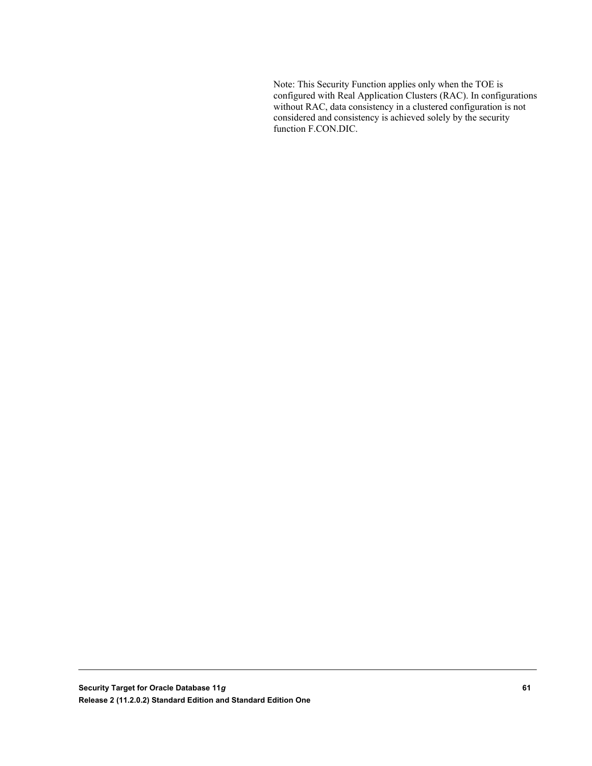Note: This Security Function applies only when the TOE is configured with Real Application Clusters (RAC). In configurations without RAC, data consistency in a clustered configuration is not considered and consistency is achieved solely by the security function F.CON.DIC.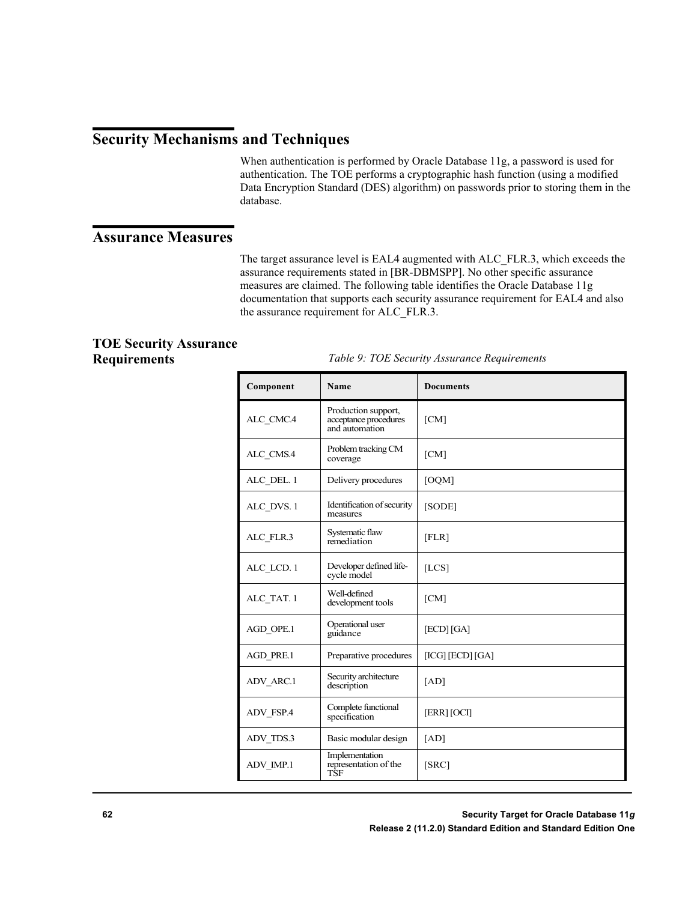# Security Mechanisms and Techniques

When authentication is performed by Oracle Database 11g, a password is used for authentication. The TOE performs a cryptographic hash function (using a modified Data Encryption Standard (DES) algorithm) on passwords prior to storing them in the database.

# Assurance Measures

The target assurance level is EAL4 augmented with ALC_FLR.3, which exceeds the assurance requirements stated in [BR-DBMSPP]. No other specific assurance measures are claimed. The following table identifies the Oracle Database 11g documentation that supports each security assurance requirement for EAL4 and also the assurance requirement for ALC_FLR.3.

## TOE Security Assurance Requirements

*Table 9: TOE Security Assurance Requirements*

| Component | Name | Documents |
|---|---|---|
| ALC_CMC.4 | Production support, acceptance procedures and automation | [CM] |
| ALC_CMS.4 | Problem tracking CM coverage | [CM] |
| ALC_DEL. 1 | Delivery procedures | [OQM] |
| ALC_DVS. 1 | Identification of security measures | [SODE] |
| ALC_FLR.3 | Systematic flaw remediation | [FLR] |
| ALC_LCD. 1 | Developer defined life-cycle model | [LCS] |
| ALC_TAT. 1 | Well-defined development tools | [CM] |
| AGD_OPE.1 | Operational user guidance | [ECD] [GA] |
| AGD_PRE.1 | Preparative procedures | [ICG] [ECD] [GA] |
| ADV_ARC.1 | Security architecture description | [AD] |
| ADV_FSP.4 | Complete functional specification | [ERR] [OCI] |
| ADV_TDS.3 | Basic modular design | [AD] |
| ADV_IMP.1 | Implementation representation of the TSF | [SRC] |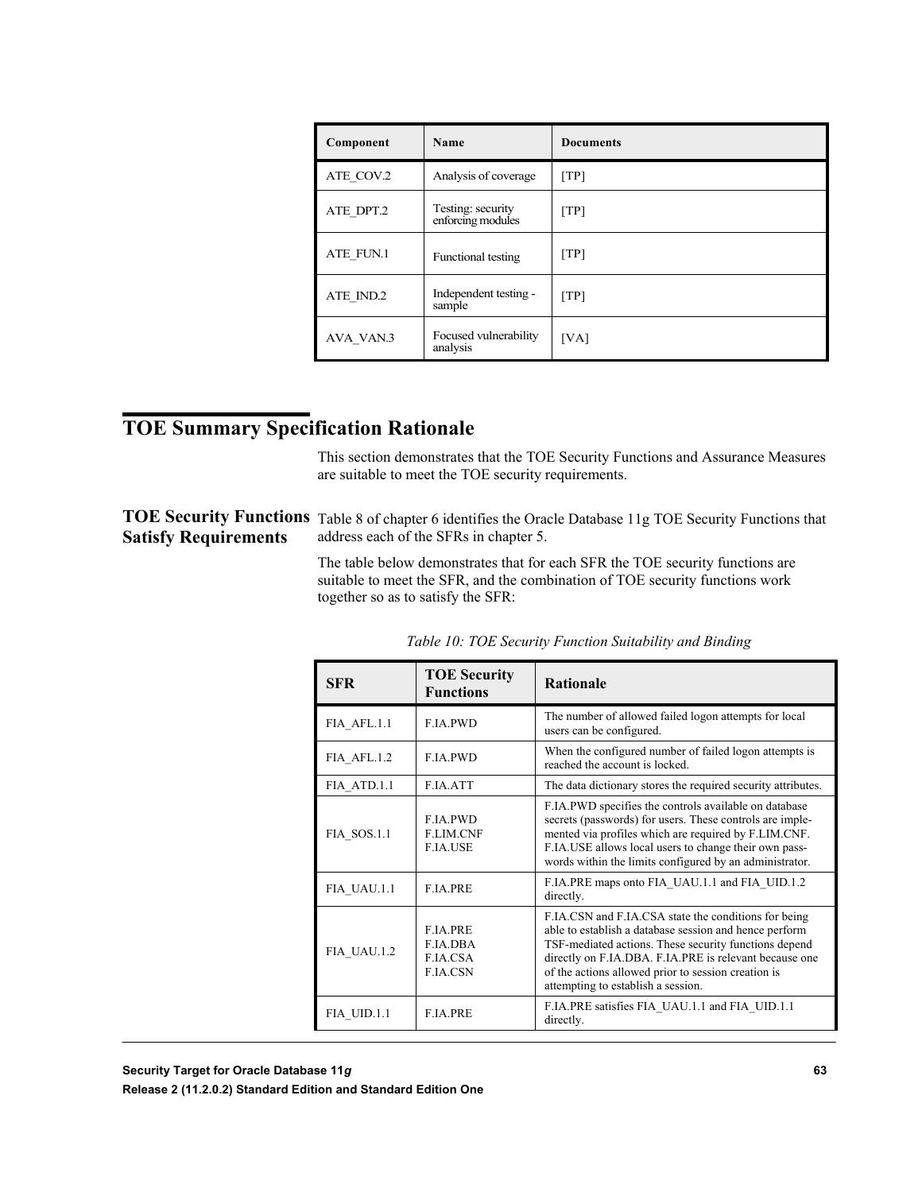| Component | Name | Documents |
|---|---|---|
| ATE_COV.2 | Analysis of coverage | [TP] |
| ATE_DPT.2 | Testing: security enforcing modules | [TP] |
| ATE_FUN.1 | Functional testing | [TP] |
| ATE_IND.2 | Independent testing - sample | [TP] |
| AVA_VAN.3 | Focused vulnerability analysis | [VA] |

# TOE Summary Specification Rationale

This section demonstrates that the TOE Security Functions and Assurance Measures are suitable to meet the TOE security requirements.

## TOE Security Functions Satisfy Requirements

Table 8 of chapter 6 identifies the Oracle Database 11g TOE Security Functions that address each of the SFRs in chapter 5.

The table below demonstrates that for each SFR the TOE security functions are suitable to meet the SFR, and the combination of TOE security functions work together so as to satisfy the SFR:

*Table 10: TOE Security Function Suitability and Binding*

| SFR | TOE Security Functions | Rationale |
|---|---|---|
| FIA_AFL.1.1 | F.IA.PWD | The number of allowed failed logon attempts for local users can be configured. |
| FIA_AFL.1.2 | F.IA.PWD | When the configured number of failed logon attempts is reached the account is locked. |
| FIA_ATD.1.1 | F.IA.ATT | The data dictionary stores the required security attributes. |
| FIA_SOS.1.1 | F.IA.PWD<br>F.LIM.CNF<br>F.IA.USE | F.IA.PWD specifies the controls available on database secrets (passwords) for users. These controls are implemented via profiles which are required by F.LIM.CNF. F.IA.USE allows local users to change their own passwords within the limits configured by an administrator. |
| FIA_UAU.1.1 | F.IA.PRE | F.IA.PRE maps onto FIA_UAU.1.1 and FIA_UID.1.2 directly. |
| FIA_UAU.1.2 | F.IA.PRE<br>F.IA.DBA<br>F.IA.CSA<br>F.IA.CSN | F.IA.CSN and F.IA.CSA state the conditions for being able to establish a database session and hence perform TSF-mediated actions. These security functions depend directly on F.IA.DBA. F.IA.PRE is relevant because one of the actions allowed prior to session creation is attempting to establish a session. |
| FIA_UID.1.1 | F.IA.PRE | F.IA.PRE satisfies FIA_UAU.1.1 and FIA_UID.1.1 directly. |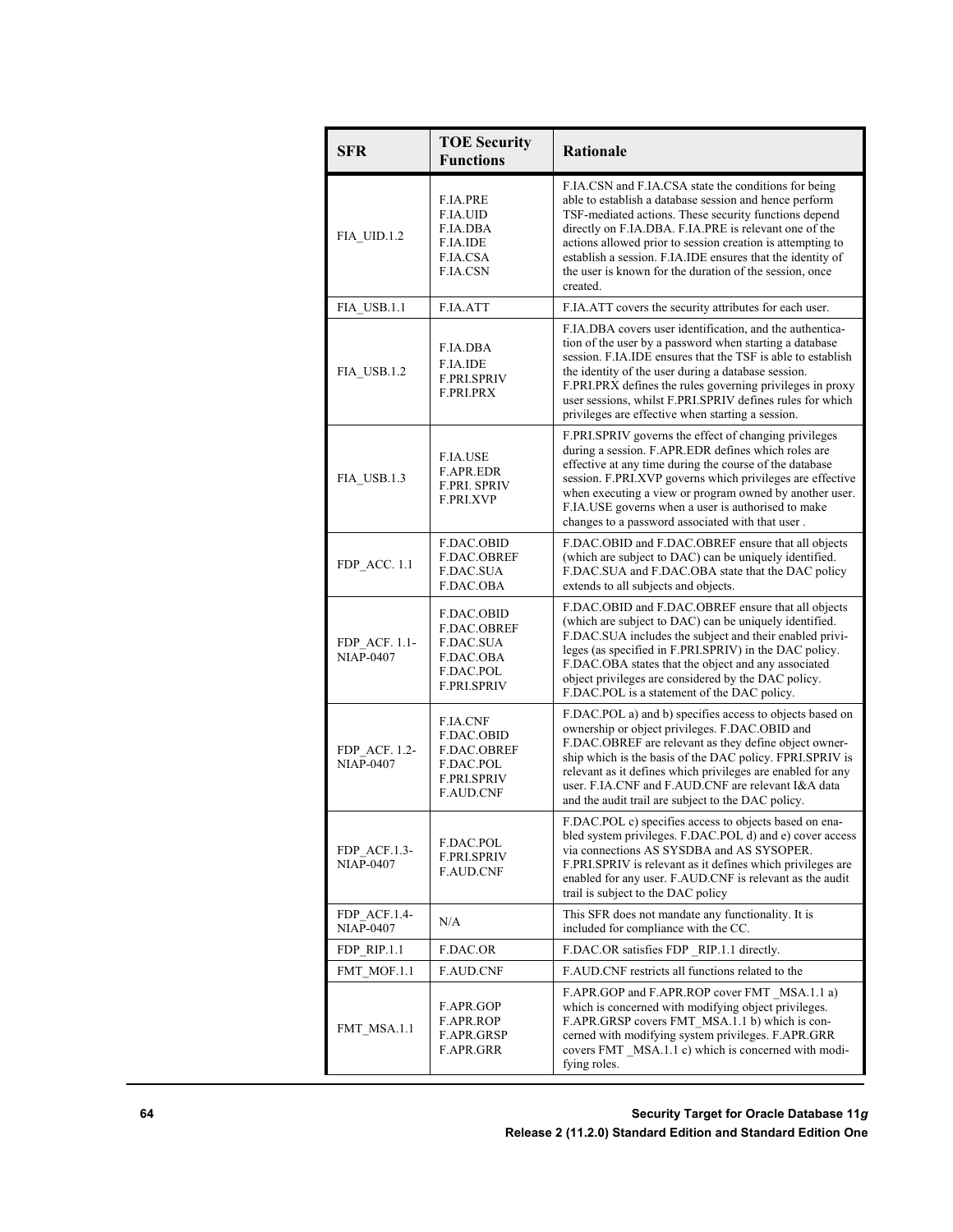| SFR | TOE Security Functions | Rationale |
|---|---|---|
| FIA_UID.1.2 | F.IA.PRE<br>F.IA.UID<br>F.IA.DBA<br>F.IA.IDE<br>F.IA.CSA<br>F.IA.CSN | F.IA.CSN and F.IA.CSA state the conditions for being able to establish a database session and hence perform TSF-mediated actions. These security functions depend directly on F.IA.DBA. F.IA.PRE is relevant one of the actions allowed prior to session creation is attempting to establish a session. F.IA.IDE ensures that the identity of the user is known for the duration of the session, once created. |
| FIA_USB.1.1 | F.IA.ATT | F.IA.ATT covers the security attributes for each user. |
| FIA_USB.1.2 | F.IA.DBA<br>F.IA.IDE<br>F.PRI.SPRIV<br>F.PRI.PRX | F.IA.DBA covers user identification, and the authentication of the user by a password when starting a database session. F.IA.IDE ensures that the TSF is able to establish the identity of the user during a database session. F.PRI.PRX defines the rules governing privileges in proxy user sessions, whilst F.PRI.SPRIV defines rules for which privileges are effective when starting a session. |
| FIA_USB.1.3 | F.IA.USE<br>F.APR.EDR<br>F.PRI. SPRIV<br>F.PRI.XVP | F.PRI.SPRIV governs the effect of changing privileges during a session. F.APR.EDR defines which roles are effective at any time during the course of the database session. F.PRI.XVP governs which privileges are effective when executing a view or program owned by another user. F.IA.USE governs when a user is authorised to make changes to a password associated with that user . |
| FDP_ACC. 1.1 | F.DAC.OBID<br>F.DAC.OBREF<br>F.DAC.SUA<br>F.DAC.OBA | F.DAC.OBID and F.DAC.OBREF ensure that all objects (which are subject to DAC) can be uniquely identified. F.DAC.SUA and F.DAC.OBA state that the DAC policy extends to all subjects and objects. |
| FDP_ACF. 1.1-NIAP-0407 | F.DAC.OBID<br>F.DAC.OBREF<br>F.DAC.SUA<br>F.DAC.OBA<br>F.DAC.POL<br>F.PRI.SPRIV | F.DAC.OBID and F.DAC.OBREF ensure that all objects (which are subject to DAC) can be uniquely identified. F.DAC.SUA includes the subject and their enabled privileges (as specified in F.PRI.SPRIV) in the DAC policy. F.DAC.OBA states that the object and any associated object privileges are considered by the DAC policy. F.DAC.POL is a statement of the DAC policy. |
| FDP_ACF. 1.2-NIAP-0407 | F.IA.CNF<br>F.DAC.OBID<br>F.DAC.OBREF<br>F.DAC.POL<br>F.PRI.SPRIV<br>F.AUD.CNF | F.DAC.POL a) and b) specifies access to objects based on ownership or object privileges. F.DAC.OBID and F.DAC.OBREF are relevant as they define object ownership which is the basis of the DAC policy. FPRI.SPRIV is relevant as it defines which privileges are enabled for any user. F.IA.CNF and F.AUD.CNF are relevant I&A data and the audit trail are subject to the DAC policy. |
| FDP_ACF.1.3-NIAP-0407 | F.DAC.POL<br>F.PRI.SPRIV<br>F.AUD.CNF | F.DAC.POL c) specifies access to objects based on enabled system privileges. F.DAC.POL d) and e) cover access via connections AS SYSDBA and AS SYSOPER. F.PRI.SPRIV is relevant as it defines which privileges are enabled for any user. F.AUD.CNF is relevant as the audit trail is subject to the DAC policy |
| FDP_ACF.1.4-NIAP-0407 | N/A | This SFR does not mandate any functionality. It is included for compliance with the CC. |
| FDP_RIP.1.1 | F.DAC.OR | F.DAC.OR satisfies FDP _RIP.1.1 directly. |
| FMT_MOF.1.1 | F.AUD.CNF | F.AUD.CNF restricts all functions related to the |
| FMT_MSA.1.1 | F.APR.GOP<br>F.APR.ROP<br>F.APR.GRSP<br>F.APR.GRR | F.APR.GOP and F.APR.ROP cover FMT _MSA.1.1 a) which is concerned with modifying object privileges. F.APR.GRSP covers FMT_MSA.1.1 b) which is concerned with modifying system privileges. F.APR.GRR covers FMT _MSA.1.1 c) which is concerned with modifying roles. |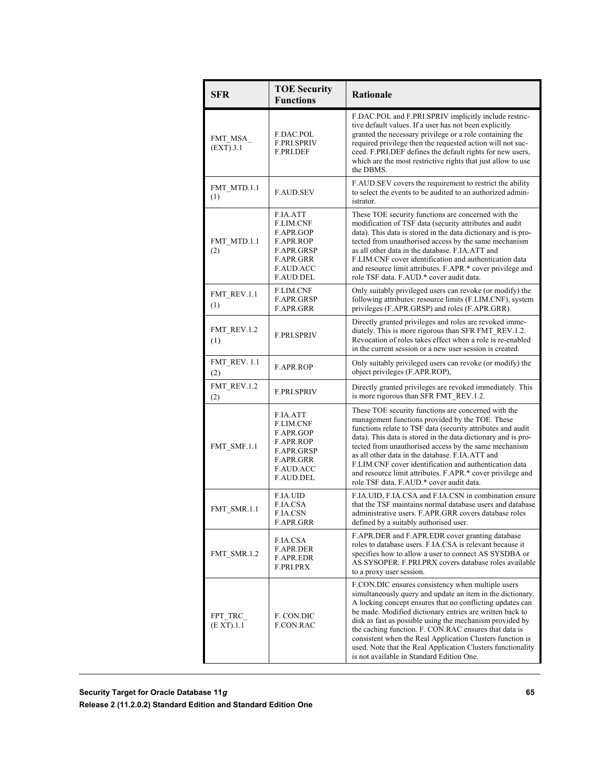| SFR | TOE Security Functions | Rationale |
|---|---|---|
| FMT_MSA_(EXT).3.1 | F.DAC.POL<br>F.PRI.SPRIV<br>F.PRI.DEF | F.DAC.POL and F.PRI.SPRIV implicitly include restrictive default values. If a user has not been explicitly granted the necessary privilege or a role containing the required privilege then the requested action will not succeed. F.PRI.DEF defines the default rights for new users, which are the most restrictive rights that just allow to use the DBMS. |
| FMT_MTD.1.1 (1) | F.AUD.SEV | F.AUD.SEV covers the requirement to restrict the ability to select the events to be audited to an authorized administrator. |
| FMT_MTD.1.1 (2) | F.IA.ATT<br>F.LIM.CNF<br>F.APR.GOP<br>F.APR.ROP<br>F.APR.GRSP<br>F.APR.GRR<br>F.AUD.ACC<br>F.AUD.DEL | These TOE security functions are concerned with the modification of TSF data (security attributes and audit data). This data is stored in the data dictionary and is protected from unauthorised access by the same mechanism as all other data in the database. F.IA.ATT and F.LIM.CNF cover identification and authentication data and resource limit attributes. F.APR.* cover privilege and role TSF data. F.AUD.* cover audit data. |
| FMT_REV.1.1 (1) | F.LIM.CNF<br>F.APR.GRSP<br>F.APR.GRR | Only suitably privileged users can revoke (or modify) the following attributes: resource limits (F.LIM.CNF), system privileges (F.APR.GRSP) and roles (F.APR.GRR). |
| FMT_REV.1.2 (1) | F.PRI.SPRIV | Directly granted privileges and roles are revoked immediately. This is more rigorous than SFR FMT_REV.1.2. Revocation of roles takes effect when a role is re-enabled in the current session or a new user session is created. |
| FMT_REV. 1.1 (2) | F.APR.ROP | Only suitably privileged users can revoke (or modify) the object privileges (F.APR.ROP), |
| FMT_REV.1.2 (2) | F.PRI.SPRIV | Directly granted privileges are revoked immediately. This is more rigorous than SFR FMT_REV.1.2. |
| FMT_SMF.1.1 | F.IA.ATT<br>F.LIM.CNF<br>F.APR.GOP<br>F.APR.ROP<br>F.APR.GRSP<br>F.APR.GRR<br>F.AUD.ACC<br>F.AUD.DEL | These TOE security functions are concerned with the management functions provided by the TOE. These functions relate to TSF data (security attributes and audit data). This data is stored in the data dictionary and is protected from unauthorised access by the same mechanism as all other data in the database. F.IA.ATT and F.LIM.CNF cover identification and authentication data and resource limit attributes. F.APR.* cover privilege and role TSF data. F.AUD.* cover audit data. |
| FMT_SMR.1.1 | F.IA.UID<br>F.IA.CSA<br>F.IA.CSN<br>F.APR.GRR | F.IA.UID, F.IA.CSA and F.IA.CSN in combination ensure that the TSF maintains normal database users and database administrative users. F.APR.GRR covers database roles defined by a suitably authorised user. |
| FMT_SMR.1.2 | F.IA.CSA<br>F.APR.DER<br>F.APR.EDR<br>F.PRI.PRX | F.APR.DER and F.APR.EDR cover granting database roles to database users. F.IA.CSA is relevant because it specifies how to allow a user to connect AS SYSDBA or AS SYSOPER. F.PRI.PRX covers database roles available to a proxy user session. |
| FPT_TRC_(E XT).1.1 | F. CON.DIC<br>F.CON.RAC | F.CON.DIC ensures consistency when multiple users simultaneously query and update an item in the dictionary. A locking concept ensures that no conflicting updates can be made. Modified dictionary entries are written back to disk as fast as possible using the mechanism provided by the caching function. F. CON.RAC ensures that data is consistent when the Real Application Clusters function is used. Note that the Real Application Clusters functionality is not available in Standard Edition One. |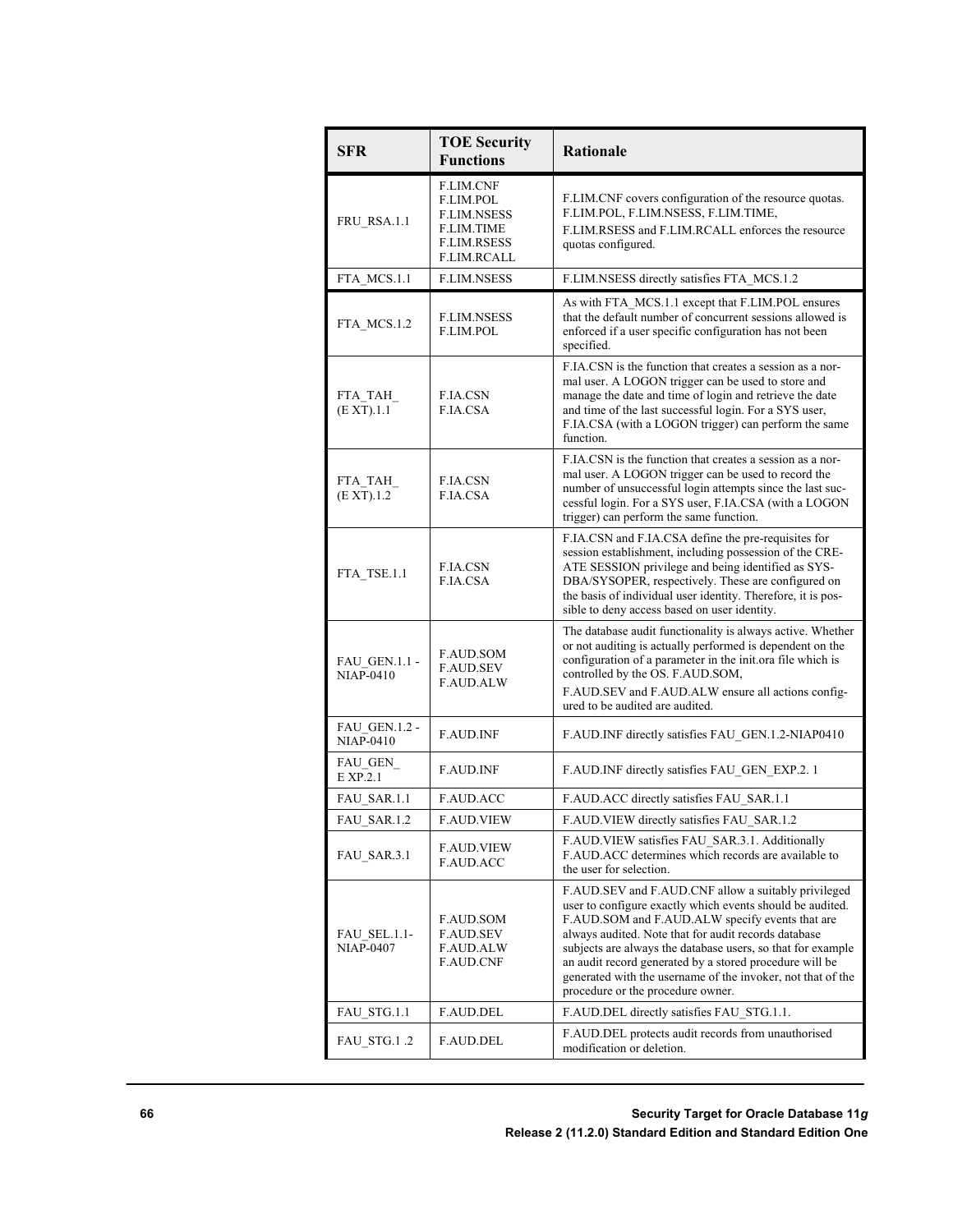| SFR | TOE Security Functions | Rationale |
|---|---|---|
| FRU_RSA.1.1 | F.LIM.CNF F.LIM.POL F.LIM.NSESS F.LIM.TIME F.LIM.RSESS F.LIM.RCALL | F.LIM.CNF covers configuration of the resource quotas. F.LIM.POL, F.LIM.NSESS, F.LIM.TIME, F.LIM.RSESS and F.LIM.RCALL enforces the resource quotas configured. |
| FTA_MCS.1.1 | F.LIM.NSESS | F.LIM.NSESS directly satisfies FTA_MCS.1.2 |
| FTA_MCS.1.2 | F.LIM.NSESS F.LIM.POL | As with FTA_MCS.1.1 except that F.LIM.POL ensures that the default number of concurrent sessions allowed is enforced if a user specific configuration has not been specified. |
| FTA_TAH_(E XT).1.1 | F.IA.CSN F.IA.CSA | F.IA.CSN is the function that creates a session as a normal user. A LOGON trigger can be used to store and manage the date and time of login and retrieve the date and time of the last successful login. For a SYS user, F.IA.CSA (with a LOGON trigger) can perform the same function. |
| FTA_TAH_(E XT).1.2 | F.IA.CSN F.IA.CSA | F.IA.CSN is the function that creates a session as a normal user. A LOGON trigger can be used to record the number of unsuccessful login attempts since the last successful login. For a SYS user, F.IA.CSA (with a LOGON trigger) can perform the same function. |
| FTA_TSE.1.1 | F.IA.CSN F.IA.CSA | F.IA.CSN and F.IA.CSA define the pre-requisites for session establishment, including possession of the CREATE SESSION privilege and being identified as SYSDBA/SYSOPER, respectively. These are configured on the basis of individual user identity. Therefore, it is possible to deny access based on user identity. |
| FAU_GEN.1.1 - NIAP-0410 | F.AUD.SOM F.AUD.SEV F.AUD.ALW | The database audit functionality is always active. Whether or not auditing is actually performed is dependent on the configuration of a parameter in the init.ora file which is controlled by the OS. F.AUD.SOM, F.AUD.SEV and F.AUD.ALW ensure all actions configured to be audited are audited. |
| FAU_GEN.1.2 - NIAP-0410 | F.AUD.INF | F.AUD.INF directly satisfies FAU_GEN.1.2-NIAP0410 |
| FAU_GEN_E XP.2.1 | F.AUD.INF | F.AUD.INF directly satisfies FAU_GEN_EXP.2. 1 |
| FAU_SAR.1.1 | F.AUD.ACC | F.AUD.ACC directly satisfies FAU_SAR.1.1 |
| FAU_SAR.1.2 | F.AUD.VIEW | F.AUD.VIEW directly satisfies FAU_SAR.1.2 |
| FAU_SAR.3.1 | F.AUD.VIEW F.AUD.ACC | F.AUD.VIEW satisfies FAU_SAR.3.1. Additionally F.AUD.ACC determines which records are available to the user for selection. |
| FAU_SEL.1.1-NIAP-0407 | F.AUD.SOM F.AUD.SEV F.AUD.ALW F.AUD.CNF | F.AUD.SEV and F.AUD.CNF allow a suitably privileged user to configure exactly which events should be audited. F.AUD.SOM and F.AUD.ALW specify events that are always audited. Note that for audit records database subjects are always the database users, so that for example an audit record generated by a stored procedure will be generated with the username of the invoker, not that of the procedure or the procedure owner. |
| FAU_STG.1.1 | F.AUD.DEL | F.AUD.DEL directly satisfies FAU_STG.1.1. |
| FAU_STG.1 .2 | F.AUD.DEL | F.AUD.DEL protects audit records from unauthorised modification or deletion. |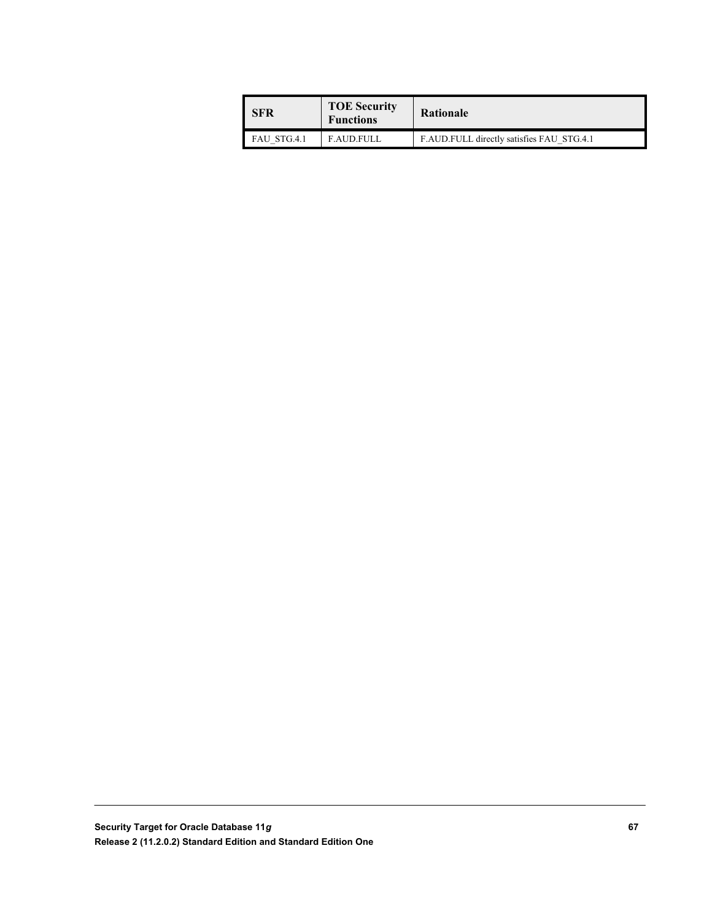| SFR | TOE Security Functions | Rationale |
|---|---|---|
| FAU_STG.4.1 | F.AUD.FULL | F.AUD.FULL directly satisfies FAU_STG.4.1 |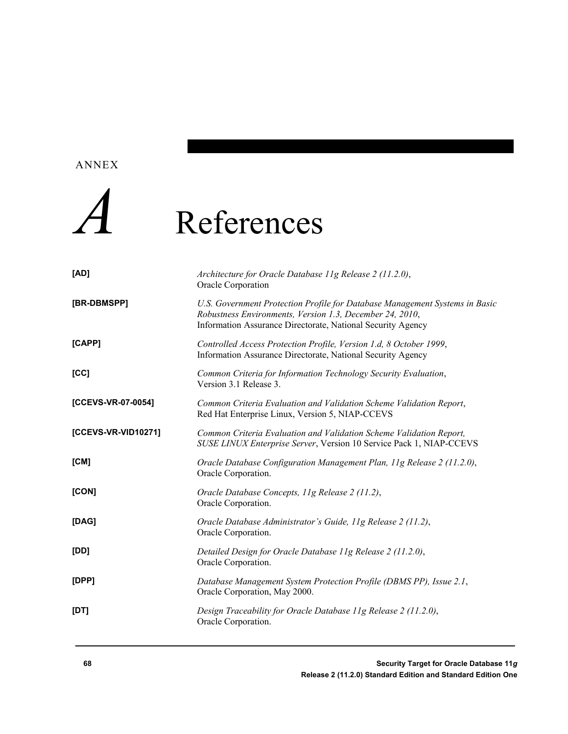ANNEX

# A References

**[AD]** *Architecture for Oracle Database 11g Release 2 (11.2.0)*, Oracle Corporation

**[BR-DBMSPP]** *U.S. Government Protection Profile for Database Management Systems in Basic Robustness Environments, Version 1.3, December 24, 2010*, Information Assurance Directorate, National Security Agency

**[CAPP]** *Controlled Access Protection Profile, Version 1.d, 8 October 1999*, Information Assurance Directorate, National Security Agency

**[CC]** *Common Criteria for Information Technology Security Evaluation*, Version 3.1 Release 3.

**[CCEVS-VR-07-0054]** *Common Criteria Evaluation and Validation Scheme Validation Report*, Red Hat Enterprise Linux, Version 5, NIAP-CCEVS

**[CCEVS-VR-VID10271]** *Common Criteria Evaluation and Validation Scheme Validation Report, SUSE LINUX Enterprise Server*, Version 10 Service Pack 1, NIAP-CCEVS

**[CM]** *Oracle Database Configuration Management Plan, 11g Release 2 (11.2.0)*, Oracle Corporation.

**[CON]** *Oracle Database Concepts, 11g Release 2 (11.2)*, Oracle Corporation.

**[DAG]** *Oracle Database Administrator's Guide, 11g Release 2 (11.2)*, Oracle Corporation.

**[DD]** *Detailed Design for Oracle Database 11g Release 2 (11.2.0)*, Oracle Corporation.

**[DPP]** *Database Management System Protection Profile (DBMS PP), Issue 2.1*, Oracle Corporation, May 2000.

**[DT]** *Design Traceability for Oracle Database 11g Release 2 (11.2.0)*, Oracle Corporation.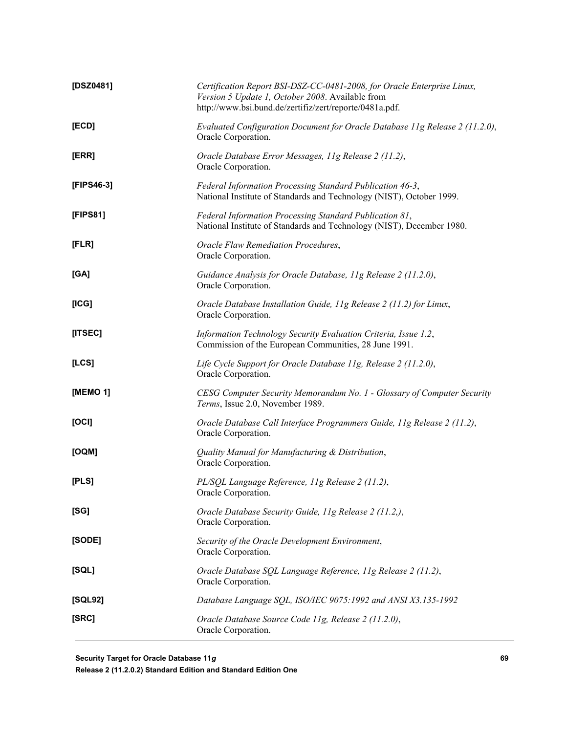| | |
|---|---|
| **[DSZ0481]** | *Certification Report BSI-DSZ-CC-0481-2008, for Oracle Enterprise Linux, Version 5 Update 1, October 2008*. Available from http://www.bsi.bund.de/zertifiz/zert/reporte/0481a.pdf. |
| **[ECD]** | *Evaluated Configuration Document for Oracle Database 11g Release 2 (11.2.0)*, Oracle Corporation. |
| **[ERR]** | *Oracle Database Error Messages, 11g Release 2 (11.2)*, Oracle Corporation. |
| **[FIPS46-3]** | *Federal Information Processing Standard Publication 46-3*, National Institute of Standards and Technology (NIST), October 1999. |
| **[FIPS81]** | *Federal Information Processing Standard Publication 81*, National Institute of Standards and Technology (NIST), December 1980. |
| **[FLR]** | *Oracle Flaw Remediation Procedures*, Oracle Corporation. |
| **[GA]** | *Guidance Analysis for Oracle Database, 11g Release 2 (11.2.0)*, Oracle Corporation. |
| **[ICG]** | *Oracle Database Installation Guide, 11g Release 2 (11.2) for Linux*, Oracle Corporation. |
| **[ITSEC]** | *Information Technology Security Evaluation Criteria, Issue 1.2*, Commission of the European Communities, 28 June 1991. |
| **[LCS]** | *Life Cycle Support for Oracle Database 11g, Release 2 (11.2.0)*, Oracle Corporation. |
| **[MEMO 1]** | *CESG Computer Security Memorandum No. 1 - Glossary of Computer Security Terms*, Issue 2.0, November 1989. |
| **[OCI]** | *Oracle Database Call Interface Programmers Guide, 11g Release 2 (11.2)*, Oracle Corporation. |
| **[OQM]** | *Quality Manual for Manufacturing & Distribution*, Oracle Corporation. |
| **[PLS]** | *PL/SQL Language Reference, 11g Release 2 (11.2)*, Oracle Corporation. |
| **[SG]** | *Oracle Database Security Guide, 11g Release 2 (11.2,)*, Oracle Corporation. |
| **[SODE]** | *Security of the Oracle Development Environment*, Oracle Corporation. |
| **[SQL]** | *Oracle Database SQL Language Reference, 11g Release 2 (11.2)*, Oracle Corporation. |
| **[SQL92]** | *Database Language SQL, ISO/IEC 9075:1992 and ANSI X3.135-1992* |
| **[SRC]** | *Oracle Database Source Code 11g, Release 2 (11.2.0)*, Oracle Corporation. |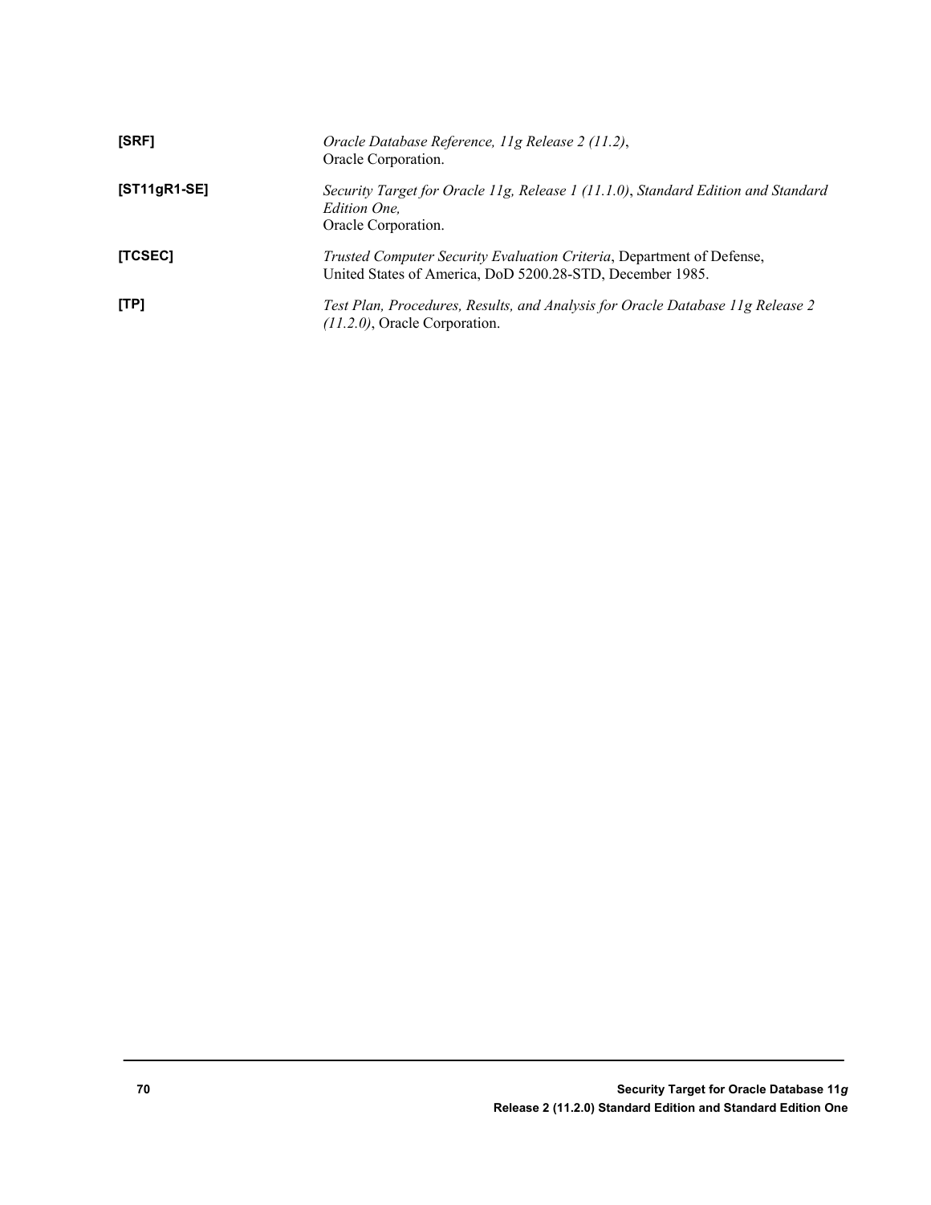**[SRF]** *Oracle Database Reference, 11g Release 2 (11.2)*,
Oracle Corporation.

**[ST11gR1-SE]** *Security Target for Oracle 11g, Release 1 (11.1.0)*, *Standard Edition and Standard Edition One,*
Oracle Corporation.

**[TCSEC]** *Trusted Computer Security Evaluation Criteria*, Department of Defense,
United States of America, DoD 5200.28-STD, December 1985.

**[TP]** *Test Plan, Procedures, Results, and Analysis for Oracle Database 11g Release 2 (11.2.0)*, Oracle Corporation.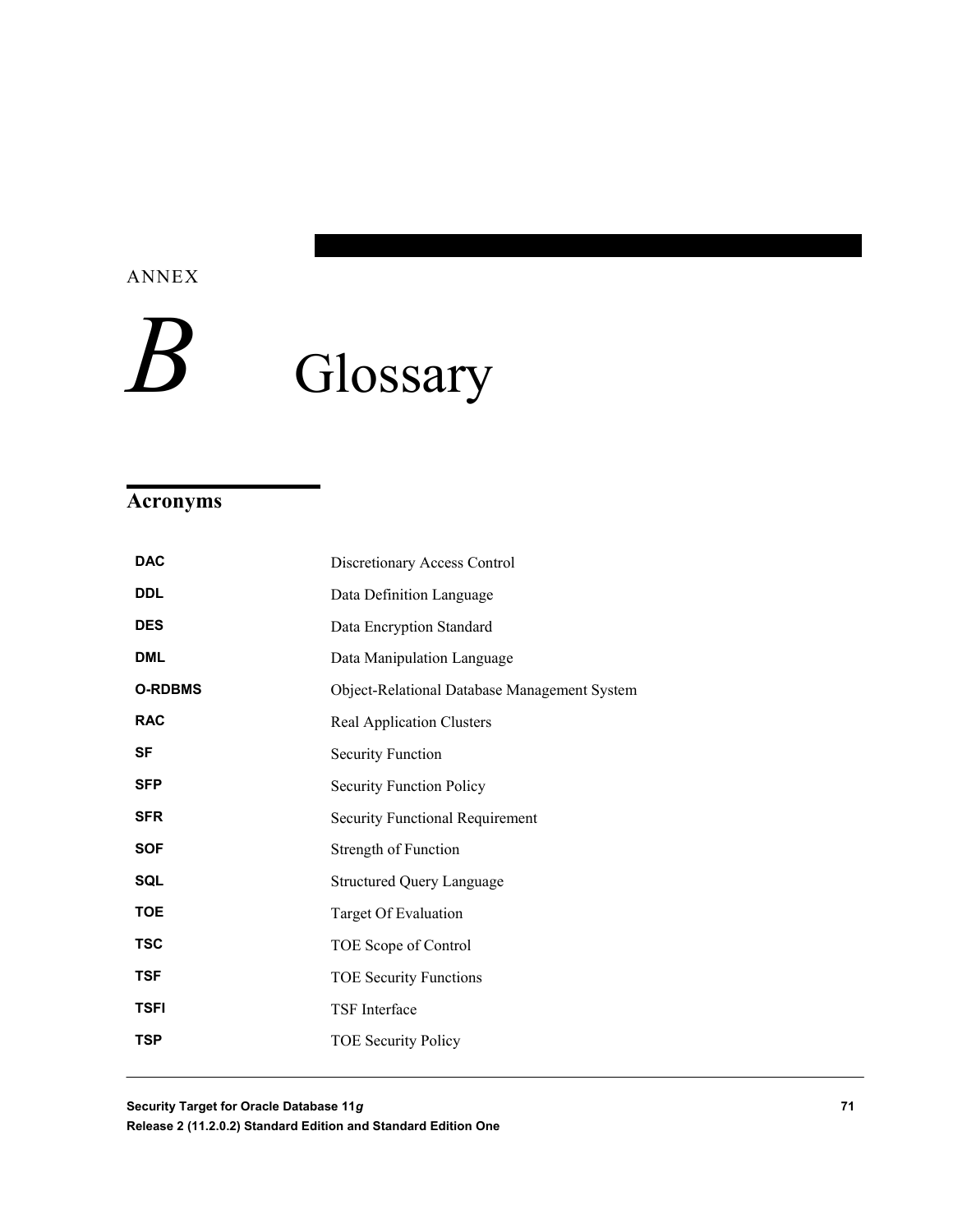ANNEX

# B Glossary

## Acronyms

| | |
|---|---|
| **DAC** | Discretionary Access Control |
| **DDL** | Data Definition Language |
| **DES** | Data Encryption Standard |
| **DML** | Data Manipulation Language |
| **O-RDBMS** | Object-Relational Database Management System |
| **RAC** | Real Application Clusters |
| **SF** | Security Function |
| **SFP** | Security Function Policy |
| **SFR** | Security Functional Requirement |
| **SOF** | Strength of Function |
| **SQL** | Structured Query Language |
| **TOE** | Target Of Evaluation |
| **TSC** | TOE Scope of Control |
| **TSF** | TOE Security Functions |
| **TSFI** | TSF Interface |
| **TSP** | TOE Security Policy |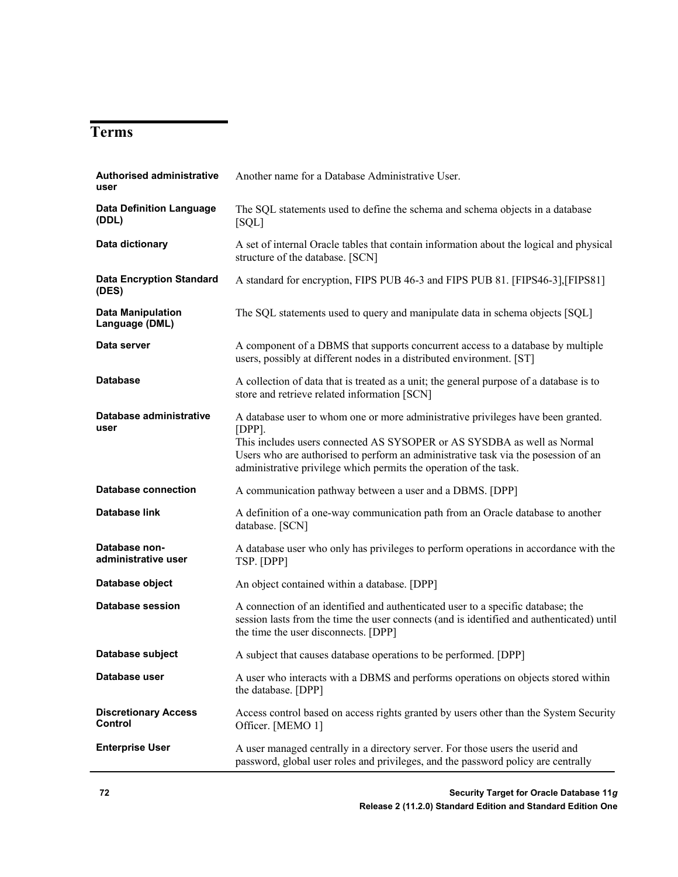# Terms

| | |
|---|---|
| **Authorised administrative user** | Another name for a Database Administrative User. |
| **Data Definition Language (DDL)** | The SQL statements used to define the schema and schema objects in a database [SQL] |
| **Data dictionary** | A set of internal Oracle tables that contain information about the logical and physical structure of the database. [SCN] |
| **Data Encryption Standard (DES)** | A standard for encryption, FIPS PUB 46-3 and FIPS PUB 81. [FIPS46-3],[FIPS81] |
| **Data Manipulation Language (DML)** | The SQL statements used to query and manipulate data in schema objects [SQL] |
| **Data server** | A component of a DBMS that supports concurrent access to a database by multiple users, possibly at different nodes in a distributed environment. [ST] |
| **Database** | A collection of data that is treated as a unit; the general purpose of a database is to store and retrieve related information [SCN] |
| **Database administrative user** | A database user to whom one or more administrative privileges have been granted. [DPP].<br>This includes users connected AS SYSOPER or AS SYSDBA as well as Normal Users who are authorised to perform an administrative task via the posession of an administrative privilege which permits the operation of the task. |
| **Database connection** | A communication pathway between a user and a DBMS. [DPP] |
| **Database link** | A definition of a one-way communication path from an Oracle database to another database. [SCN] |
| **Database non-administrative user** | A database user who only has privileges to perform operations in accordance with the TSP. [DPP] |
| **Database object** | An object contained within a database. [DPP] |
| **Database session** | A connection of an identified and authenticated user to a specific database; the session lasts from the time the user connects (and is identified and authenticated) until the time the user disconnects. [DPP] |
| **Database subject** | A subject that causes database operations to be performed. [DPP] |
| **Database user** | A user who interacts with a DBMS and performs operations on objects stored within the database. [DPP] |
| **Discretionary Access Control** | Access control based on access rights granted by users other than the System Security Officer. [MEMO 1] |
| **Enterprise User** | A user managed centrally in a directory server. For those users the userid and password, global user roles and privileges, and the password policy are centrally |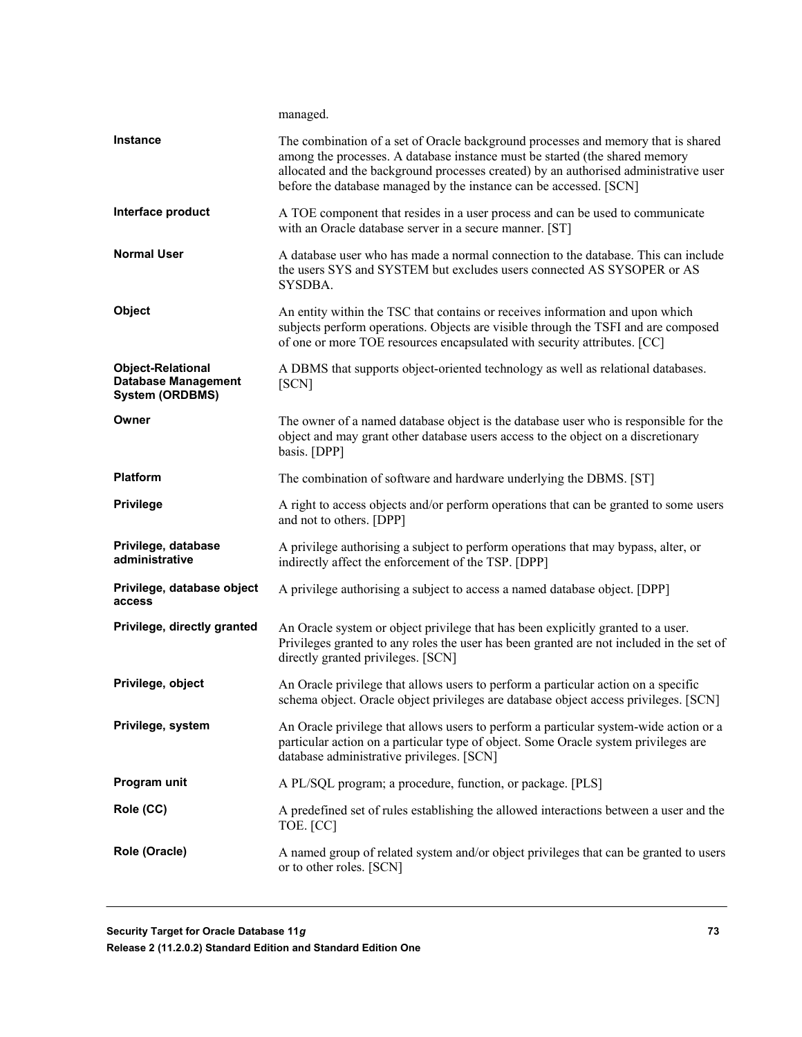managed.

| | |
|---|---|
| **Instance** | The combination of a set of Oracle background processes and memory that is shared among the processes. A database instance must be started (the shared memory allocated and the background processes created) by an authorised administrative user before the database managed by the instance can be accessed. [SCN] |
| **Interface product** | A TOE component that resides in a user process and can be used to communicate with an Oracle database server in a secure manner. [ST] |
| **Normal User** | A database user who has made a normal connection to the database. This can include the users SYS and SYSTEM but excludes users connected AS SYSOPER or AS SYSDBA. |
| **Object** | An entity within the TSC that contains or receives information and upon which subjects perform operations. Objects are visible through the TSFI and are composed of one or more TOE resources encapsulated with security attributes. [CC] |
| **Object-Relational Database Management System (ORDBMS)** | A DBMS that supports object-oriented technology as well as relational databases. [SCN] |
| **Owner** | The owner of a named database object is the database user who is responsible for the object and may grant other database users access to the object on a discretionary basis. [DPP] |
| **Platform** | The combination of software and hardware underlying the DBMS. [ST] |
| **Privilege** | A right to access objects and/or perform operations that can be granted to some users and not to others. [DPP] |
| **Privilege, database administrative** | A privilege authorising a subject to perform operations that may bypass, alter, or indirectly affect the enforcement of the TSP. [DPP] |
| **Privilege, database object access** | A privilege authorising a subject to access a named database object. [DPP] |
| **Privilege, directly granted** | An Oracle system or object privilege that has been explicitly granted to a user. Privileges granted to any roles the user has been granted are not included in the set of directly granted privileges. [SCN] |
| **Privilege, object** | An Oracle privilege that allows users to perform a particular action on a specific schema object. Oracle object privileges are database object access privileges. [SCN] |
| **Privilege, system** | An Oracle privilege that allows users to perform a particular system-wide action or a particular action on a particular type of object. Some Oracle system privileges are database administrative privileges. [SCN] |
| **Program unit** | A PL/SQL program; a procedure, function, or package. [PLS] |
| **Role (CC)** | A predefined set of rules establishing the allowed interactions between a user and the TOE. [CC] |
| **Role (Oracle)** | A named group of related system and/or object privileges that can be granted to users or to other roles. [SCN] |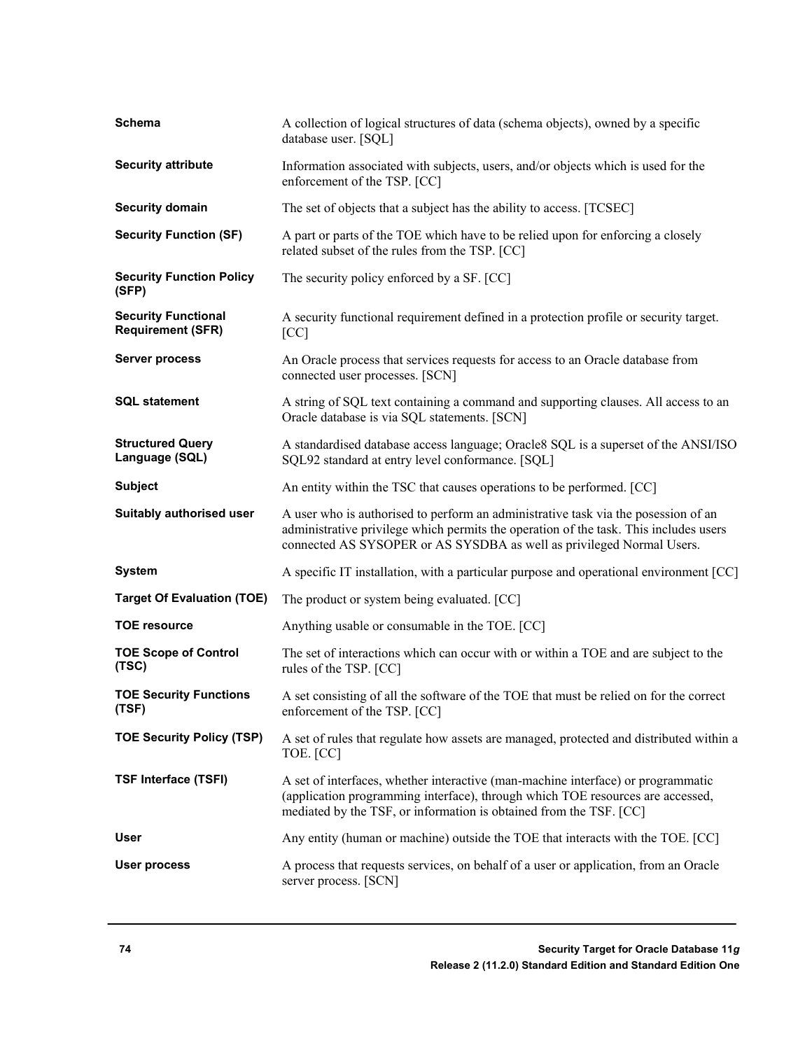| | |
|---|---|
| **Schema** | A collection of logical structures of data (schema objects), owned by a specific database user. [SQL] |
| **Security attribute** | Information associated with subjects, users, and/or objects which is used for the enforcement of the TSP. [CC] |
| **Security domain** | The set of objects that a subject has the ability to access. [TCSEC] |
| **Security Function (SF)** | A part or parts of the TOE which have to be relied upon for enforcing a closely related subset of the rules from the TSP. [CC] |
| **Security Function Policy (SFP)** | The security policy enforced by a SF. [CC] |
| **Security Functional Requirement (SFR)** | A security functional requirement defined in a protection profile or security target. [CC] |
| **Server process** | An Oracle process that services requests for access to an Oracle database from connected user processes. [SCN] |
| **SQL statement** | A string of SQL text containing a command and supporting clauses. All access to an Oracle database is via SQL statements. [SCN] |
| **Structured Query Language (SQL)** | A standardised database access language; Oracle8 SQL is a superset of the ANSI/ISO SQL92 standard at entry level conformance. [SQL] |
| **Subject** | An entity within the TSC that causes operations to be performed. [CC] |
| **Suitably authorised user** | A user who is authorised to perform an administrative task via the posession of an administrative privilege which permits the operation of the task. This includes users connected AS SYSOPER or AS SYSDBA as well as privileged Normal Users. |
| **System** | A specific IT installation, with a particular purpose and operational environment [CC] |
| **Target Of Evaluation (TOE)** | The product or system being evaluated. [CC] |
| **TOE resource** | Anything usable or consumable in the TOE. [CC] |
| **TOE Scope of Control (TSC)** | The set of interactions which can occur with or within a TOE and are subject to the rules of the TSP. [CC] |
| **TOE Security Functions (TSF)** | A set consisting of all the software of the TOE that must be relied on for the correct enforcement of the TSP. [CC] |
| **TOE Security Policy (TSP)** | A set of rules that regulate how assets are managed, protected and distributed within a TOE. [CC] |
| **TSF Interface (TSFI)** | A set of interfaces, whether interactive (man-machine interface) or programmatic (application programming interface), through which TOE resources are accessed, mediated by the TSF, or information is obtained from the TSF. [CC] |
| **User** | Any entity (human or machine) outside the TOE that interacts with the TOE. [CC] |
| **User process** | A process that requests services, on behalf of a user or application, from an Oracle server process. [SCN] |